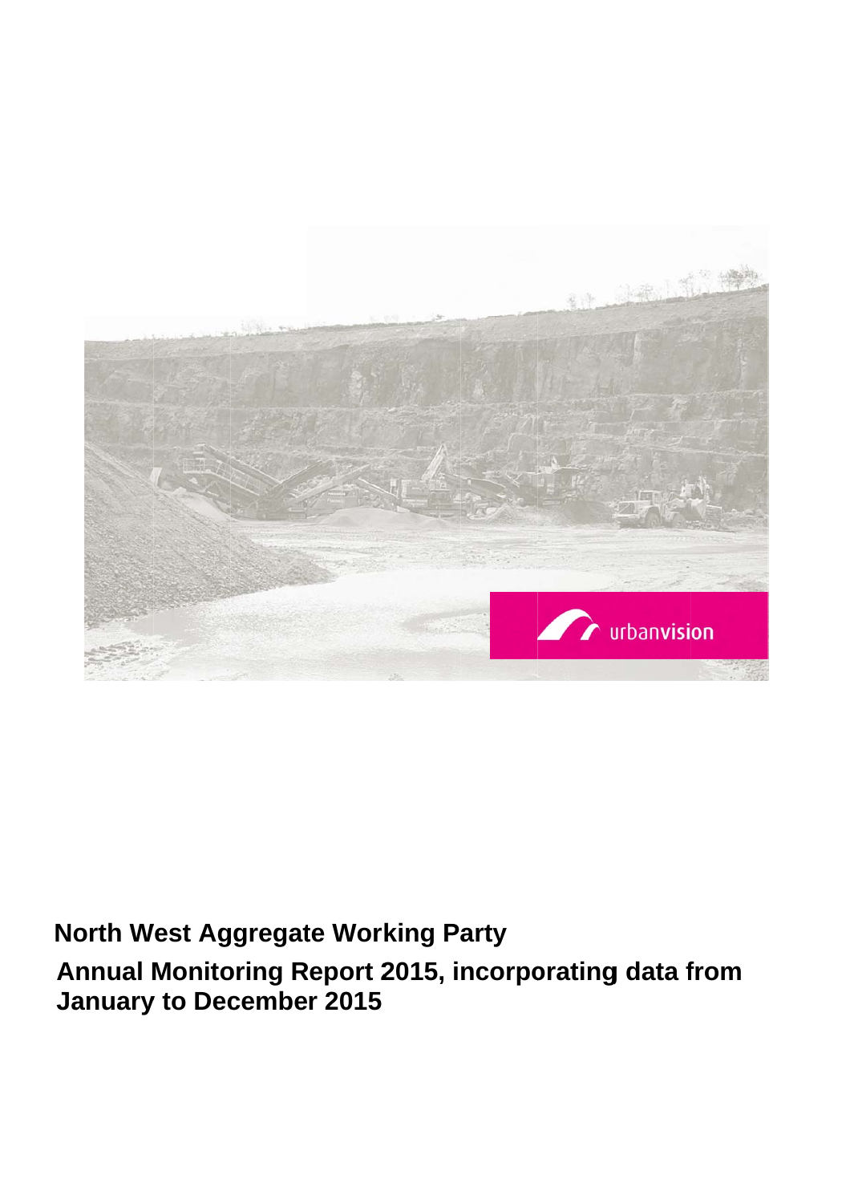# North West Aggregate Working Party

## Annual Monitoring Report 2015, incorporating data from January to December 2015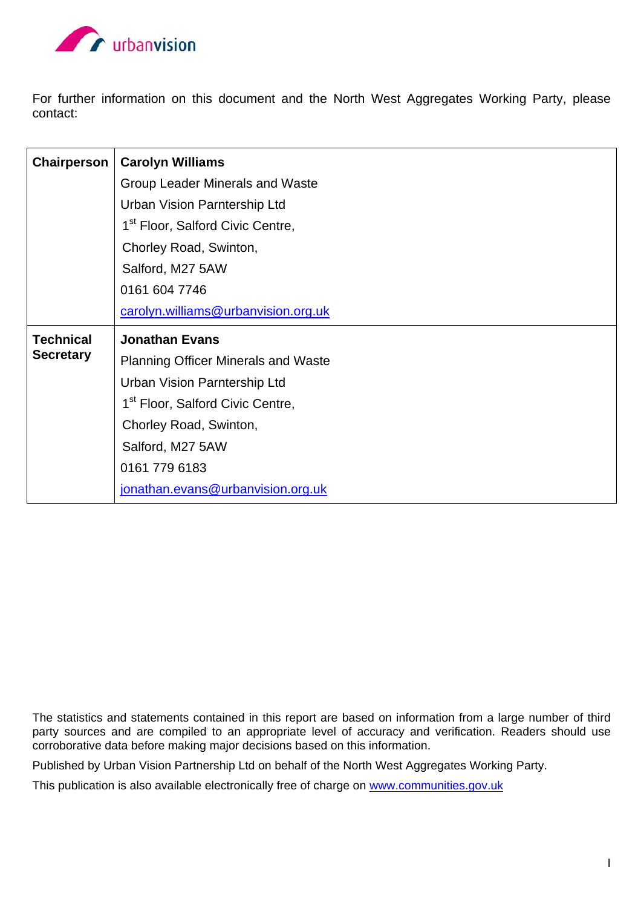For further information on this document and the North West Aggregates Working Party, please contact:

| | |
|---|---|
| **Chairperson** | **Carolyn Williams**<br>Group Leader Minerals and Waste<br>Urban Vision Parntership Ltd<br>1st Floor, Salford Civic Centre,<br>Chorley Road, Swinton,<br>Salford, M27 5AW<br>0161 604 7746<br>carolyn.williams@urbanvision.org.uk |
| **Technical Secretary** | **Jonathan Evans**<br>Planning Officer Minerals and Waste<br>Urban Vision Parntership Ltd<br>1st Floor, Salford Civic Centre,<br>Chorley Road, Swinton,<br>Salford, M27 5AW<br>0161 779 6183<br>jonathan.evans@urbanvision.org.uk |

The statistics and statements contained in this report are based on information from a large number of third party sources and are compiled to an appropriate level of accuracy and verification. Readers should use corroborative data before making major decisions based on this information.

Published by Urban Vision Partnership Ltd on behalf of the North West Aggregates Working Party.

This publication is also available electronically free of charge on www.communities.gov.uk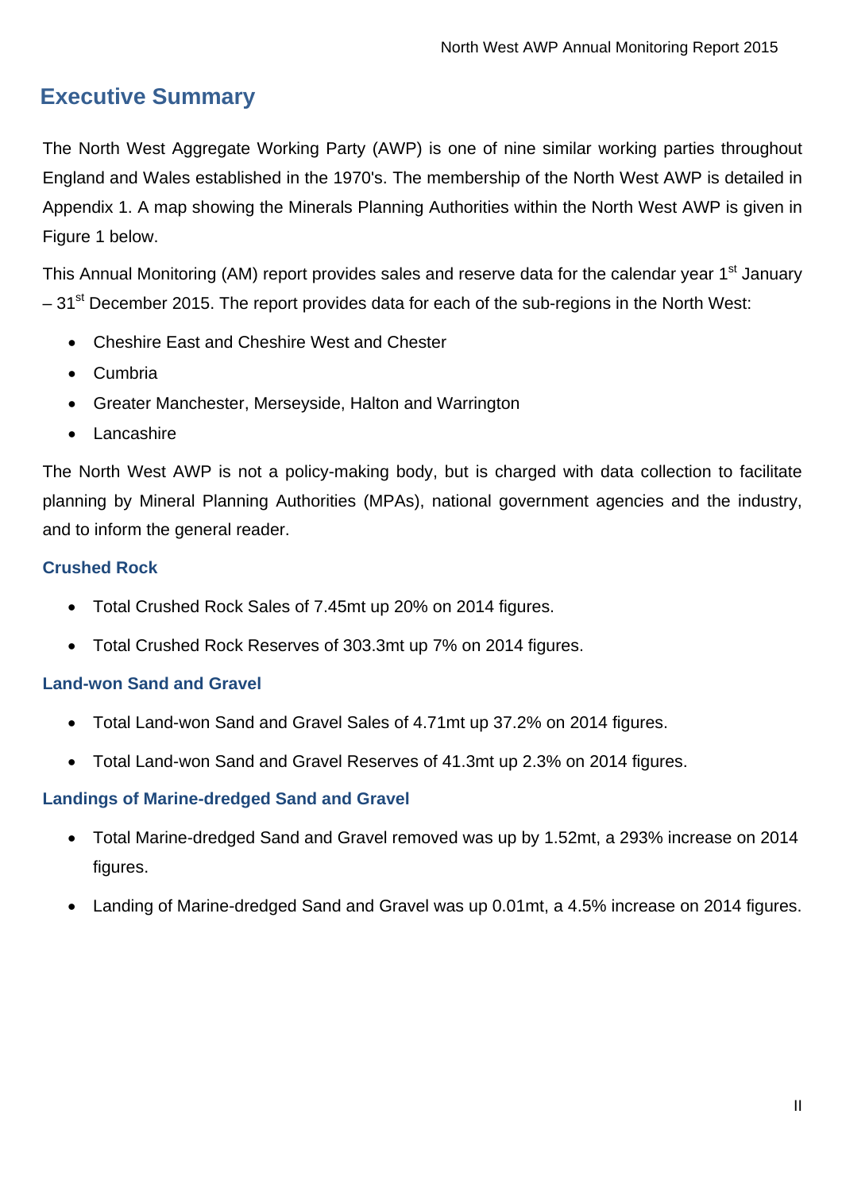# Executive Summary

The North West Aggregate Working Party (AWP) is one of nine similar working parties throughout England and Wales established in the 1970's. The membership of the North West AWP is detailed in Appendix 1. A map showing the Minerals Planning Authorities within the North West AWP is given in Figure 1 below.

This Annual Monitoring (AM) report provides sales and reserve data for the calendar year 1st January – 31st December 2015. The report provides data for each of the sub-regions in the North West:

- Cheshire East and Cheshire West and Chester
- Cumbria
- Greater Manchester, Merseyside, Halton and Warrington
- Lancashire

The North West AWP is not a policy-making body, but is charged with data collection to facilitate planning by Mineral Planning Authorities (MPAs), national government agencies and the industry, and to inform the general reader.

### Crushed Rock

- Total Crushed Rock Sales of 7.45mt up 20% on 2014 figures.
- Total Crushed Rock Reserves of 303.3mt up 7% on 2014 figures.

### Land-won Sand and Gravel

- Total Land-won Sand and Gravel Sales of 4.71mt up 37.2% on 2014 figures.
- Total Land-won Sand and Gravel Reserves of 41.3mt up 2.3% on 2014 figures.

### Landings of Marine-dredged Sand and Gravel

- Total Marine-dredged Sand and Gravel removed was up by 1.52mt, a 293% increase on 2014 figures.
- Landing of Marine-dredged Sand and Gravel was up 0.01mt, a 4.5% increase on 2014 figures.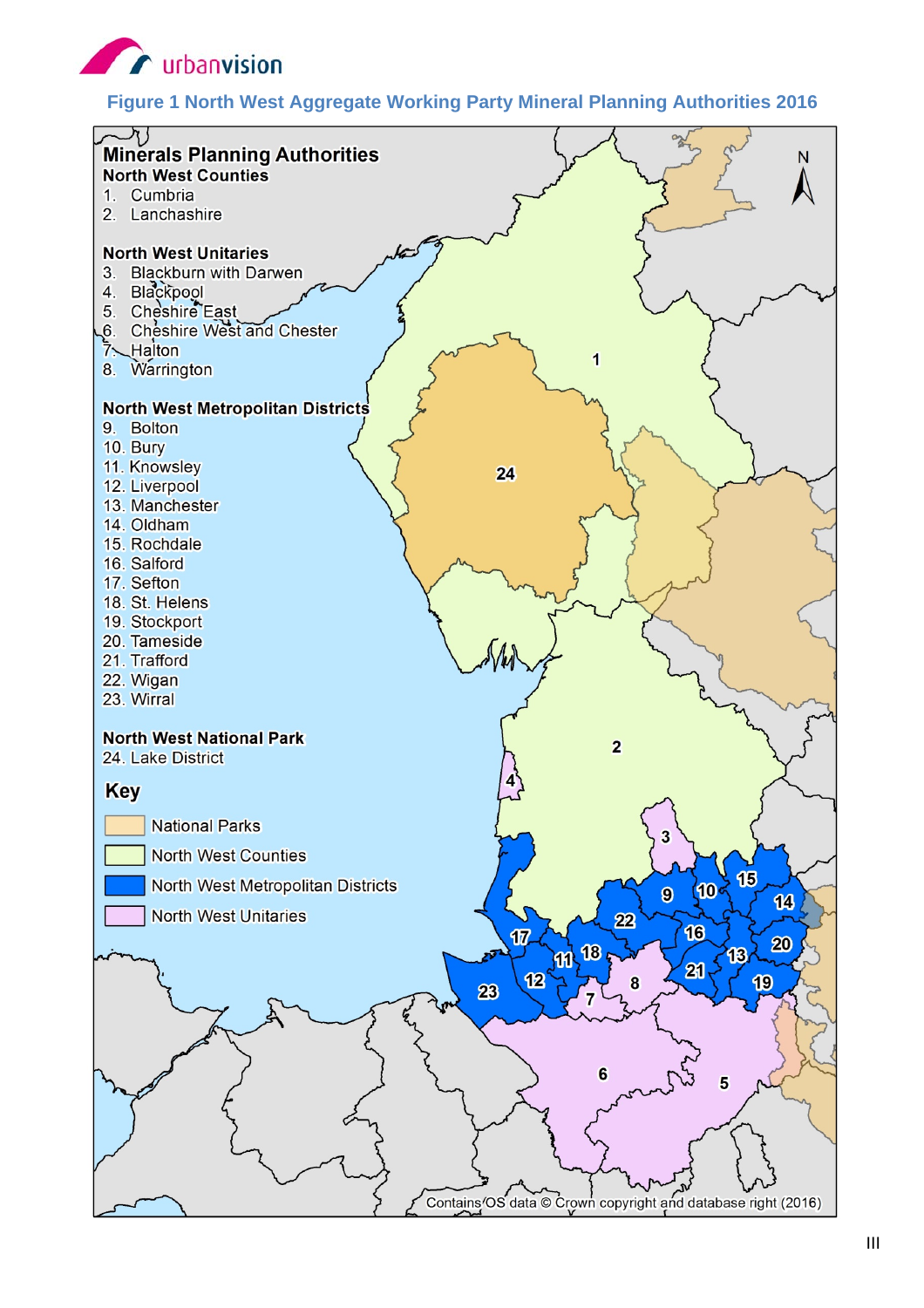**Figure 1 North West Aggregate Working Party Mineral Planning Authorities 2016**

## Minerals Planning Authorities

**North West Counties**

1. Cumbria
2. Lanchashire

**North West Unitaries**

3. Blackburn with Darwen
4. Blackpool
5. Cheshire East
6. Cheshire West and Chester
7. Halton
8. Warrington

**North West Metropolitan Districts**

9. Bolton
10. Bury
11. Knowsley
12. Liverpool
13. Manchester
14. Oldham
15. Rochdale
16. Salford
17. Sefton
18. St. Helens
19. Stockport
20. Tameside
21. Trafford
22. Wigan
23. Wirral

**North West National Park**

24. Lake District

**Key**

- National Parks
- North West Counties
- North West Metropolitan Districts
- North West Unitaries

Contains OS data © Crown copyright and database right (2016)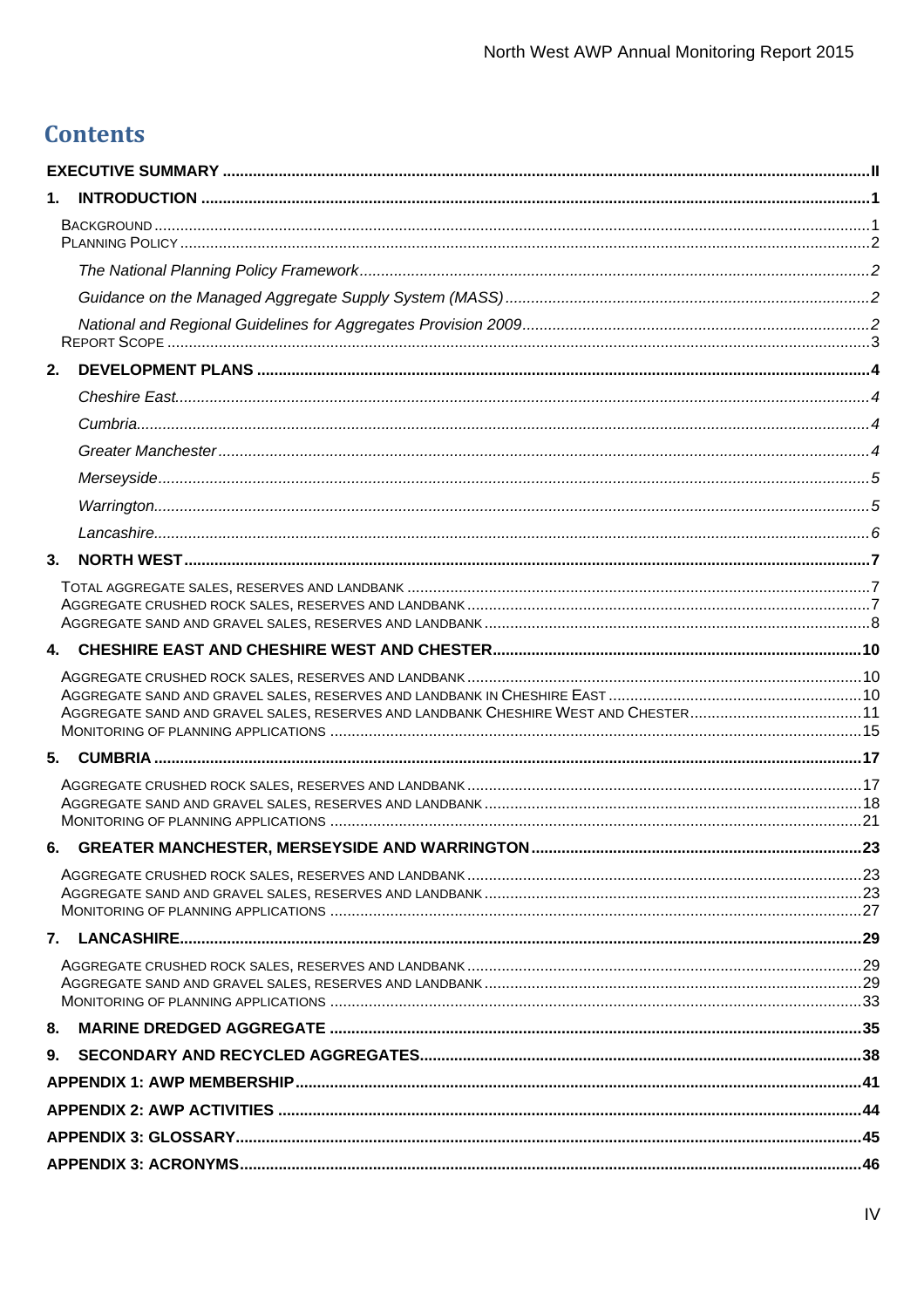# Contents

**EXECUTIVE SUMMARY** ..... II

**1. INTRODUCTION** ..... 1

- Background ..... 1
- Planning Policy ..... 2
  - *The National Planning Policy Framework* ..... 2
  - *Guidance on the Managed Aggregate Supply System (MASS)* ..... 2
  - *National and Regional Guidelines for Aggregates Provision 2009* ..... 2
- Report Scope ..... 3

**2. DEVELOPMENT PLANS** ..... 4

- *Cheshire East* ..... 4
- *Cumbria* ..... 4
- *Greater Manchester* ..... 4
- *Merseyside* ..... 5
- *Warrington* ..... 5
- *Lancashire* ..... 6

**3. NORTH WEST** ..... 7

- Total aggregate sales, reserves and landbank ..... 7
- Aggregate crushed rock sales, reserves and landbank ..... 7
- Aggregate sand and gravel sales, reserves and landbank ..... 8

**4. CHESHIRE EAST AND CHESHIRE WEST AND CHESTER** ..... 10

- Aggregate crushed rock sales, reserves and landbank ..... 10
- Aggregate sand and gravel sales, reserves and landbank in Cheshire East ..... 10
- Aggregate sand and gravel sales, reserves and landbank Cheshire West and Chester ..... 11
- Monitoring of planning applications ..... 15

**5. CUMBRIA** ..... 17

- Aggregate crushed rock sales, reserves and landbank ..... 17
- Aggregate sand and gravel sales, reserves and landbank ..... 18
- Monitoring of planning applications ..... 21

**6. GREATER MANCHESTER, MERSEYSIDE AND WARRINGTON** ..... 23

- Aggregate crushed rock sales, reserves and landbank ..... 23
- Aggregate sand and gravel sales, reserves and landbank ..... 23
- Monitoring of planning applications ..... 27

**7. LANCASHIRE** ..... 29

- Aggregate crushed rock sales, reserves and landbank ..... 29
- Aggregate sand and gravel sales, reserves and landbank ..... 29
- Monitoring of planning applications ..... 33

**8. MARINE DREDGED AGGREGATE** ..... 35

**9. SECONDARY AND RECYCLED AGGREGATES** ..... 38

**APPENDIX 1: AWP MEMBERSHIP** ..... 41

**APPENDIX 2: AWP ACTIVITIES** ..... 44

**APPENDIX 3: GLOSSARY** ..... 45

**APPENDIX 3: ACRONYMS** ..... 46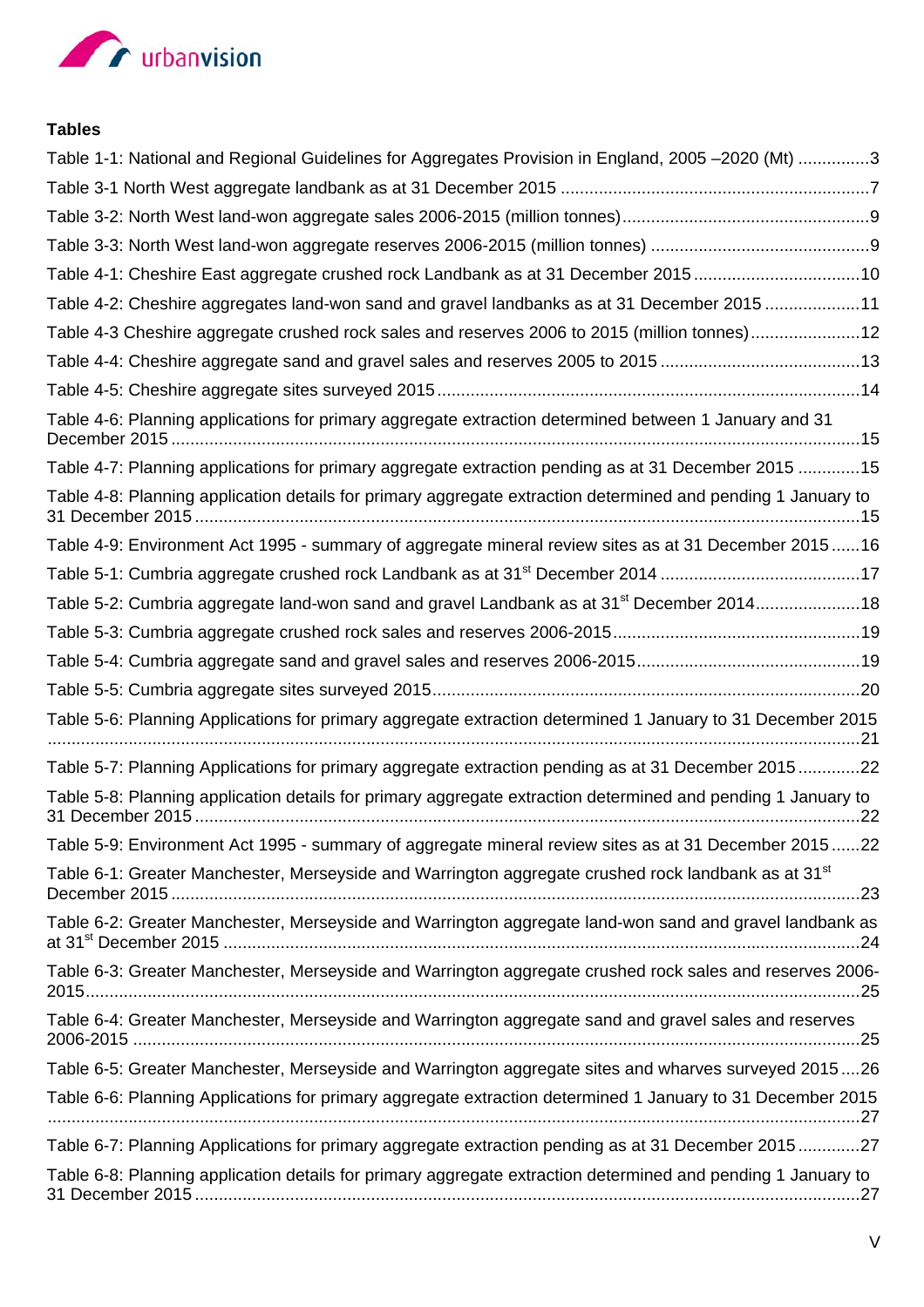**Tables**

Table 1-1: National and Regional Guidelines for Aggregates Provision in England, 2005 –2020 (Mt) ...............3

Table 3-1 North West aggregate landbank as at 31 December 2015 ................................................................7

Table 3-2: North West land-won aggregate sales 2006-2015 (million tonnes)...................................................9

Table 3-3: North West land-won aggregate reserves 2006-2015 (million tonnes) .............................................9

Table 4-1: Cheshire East aggregate crushed rock Landbank as at 31 December 2015 ..................................10

Table 4-2: Cheshire aggregates land-won sand and gravel landbanks as at 31 December 2015 ....................11

Table 4-3 Cheshire aggregate crushed rock sales and reserves 2006 to 2015 (million tonnes).......................12

Table 4-4: Cheshire aggregate sand and gravel sales and reserves 2005 to 2015 ..........................................13

Table 4-5: Cheshire aggregate sites surveyed 2015........................................................................................14

Table 4-6: Planning applications for primary aggregate extraction determined between 1 January and 31 December 2015 ...............................................................................................................................................15

Table 4-7: Planning applications for primary aggregate extraction pending as at 31 December 2015 .............15

Table 4-8: Planning application details for primary aggregate extraction determined and pending 1 January to 31 December 2015 ..........................................................................................................................................15

Table 4-9: Environment Act 1995 - summary of aggregate mineral review sites as at 31 December 2015 ......16

Table 5-1: Cumbria aggregate crushed rock Landbank as at 31st December 2014 ..........................................17

Table 5-2: Cumbria aggregate land-won sand and gravel Landbank as at 31st December 2014......................18

Table 5-3: Cumbria aggregate crushed rock sales and reserves 2006-2015...................................................19

Table 5-4: Cumbria aggregate sand and gravel sales and reserves 2006-2015...............................................19

Table 5-5: Cumbria aggregate sites surveyed 2015.........................................................................................20

Table 5-6: Planning Applications for primary aggregate extraction determined 1 January to 31 December 2015 ........................................................................................................................................................................21

Table 5-7: Planning Applications for primary aggregate extraction pending as at 31 December 2015 .............22

Table 5-8: Planning application details for primary aggregate extraction determined and pending 1 January to 31 December 2015 ..........................................................................................................................................22

Table 5-9: Environment Act 1995 - summary of aggregate mineral review sites as at 31 December 2015 ......22

Table 6-1: Greater Manchester, Merseyside and Warrington aggregate crushed rock landbank as at 31st December 2015 ...............................................................................................................................................23

Table 6-2: Greater Manchester, Merseyside and Warrington aggregate land-won sand and gravel landbank as at 31st December 2015 ....................................................................................................................................24

Table 6-3: Greater Manchester, Merseyside and Warrington aggregate crushed rock sales and reserves 2006-2015.................................................................................................................................................................25

Table 6-4: Greater Manchester, Merseyside and Warrington aggregate sand and gravel sales and reserves 2006-2015 .......................................................................................................................................................25

Table 6-5: Greater Manchester, Merseyside and Warrington aggregate sites and wharves surveyed 2015 ....26

Table 6-6: Planning Applications for primary aggregate extraction determined 1 January to 31 December 2015 ........................................................................................................................................................................27

Table 6-7: Planning Applications for primary aggregate extraction pending as at 31 December 2015 .............27

Table 6-8: Planning application details for primary aggregate extraction determined and pending 1 January to 31 December 2015 ..........................................................................................................................................27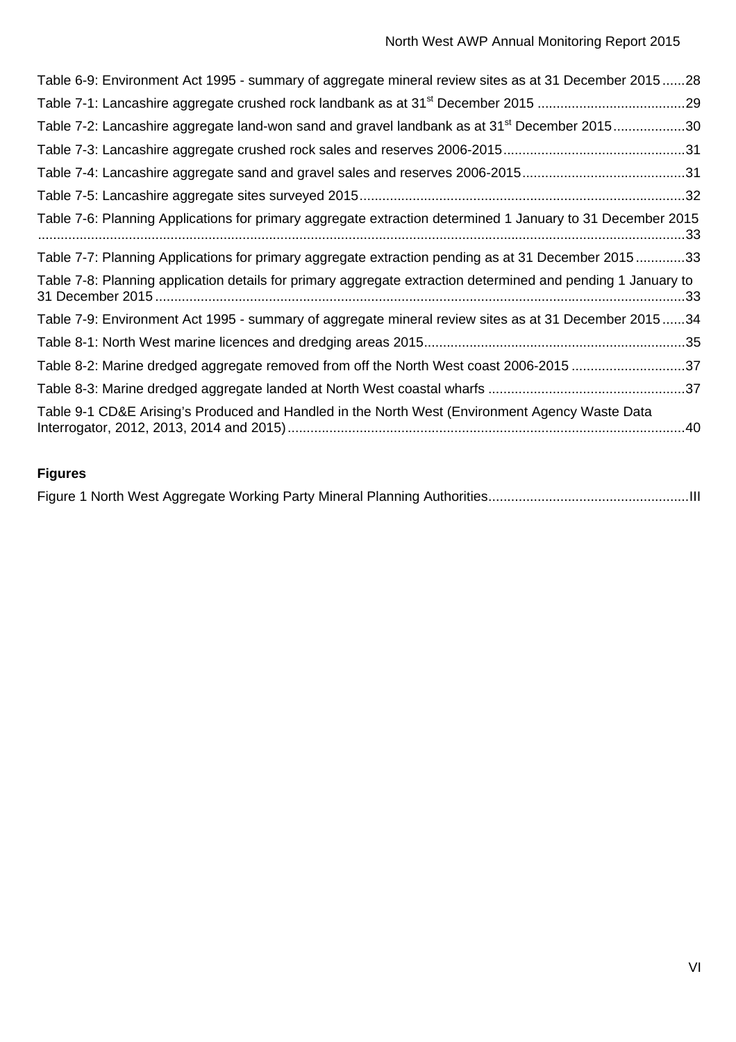Table 6-9: Environment Act 1995 - summary of aggregate mineral review sites as at 31 December 2015......28

Table 7-1: Lancashire aggregate crushed rock landbank as at 31st December 2015 .......................................29

Table 7-2: Lancashire aggregate land-won sand and gravel landbank as at 31st December 2015...................30

Table 7-3: Lancashire aggregate crushed rock sales and reserves 2006-2015................................................31

Table 7-4: Lancashire aggregate sand and gravel sales and reserves 2006-2015...........................................31

Table 7-5: Lancashire aggregate sites surveyed 2015.....................................................................................32

Table 7-6: Planning Applications for primary aggregate extraction determined 1 January to 31 December 2015 ..........................................................................................................................................................33

Table 7-7: Planning Applications for primary aggregate extraction pending as at 31 December 2015.............33

Table 7-8: Planning application details for primary aggregate extraction determined and pending 1 January to 31 December 2015...........................................................................................................................33

Table 7-9: Environment Act 1995 - summary of aggregate mineral review sites as at 31 December 2015......34

Table 8-1: North West marine licences and dredging areas 2015....................................................................35

Table 8-2: Marine dredged aggregate removed from off the North West coast 2006-2015 ..............................37

Table 8-3: Marine dredged aggregate landed at North West coastal wharfs ....................................................37

Table 9-1 CD&E Arising's Produced and Handled in the North West (Environment Agency Waste Data Interrogator, 2012, 2013, 2014 and 2015).........................................................................................................40

**Figures**

Figure 1 North West Aggregate Working Party Mineral Planning Authorities....................................................III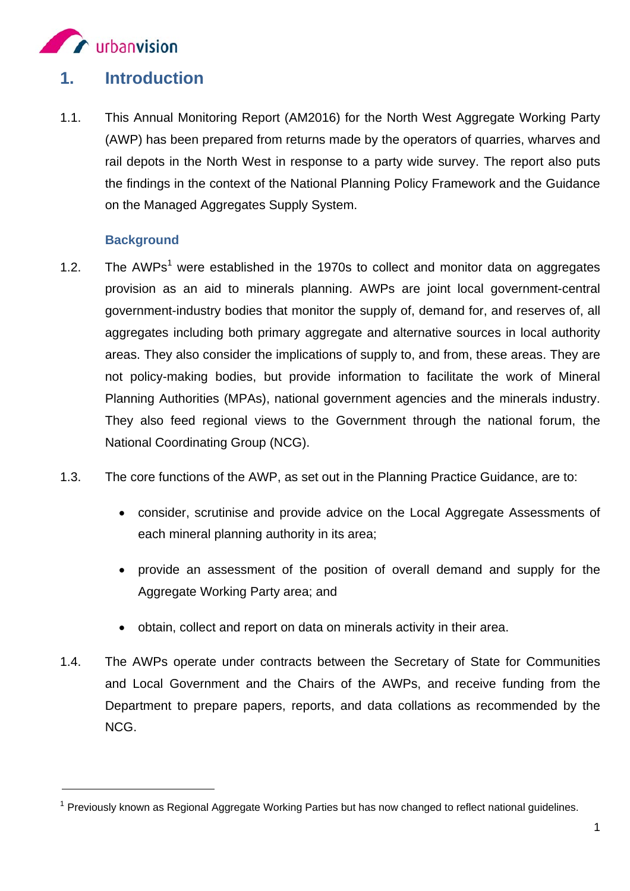# 1. Introduction

1.1. This Annual Monitoring Report (AM2016) for the North West Aggregate Working Party (AWP) has been prepared from returns made by the operators of quarries, wharves and rail depots in the North West in response to a party wide survey. The report also puts the findings in the context of the National Planning Policy Framework and the Guidance on the Managed Aggregates Supply System.

### Background

1.2. The AWPs[1] were established in the 1970s to collect and monitor data on aggregates provision as an aid to minerals planning. AWPs are joint local government-central government-industry bodies that monitor the supply of, demand for, and reserves of, all aggregates including both primary aggregate and alternative sources in local authority areas. They also consider the implications of supply to, and from, these areas. They are not policy-making bodies, but provide information to facilitate the work of Mineral Planning Authorities (MPAs), national government agencies and the minerals industry. They also feed regional views to the Government through the national forum, the National Coordinating Group (NCG).

1.3. The core functions of the AWP, as set out in the Planning Practice Guidance, are to:

- consider, scrutinise and provide advice on the Local Aggregate Assessments of each mineral planning authority in its area;
- provide an assessment of the position of overall demand and supply for the Aggregate Working Party area; and
- obtain, collect and report on data on minerals activity in their area.

1.4. The AWPs operate under contracts between the Secretary of State for Communities and Local Government and the Chairs of the AWPs, and receive funding from the Department to prepare papers, reports, and data collations as recommended by the NCG.

[1] Previously known as Regional Aggregate Working Parties but has now changed to reflect national guidelines.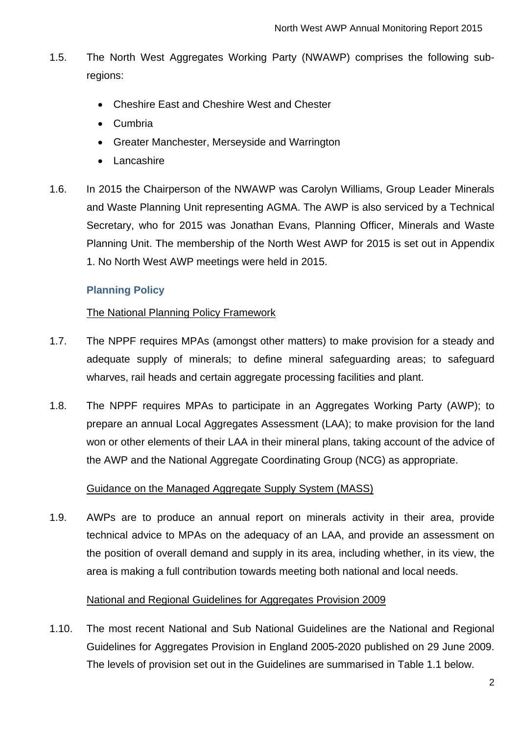1.5. The North West Aggregates Working Party (NWAWP) comprises the following sub-regions:

- Cheshire East and Cheshire West and Chester
- Cumbria
- Greater Manchester, Merseyside and Warrington
- Lancashire

1.6. In 2015 the Chairperson of the NWAWP was Carolyn Williams, Group Leader Minerals and Waste Planning Unit representing AGMA. The AWP is also serviced by a Technical Secretary, who for 2015 was Jonathan Evans, Planning Officer, Minerals and Waste Planning Unit. The membership of the North West AWP for 2015 is set out in Appendix 1. No North West AWP meetings were held in 2015.

### Planning Policy

The National Planning Policy Framework

1.7. The NPPF requires MPAs (amongst other matters) to make provision for a steady and adequate supply of minerals; to define mineral safeguarding areas; to safeguard wharves, rail heads and certain aggregate processing facilities and plant.

1.8. The NPPF requires MPAs to participate in an Aggregates Working Party (AWP); to prepare an annual Local Aggregates Assessment (LAA); to make provision for the land won or other elements of their LAA in their mineral plans, taking account of the advice of the AWP and the National Aggregate Coordinating Group (NCG) as appropriate.

Guidance on the Managed Aggregate Supply System (MASS)

1.9. AWPs are to produce an annual report on minerals activity in their area, provide technical advice to MPAs on the adequacy of an LAA, and provide an assessment on the position of overall demand and supply in its area, including whether, in its view, the area is making a full contribution towards meeting both national and local needs.

National and Regional Guidelines for Aggregates Provision 2009

1.10. The most recent National and Sub National Guidelines are the National and Regional Guidelines for Aggregates Provision in England 2005-2020 published on 29 June 2009. The levels of provision set out in the Guidelines are summarised in Table 1.1 below.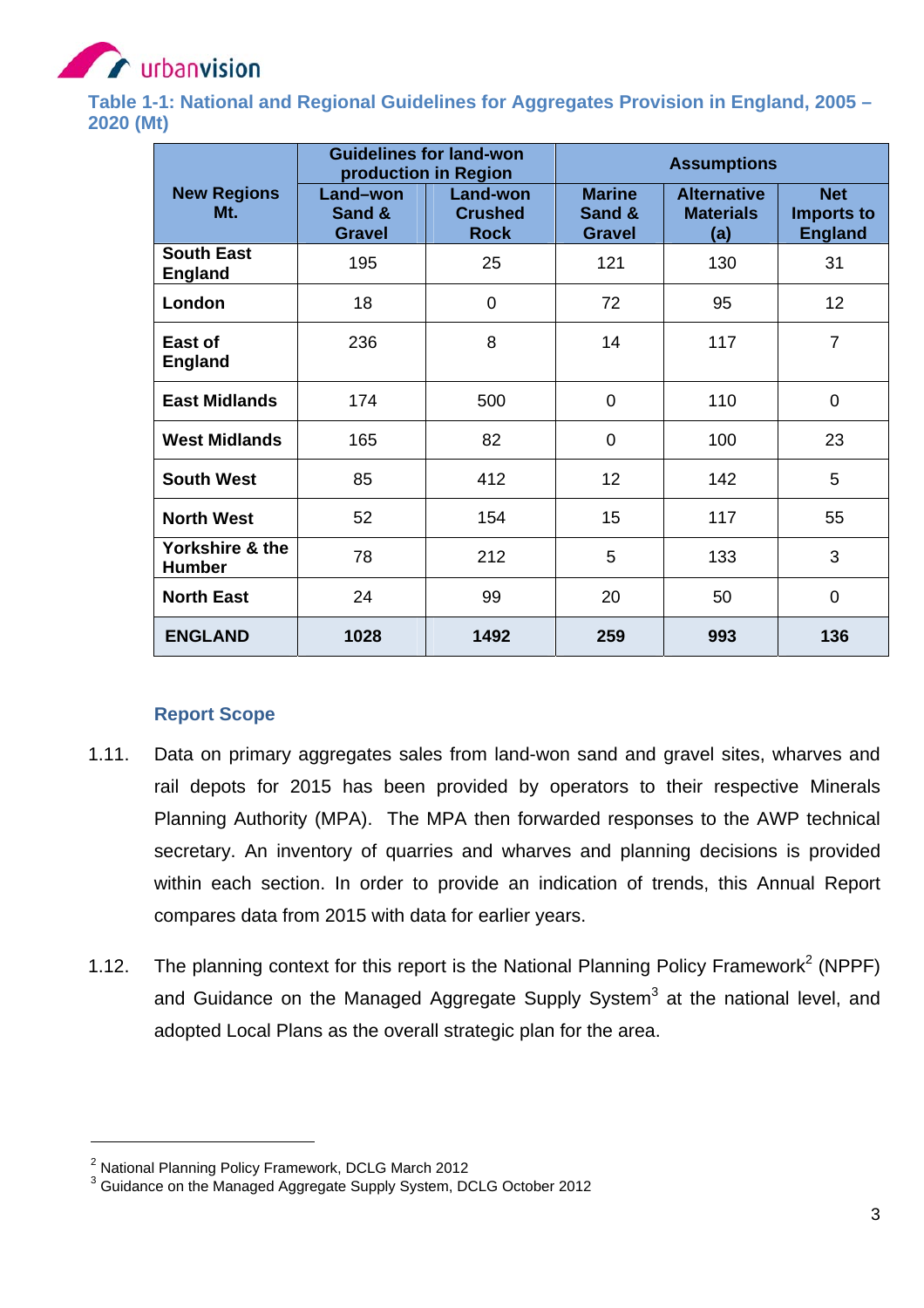**Table 1-1: National and Regional Guidelines for Aggregates Provision in England, 2005 – 2020 (Mt)**

| New Regions Mt. | Guidelines for land-won production in Region | | Assumptions | | |
|---|---|---|---|---|---|
| | Land–won Sand & Gravel | Land-won Crushed Rock | Marine Sand & Gravel | Alternative Materials (a) | Net Imports to England |
| South East England | 195 | 25 | 121 | 130 | 31 |
| London | 18 | 0 | 72 | 95 | 12 |
| East of England | 236 | 8 | 14 | 117 | 7 |
| East Midlands | 174 | 500 | 0 | 110 | 0 |
| West Midlands | 165 | 82 | 0 | 100 | 23 |
| South West | 85 | 412 | 12 | 142 | 5 |
| North West | 52 | 154 | 15 | 117 | 55 |
| Yorkshire & the Humber | 78 | 212 | 5 | 133 | 3 |
| North East | 24 | 99 | 20 | 50 | 0 |
| **ENGLAND** | **1028** | **1492** | **259** | **993** | **136** |

### Report Scope

1.11. Data on primary aggregates sales from land-won sand and gravel sites, wharves and rail depots for 2015 has been provided by operators to their respective Minerals Planning Authority (MPA). The MPA then forwarded responses to the AWP technical secretary. An inventory of quarries and wharves and planning decisions is provided within each section. In order to provide an indication of trends, this Annual Report compares data from 2015 with data for earlier years.

1.12. The planning context for this report is the National Planning Policy Framework[2] (NPPF) and Guidance on the Managed Aggregate Supply System[3] at the national level, and adopted Local Plans as the overall strategic plan for the area.

[2] National Planning Policy Framework, DCLG March 2012
[3] Guidance on the Managed Aggregate Supply System, DCLG October 2012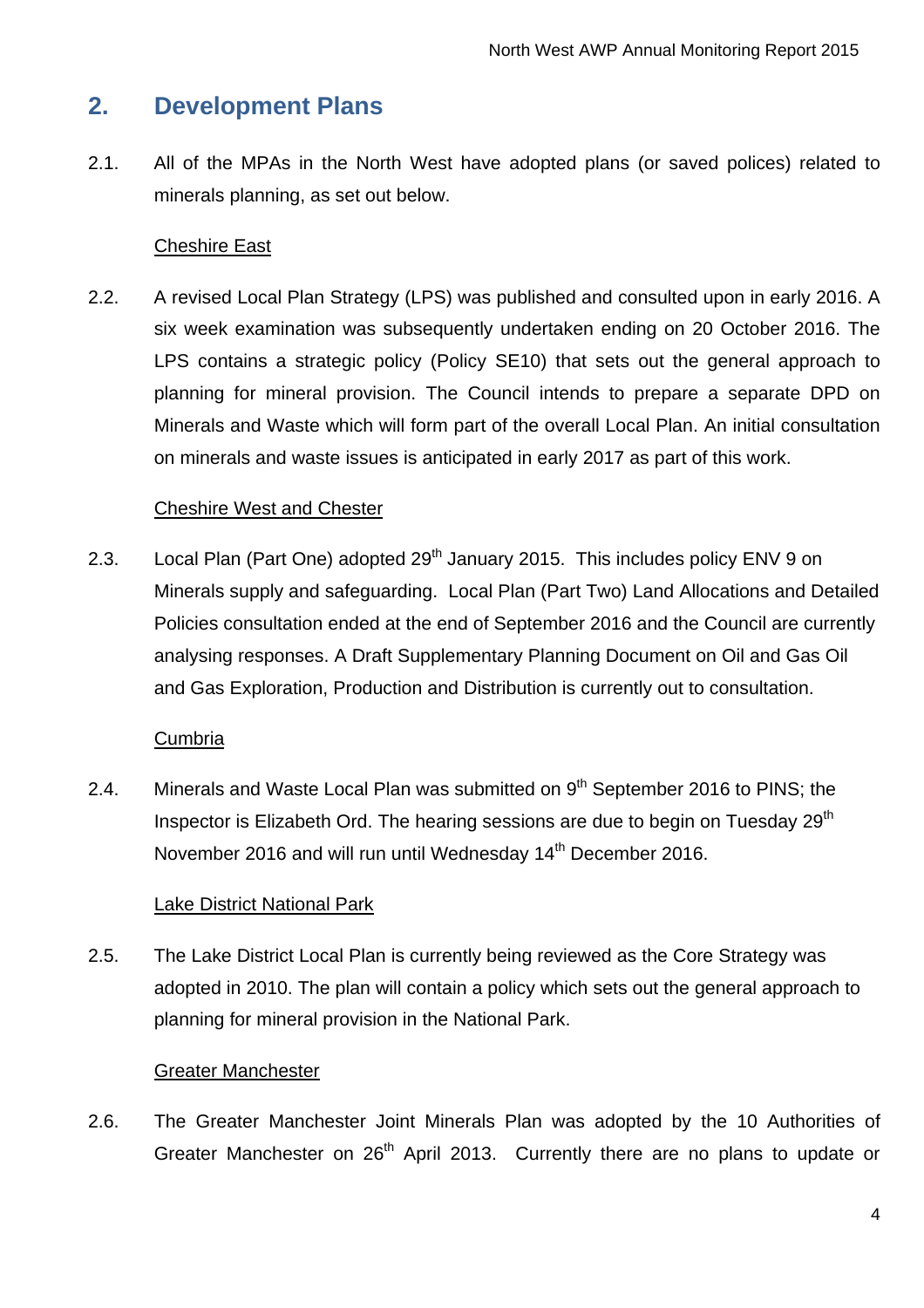## 2. Development Plans

2.1. All of the MPAs in the North West have adopted plans (or saved polices) related to minerals planning, as set out below.

<u>Cheshire East</u>

2.2. A revised Local Plan Strategy (LPS) was published and consulted upon in early 2016. A six week examination was subsequently undertaken ending on 20 October 2016. The LPS contains a strategic policy (Policy SE10) that sets out the general approach to planning for mineral provision. The Council intends to prepare a separate DPD on Minerals and Waste which will form part of the overall Local Plan. An initial consultation on minerals and waste issues is anticipated in early 2017 as part of this work.

<u>Cheshire West and Chester</u>

2.3. Local Plan (Part One) adopted 29th January 2015. This includes policy ENV 9 on Minerals supply and safeguarding. Local Plan (Part Two) Land Allocations and Detailed Policies consultation ended at the end of September 2016 and the Council are currently analysing responses. A Draft Supplementary Planning Document on Oil and Gas Oil and Gas Exploration, Production and Distribution is currently out to consultation.

<u>Cumbria</u>

2.4. Minerals and Waste Local Plan was submitted on 9th September 2016 to PINS; the Inspector is Elizabeth Ord. The hearing sessions are due to begin on Tuesday 29th November 2016 and will run until Wednesday 14th December 2016.

<u>Lake District National Park</u>

2.5. The Lake District Local Plan is currently being reviewed as the Core Strategy was adopted in 2010. The plan will contain a policy which sets out the general approach to planning for mineral provision in the National Park.

<u>Greater Manchester</u>

2.6. The Greater Manchester Joint Minerals Plan was adopted by the 10 Authorities of Greater Manchester on 26th April 2013. Currently there are no plans to update or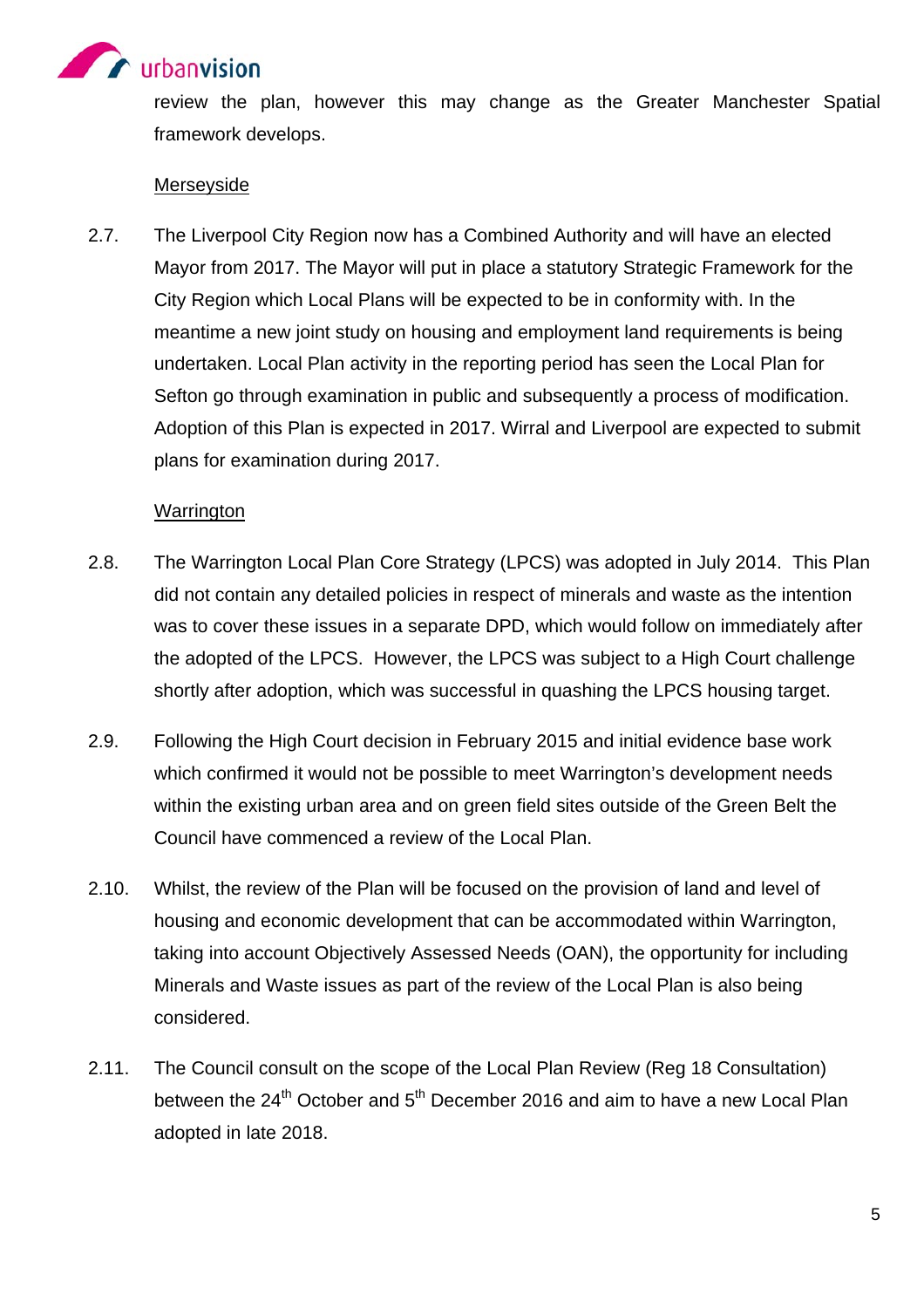review the plan, however this may change as the Greater Manchester Spatial framework develops.

Merseyside

2.7. The Liverpool City Region now has a Combined Authority and will have an elected Mayor from 2017. The Mayor will put in place a statutory Strategic Framework for the City Region which Local Plans will be expected to be in conformity with. In the meantime a new joint study on housing and employment land requirements is being undertaken. Local Plan activity in the reporting period has seen the Local Plan for Sefton go through examination in public and subsequently a process of modification. Adoption of this Plan is expected in 2017. Wirral and Liverpool are expected to submit plans for examination during 2017.

Warrington

2.8. The Warrington Local Plan Core Strategy (LPCS) was adopted in July 2014. This Plan did not contain any detailed policies in respect of minerals and waste as the intention was to cover these issues in a separate DPD, which would follow on immediately after the adopted of the LPCS. However, the LPCS was subject to a High Court challenge shortly after adoption, which was successful in quashing the LPCS housing target.

2.9. Following the High Court decision in February 2015 and initial evidence base work which confirmed it would not be possible to meet Warrington's development needs within the existing urban area and on green field sites outside of the Green Belt the Council have commenced a review of the Local Plan.

2.10. Whilst, the review of the Plan will be focused on the provision of land and level of housing and economic development that can be accommodated within Warrington, taking into account Objectively Assessed Needs (OAN), the opportunity for including Minerals and Waste issues as part of the review of the Local Plan is also being considered.

2.11. The Council consult on the scope of the Local Plan Review (Reg 18 Consultation) between the 24th October and 5th December 2016 and aim to have a new Local Plan adopted in late 2018.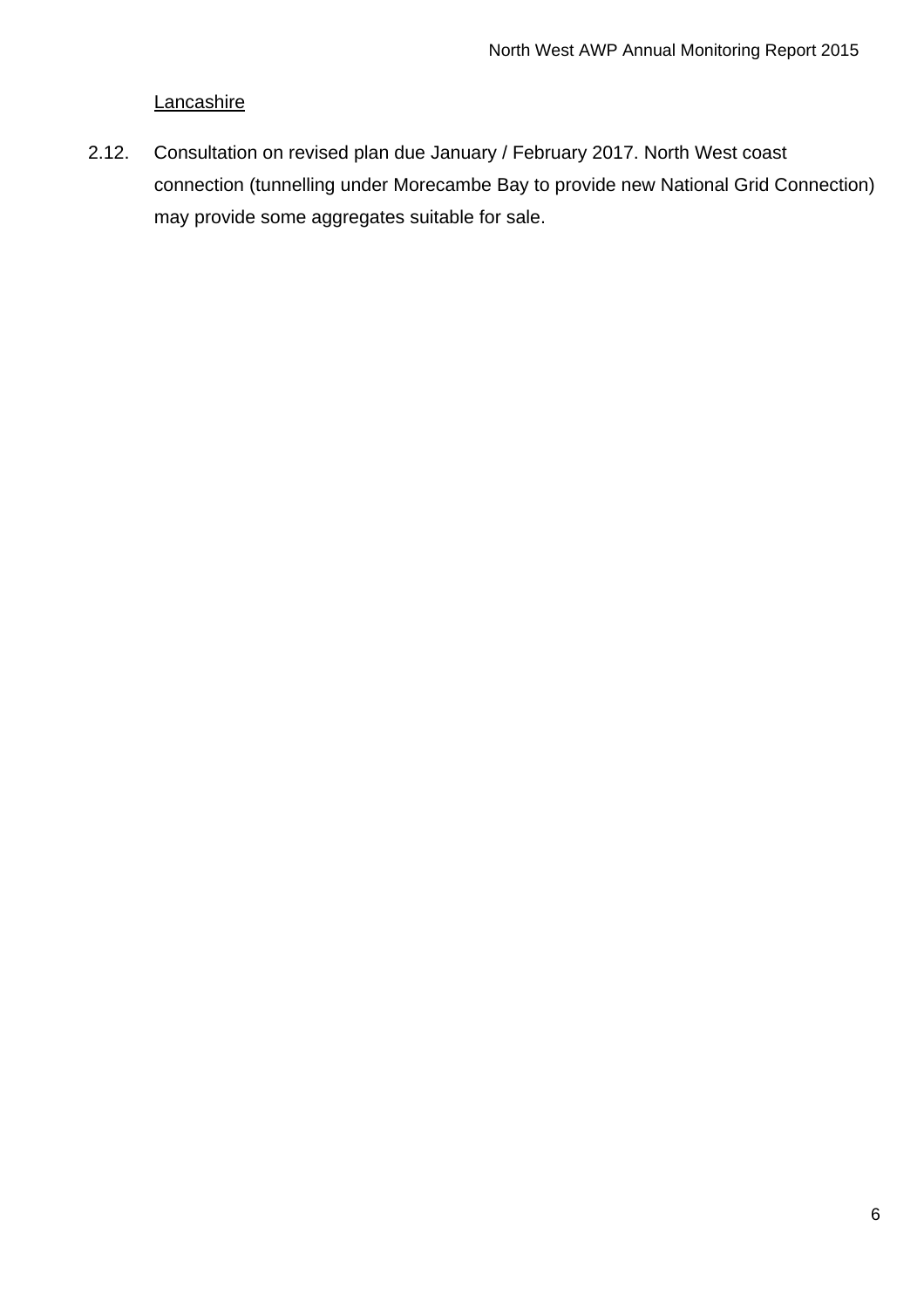Lancashire

2.12. Consultation on revised plan due January / February 2017. North West coast connection (tunnelling under Morecambe Bay to provide new National Grid Connection) may provide some aggregates suitable for sale.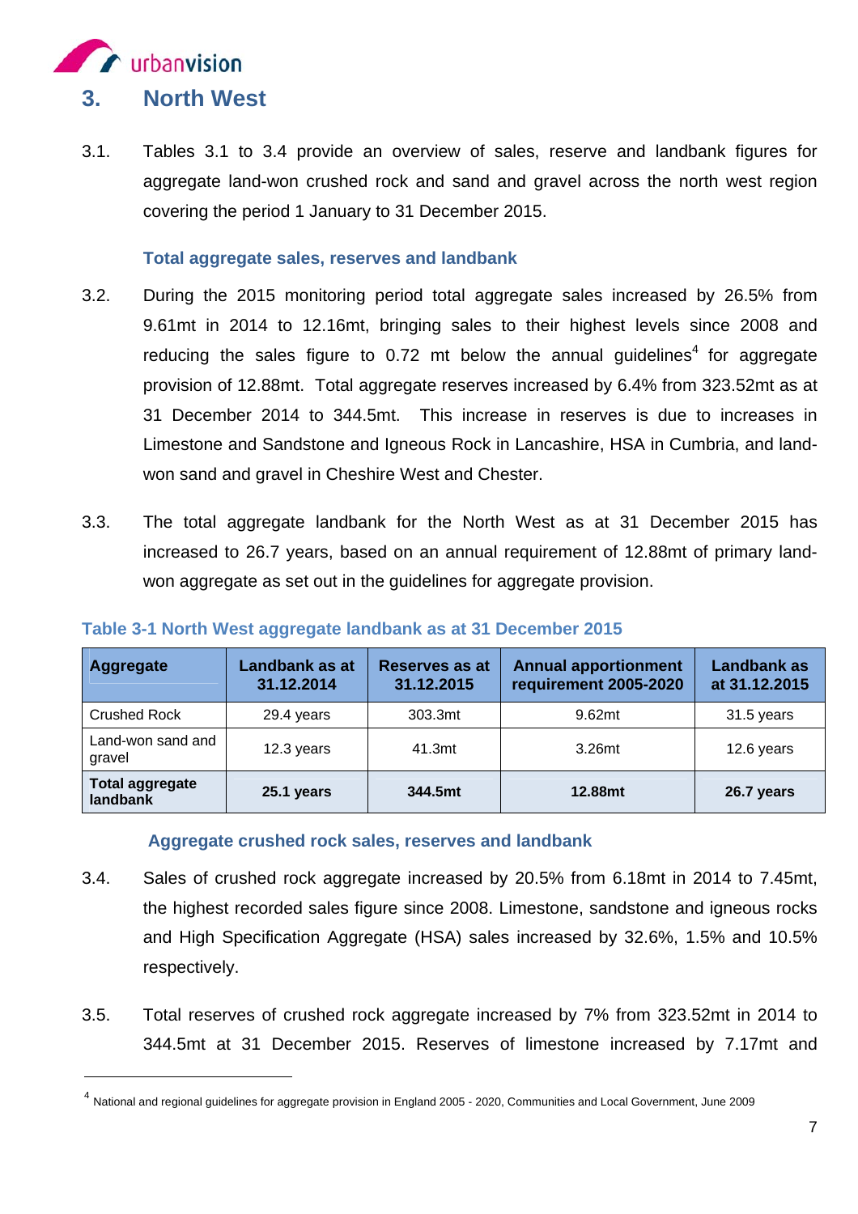# 3. North West

3.1. Tables 3.1 to 3.4 provide an overview of sales, reserve and landbank figures for aggregate land-won crushed rock and sand and gravel across the north west region covering the period 1 January to 31 December 2015.

### Total aggregate sales, reserves and landbank

3.2. During the 2015 monitoring period total aggregate sales increased by 26.5% from 9.61mt in 2014 to 12.16mt, bringing sales to their highest levels since 2008 and reducing the sales figure to 0.72 mt below the annual guidelines[4] for aggregate provision of 12.88mt. Total aggregate reserves increased by 6.4% from 323.52mt as at 31 December 2014 to 344.5mt. This increase in reserves is due to increases in Limestone and Sandstone and Igneous Rock in Lancashire, HSA in Cumbria, and land-won sand and gravel in Cheshire West and Chester.

3.3. The total aggregate landbank for the North West as at 31 December 2015 has increased to 26.7 years, based on an annual requirement of 12.88mt of primary land-won aggregate as set out in the guidelines for aggregate provision.

**Table 3-1 North West aggregate landbank as at 31 December 2015**

| Aggregate | Landbank as at 31.12.2014 | Reserves as at 31.12.2015 | Annual apportionment requirement 2005-2020 | Landbank as at 31.12.2015 |
|---|---|---|---|---|
| Crushed Rock | 29.4 years | 303.3mt | 9.62mt | 31.5 years |
| Land-won sand and gravel | 12.3 years | 41.3mt | 3.26mt | 12.6 years |
| **Total aggregate landbank** | **25.1 years** | **344.5mt** | **12.88mt** | **26.7 years** |

### Aggregate crushed rock sales, reserves and landbank

3.4. Sales of crushed rock aggregate increased by 20.5% from 6.18mt in 2014 to 7.45mt, the highest recorded sales figure since 2008. Limestone, sandstone and igneous rocks and High Specification Aggregate (HSA) sales increased by 32.6%, 1.5% and 10.5% respectively.

3.5. Total reserves of crushed rock aggregate increased by 7% from 323.52mt in 2014 to 344.5mt at 31 December 2015. Reserves of limestone increased by 7.17mt and

[4] National and regional guidelines for aggregate provision in England 2005 - 2020, Communities and Local Government, June 2009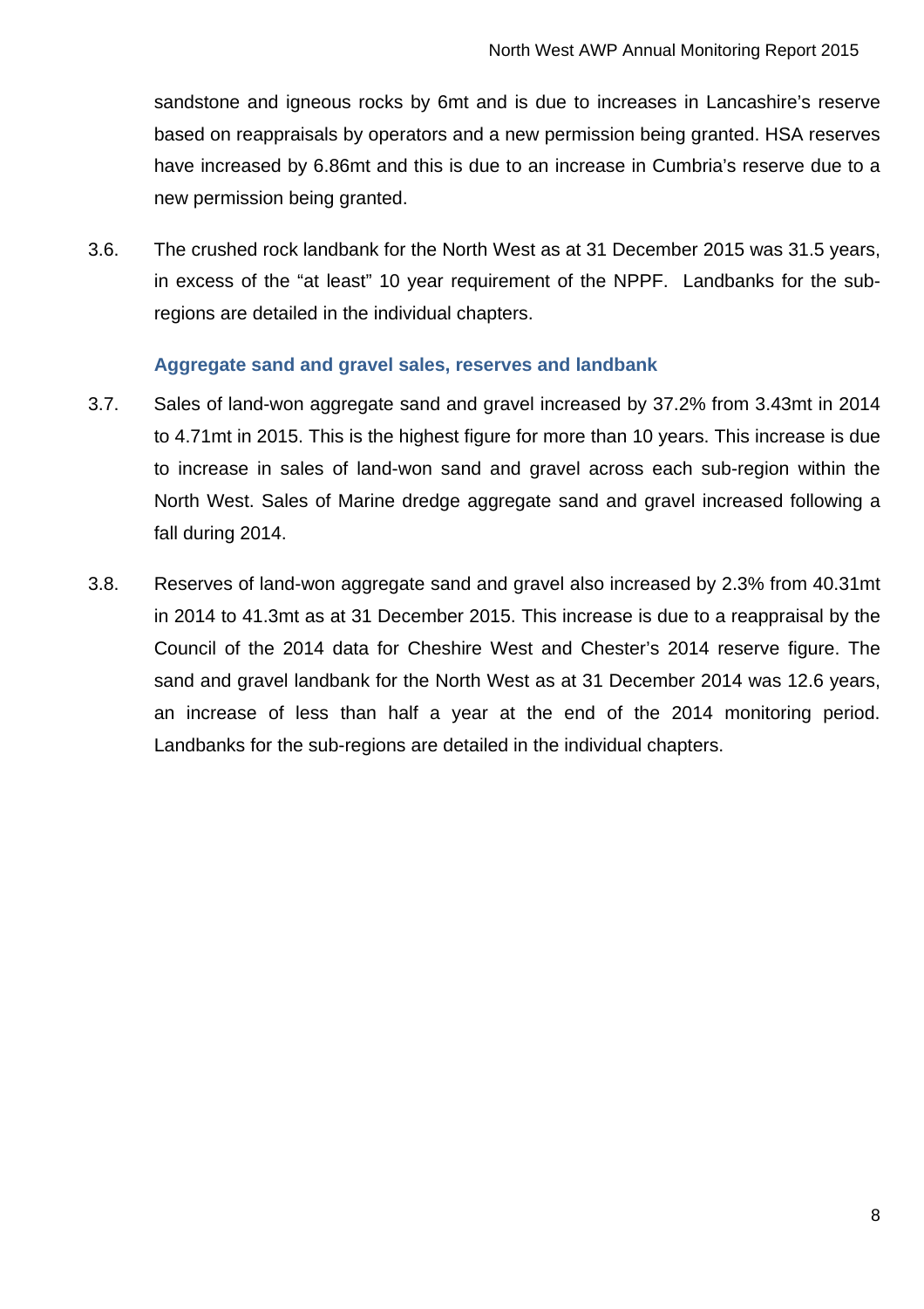sandstone and igneous rocks by 6mt and is due to increases in Lancashire's reserve based on reappraisals by operators and a new permission being granted. HSA reserves have increased by 6.86mt and this is due to an increase in Cumbria's reserve due to a new permission being granted.

3.6. The crushed rock landbank for the North West as at 31 December 2015 was 31.5 years, in excess of the "at least" 10 year requirement of the NPPF. Landbanks for the sub-regions are detailed in the individual chapters.

### Aggregate sand and gravel sales, reserves and landbank

3.7. Sales of land-won aggregate sand and gravel increased by 37.2% from 3.43mt in 2014 to 4.71mt in 2015. This is the highest figure for more than 10 years. This increase is due to increase in sales of land-won sand and gravel across each sub-region within the North West. Sales of Marine dredge aggregate sand and gravel increased following a fall during 2014.

3.8. Reserves of land-won aggregate sand and gravel also increased by 2.3% from 40.31mt in 2014 to 41.3mt as at 31 December 2015. This increase is due to a reappraisal by the Council of the 2014 data for Cheshire West and Chester's 2014 reserve figure. The sand and gravel landbank for the North West as at 31 December 2014 was 12.6 years, an increase of less than half a year at the end of the 2014 monitoring period. Landbanks for the sub-regions are detailed in the individual chapters.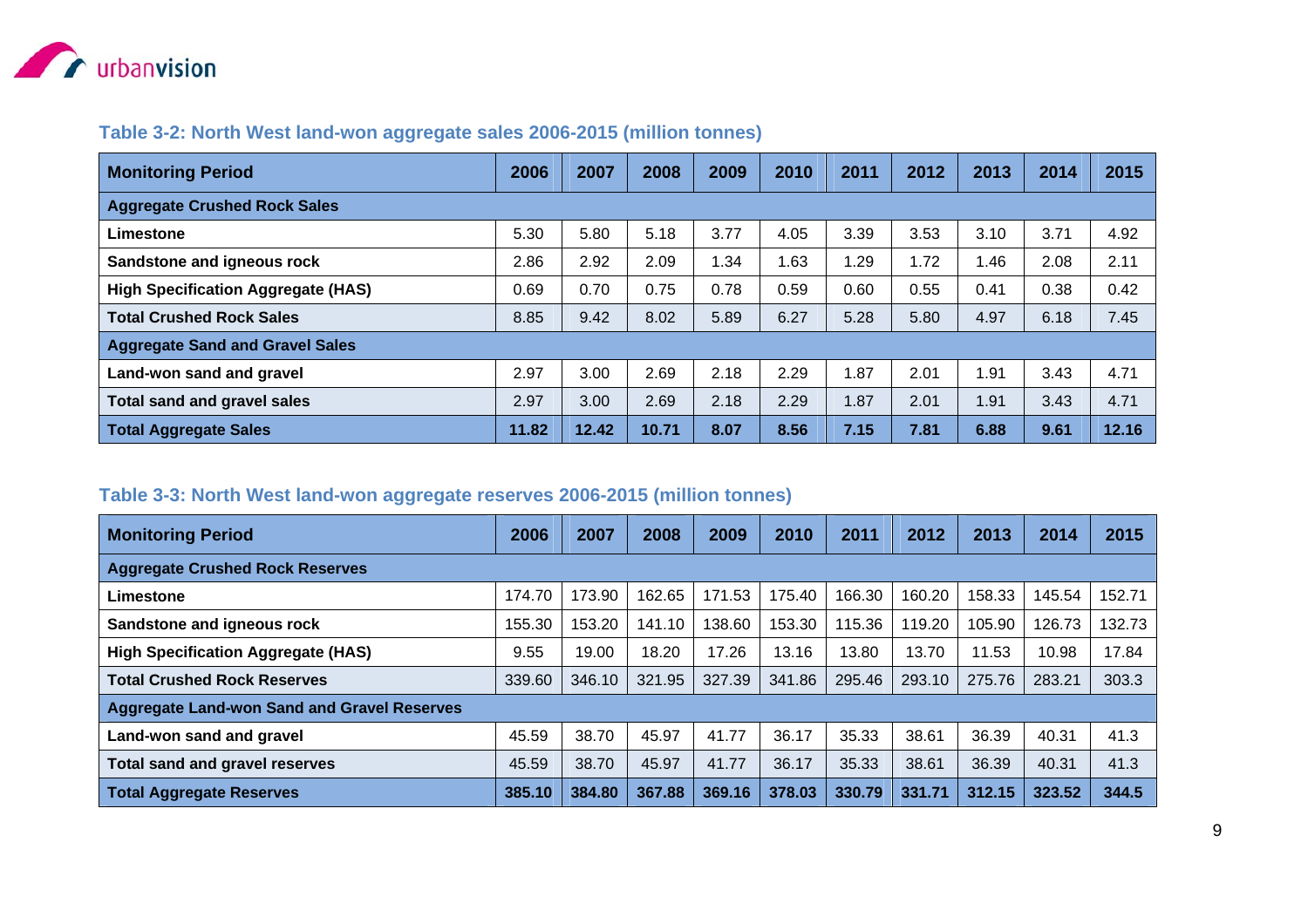### Table 3-2: North West land-won aggregate sales 2006-2015 (million tonnes)

| Monitoring Period | 2006 | 2007 | 2008 | 2009 | 2010 | 2011 | 2012 | 2013 | 2014 | 2015 |
|---|---|---|---|---|---|---|---|---|---|---|
| **Aggregate Crushed Rock Sales** | | | | | | | | | | |
| **Limestone** | 5.30 | 5.80 | 5.18 | 3.77 | 4.05 | 3.39 | 3.53 | 3.10 | 3.71 | 4.92 |
| **Sandstone and igneous rock** | 2.86 | 2.92 | 2.09 | 1.34 | 1.63 | 1.29 | 1.72 | 1.46 | 2.08 | 2.11 |
| **High Specification Aggregate (HAS)** | 0.69 | 0.70 | 0.75 | 0.78 | 0.59 | 0.60 | 0.55 | 0.41 | 0.38 | 0.42 |
| **Total Crushed Rock Sales** | 8.85 | 9.42 | 8.02 | 5.89 | 6.27 | 5.28 | 5.80 | 4.97 | 6.18 | 7.45 |
| **Aggregate Sand and Gravel Sales** | | | | | | | | | | |
| **Land-won sand and gravel** | 2.97 | 3.00 | 2.69 | 2.18 | 2.29 | 1.87 | 2.01 | 1.91 | 3.43 | 4.71 |
| **Total sand and gravel sales** | 2.97 | 3.00 | 2.69 | 2.18 | 2.29 | 1.87 | 2.01 | 1.91 | 3.43 | 4.71 |
| **Total Aggregate Sales** | **11.82** | **12.42** | **10.71** | **8.07** | **8.56** | **7.15** | **7.81** | **6.88** | **9.61** | **12.16** |

### Table 3-3: North West land-won aggregate reserves 2006-2015 (million tonnes)

| Monitoring Period | 2006 | 2007 | 2008 | 2009 | 2010 | 2011 | 2012 | 2013 | 2014 | 2015 |
|---|---|---|---|---|---|---|---|---|---|---|
| **Aggregate Crushed Rock Reserves** | | | | | | | | | | |
| **Limestone** | 174.70 | 173.90 | 162.65 | 171.53 | 175.40 | 166.30 | 160.20 | 158.33 | 145.54 | 152.71 |
| **Sandstone and igneous rock** | 155.30 | 153.20 | 141.10 | 138.60 | 153.30 | 115.36 | 119.20 | 105.90 | 126.73 | 132.73 |
| **High Specification Aggregate (HAS)** | 9.55 | 19.00 | 18.20 | 17.26 | 13.16 | 13.80 | 13.70 | 11.53 | 10.98 | 17.84 |
| **Total Crushed Rock Reserves** | 339.60 | 346.10 | 321.95 | 327.39 | 341.86 | 295.46 | 293.10 | 275.76 | 283.21 | 303.3 |
| **Aggregate Land-won Sand and Gravel Reserves** | | | | | | | | | | |
| **Land-won sand and gravel** | 45.59 | 38.70 | 45.97 | 41.77 | 36.17 | 35.33 | 38.61 | 36.39 | 40.31 | 41.3 |
| **Total sand and gravel reserves** | 45.59 | 38.70 | 45.97 | 41.77 | 36.17 | 35.33 | 38.61 | 36.39 | 40.31 | 41.3 |
| **Total Aggregate Reserves** | **385.10** | **384.80** | **367.88** | **369.16** | **378.03** | **330.79** | **331.71** | **312.15** | **323.52** | **344.5** |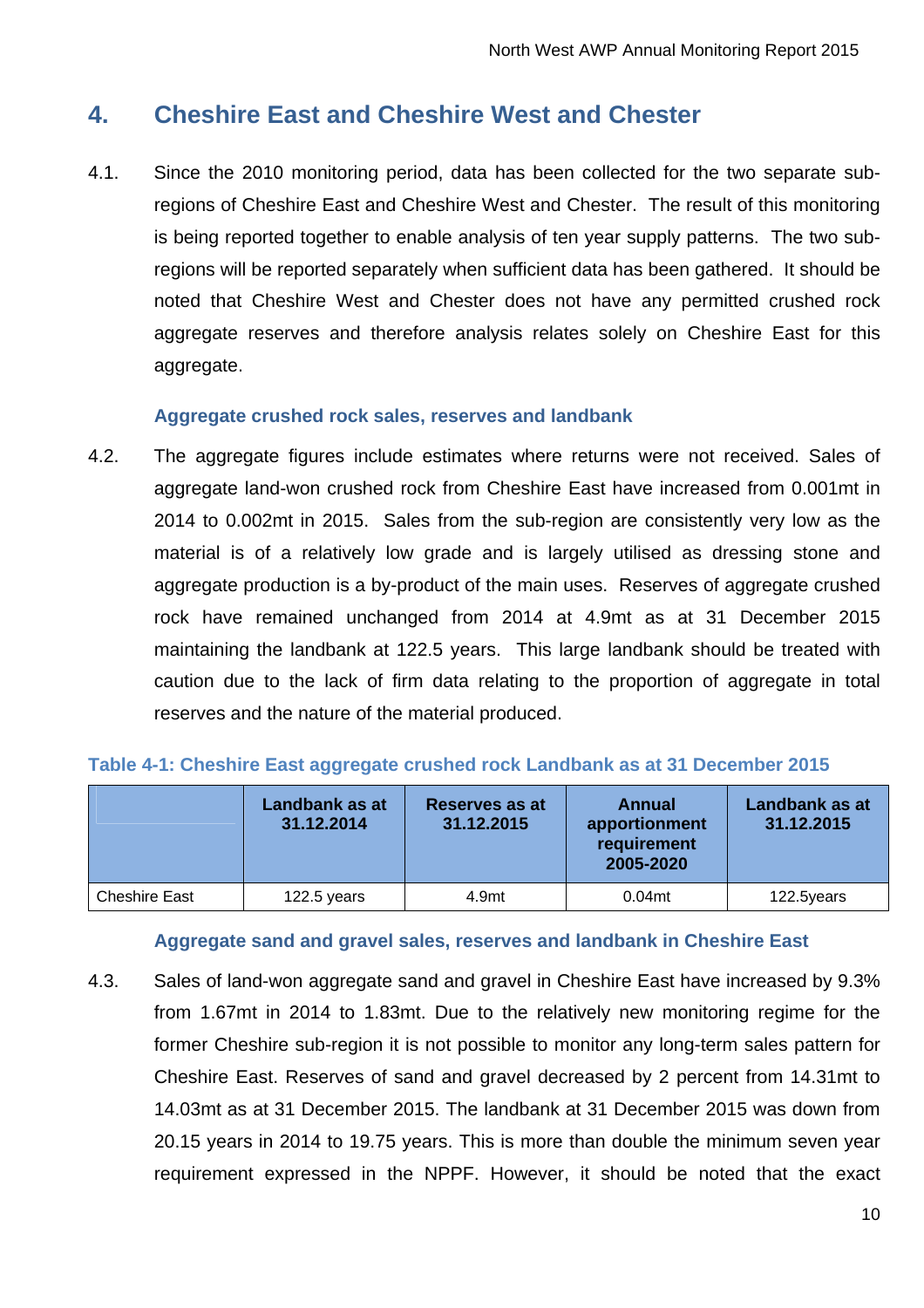# 4. Cheshire East and Cheshire West and Chester

4.1. Since the 2010 monitoring period, data has been collected for the two separate sub-regions of Cheshire East and Cheshire West and Chester. The result of this monitoring is being reported together to enable analysis of ten year supply patterns. The two sub-regions will be reported separately when sufficient data has been gathered. It should be noted that Cheshire West and Chester does not have any permitted crushed rock aggregate reserves and therefore analysis relates solely on Cheshire East for this aggregate.

### Aggregate crushed rock sales, reserves and landbank

4.2. The aggregate figures include estimates where returns were not received. Sales of aggregate land-won crushed rock from Cheshire East have increased from 0.001mt in 2014 to 0.002mt in 2015. Sales from the sub-region are consistently very low as the material is of a relatively low grade and is largely utilised as dressing stone and aggregate production is a by-product of the main uses. Reserves of aggregate crushed rock have remained unchanged from 2014 at 4.9mt as at 31 December 2015 maintaining the landbank at 122.5 years. This large landbank should be treated with caution due to the lack of firm data relating to the proportion of aggregate in total reserves and the nature of the material produced.

**Table 4-1: Cheshire East aggregate crushed rock Landbank as at 31 December 2015**

| | Landbank as at 31.12.2014 | Reserves as at 31.12.2015 | Annual apportionment requirement 2005-2020 | Landbank as at 31.12.2015 |
|---|---|---|---|---|
| Cheshire East | 122.5 years | 4.9mt | 0.04mt | 122.5years |

### Aggregate sand and gravel sales, reserves and landbank in Cheshire East

4.3. Sales of land-won aggregate sand and gravel in Cheshire East have increased by 9.3% from 1.67mt in 2014 to 1.83mt. Due to the relatively new monitoring regime for the former Cheshire sub-region it is not possible to monitor any long-term sales pattern for Cheshire East. Reserves of sand and gravel decreased by 2 percent from 14.31mt to 14.03mt as at 31 December 2015. The landbank at 31 December 2015 was down from 20.15 years in 2014 to 19.75 years. This is more than double the minimum seven year requirement expressed in the NPPF. However, it should be noted that the exact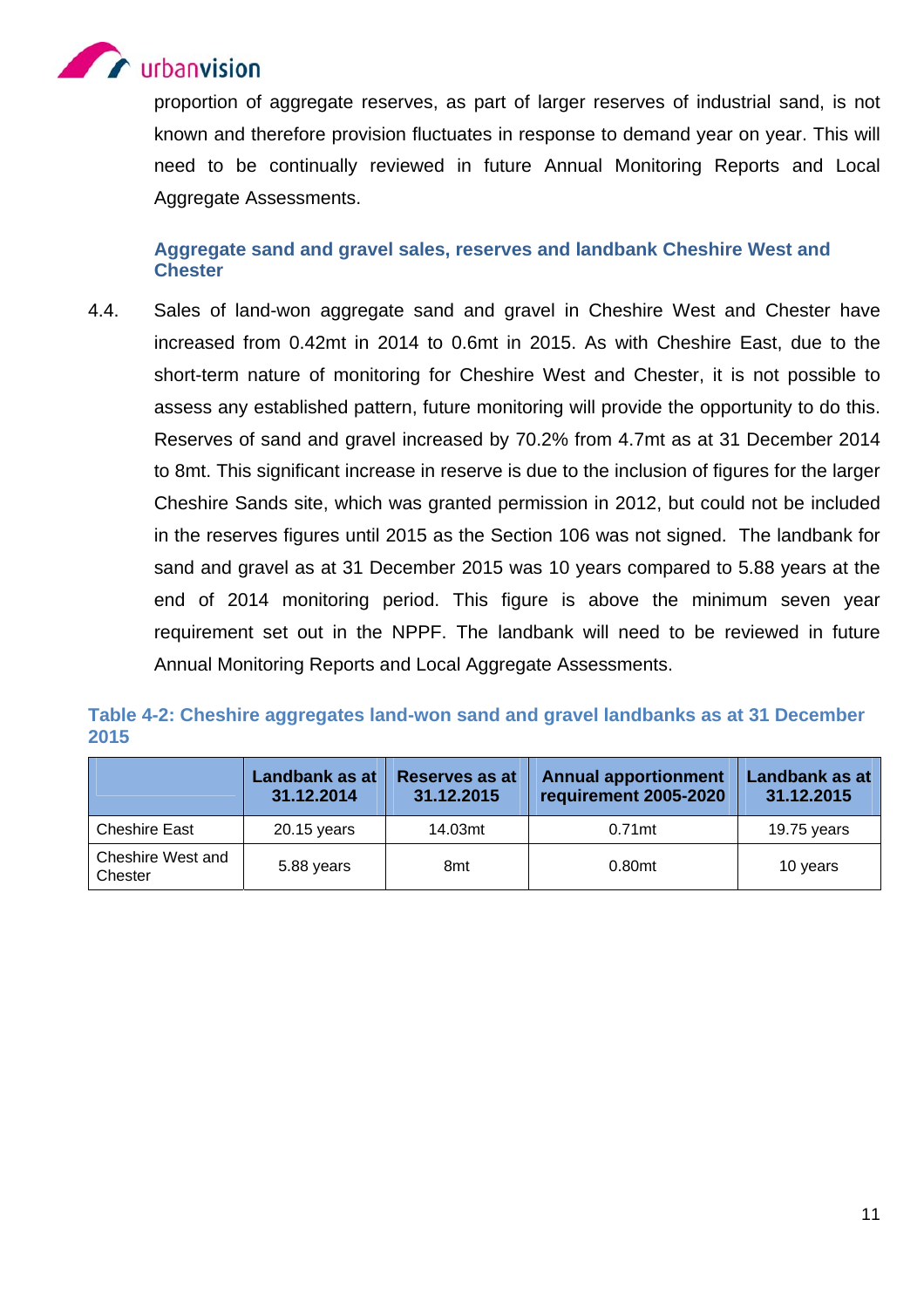proportion of aggregate reserves, as part of larger reserves of industrial sand, is not known and therefore provision fluctuates in response to demand year on year. This will need to be continually reviewed in future Annual Monitoring Reports and Local Aggregate Assessments.

### Aggregate sand and gravel sales, reserves and landbank Cheshire West and Chester

4.4. Sales of land-won aggregate sand and gravel in Cheshire West and Chester have increased from 0.42mt in 2014 to 0.6mt in 2015. As with Cheshire East, due to the short-term nature of monitoring for Cheshire West and Chester, it is not possible to assess any established pattern, future monitoring will provide the opportunity to do this. Reserves of sand and gravel increased by 70.2% from 4.7mt as at 31 December 2014 to 8mt. This significant increase in reserve is due to the inclusion of figures for the larger Cheshire Sands site, which was granted permission in 2012, but could not be included in the reserves figures until 2015 as the Section 106 was not signed. The landbank for sand and gravel as at 31 December 2015 was 10 years compared to 5.88 years at the end of 2014 monitoring period. This figure is above the minimum seven year requirement set out in the NPPF. The landbank will need to be reviewed in future Annual Monitoring Reports and Local Aggregate Assessments.

**Table 4-2: Cheshire aggregates land-won sand and gravel landbanks as at 31 December 2015**

| | Landbank as at 31.12.2014 | Reserves as at 31.12.2015 | Annual apportionment requirement 2005-2020 | Landbank as at 31.12.2015 |
|---|---|---|---|---|
| Cheshire East | 20.15 years | 14.03mt | 0.71mt | 19.75 years |
| Cheshire West and Chester | 5.88 years | 8mt | 0.80mt | 10 years |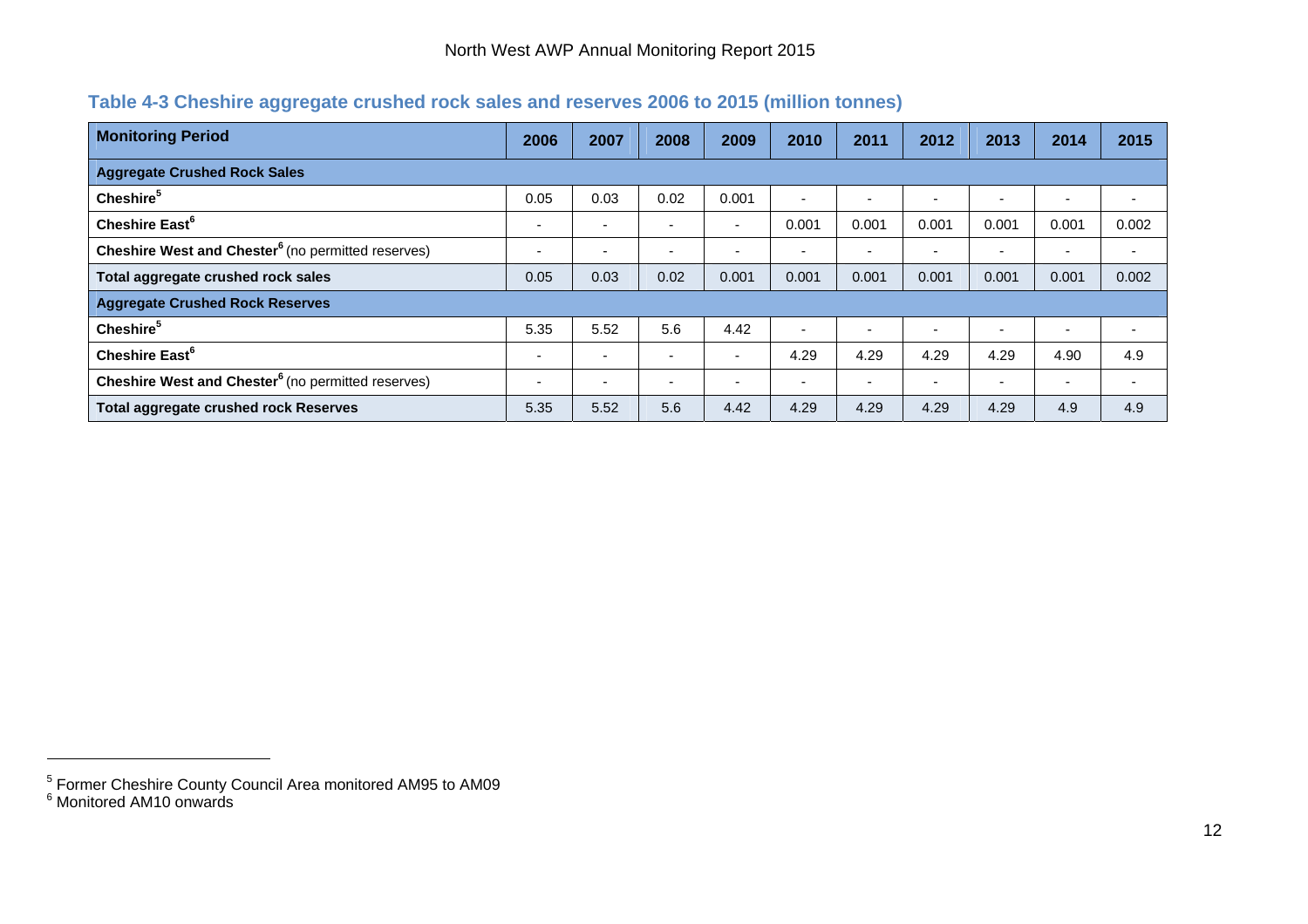### Table 4-3 Cheshire aggregate crushed rock sales and reserves 2006 to 2015 (million tonnes)

| Monitoring Period | 2006 | 2007 | 2008 | 2009 | 2010 | 2011 | 2012 | 2013 | 2014 | 2015 |
|---|---|---|---|---|---|---|---|---|---|---|
| **Aggregate Crushed Rock Sales** | | | | | | | | | | |
| **Cheshire**[5] | 0.05 | 0.03 | 0.02 | 0.001 | - | - | - | - | - | - |
| **Cheshire East**[6] | - | - | - | - | 0.001 | 0.001 | 0.001 | 0.001 | 0.001 | 0.002 |
| **Cheshire West and Chester**[6] (no permitted reserves) | - | - | - | - | - | - | - | - | - | - |
| **Total aggregate crushed rock sales** | 0.05 | 0.03 | 0.02 | 0.001 | 0.001 | 0.001 | 0.001 | 0.001 | 0.001 | 0.002 |
| **Aggregate Crushed Rock Reserves** | | | | | | | | | | |
| **Cheshire**[5] | 5.35 | 5.52 | 5.6 | 4.42 | - | - | - | - | - | - |
| **Cheshire East**[6] | - | - | - | - | 4.29 | 4.29 | 4.29 | 4.29 | 4.90 | 4.9 |
| **Cheshire West and Chester**[6] (no permitted reserves) | - | - | - | - | - | - | - | - | - | - |
| **Total aggregate crushed rock Reserves** | 5.35 | 5.52 | 5.6 | 4.42 | 4.29 | 4.29 | 4.29 | 4.29 | 4.9 | 4.9 |

[5] Former Cheshire County Council Area monitored AM95 to AM09

[6] Monitored AM10 onwards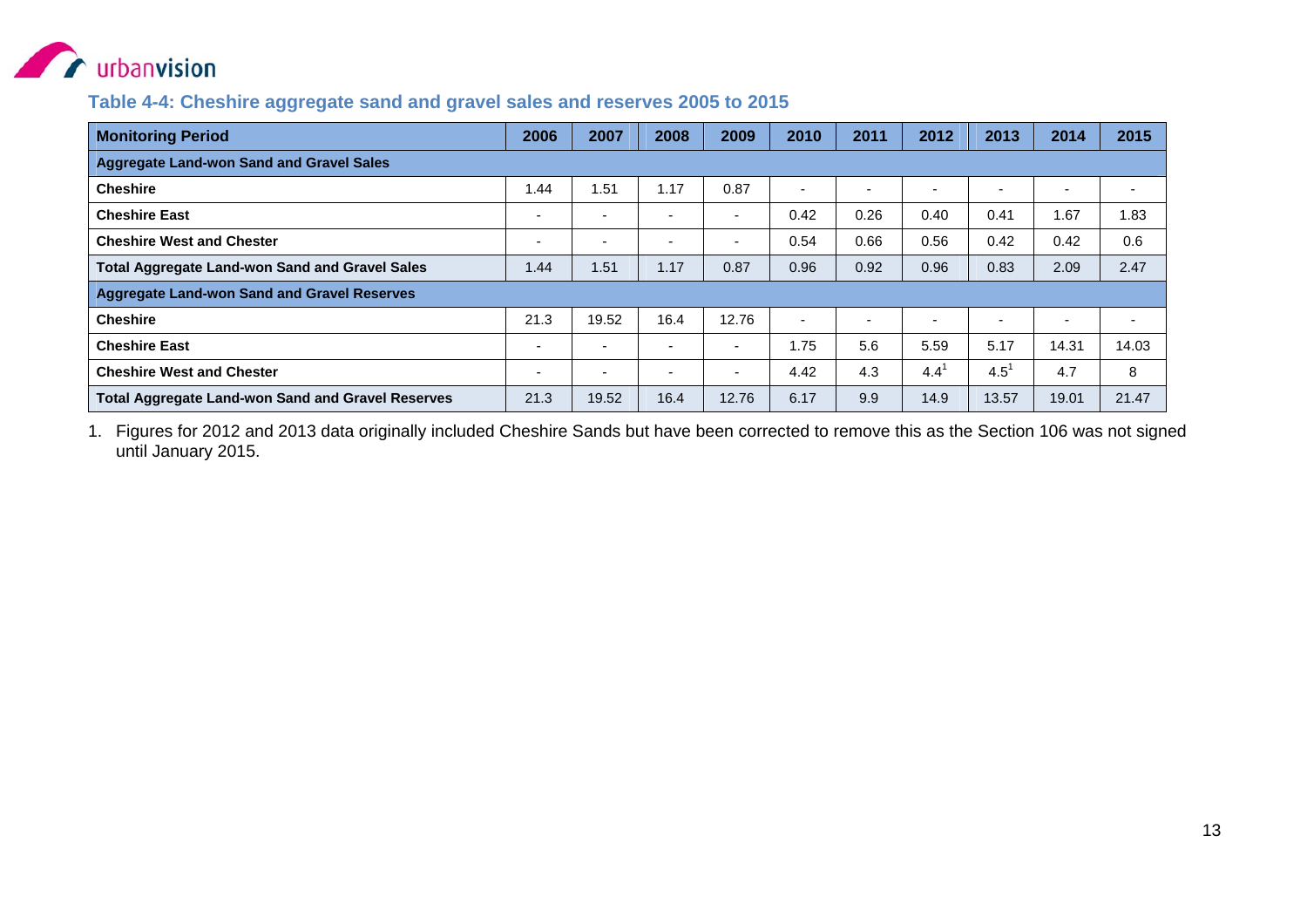### Table 4-4: Cheshire aggregate sand and gravel sales and reserves 2005 to 2015

| Monitoring Period | 2006 | 2007 | 2008 | 2009 | 2010 | 2011 | 2012 | 2013 | 2014 | 2015 |
|---|---|---|---|---|---|---|---|---|---|---|
| **Aggregate Land-won Sand and Gravel Sales** | | | | | | | | | | |
| **Cheshire** | 1.44 | 1.51 | 1.17 | 0.87 | - | - | - | - | - | - |
| **Cheshire East** | - | - | - | - | 0.42 | 0.26 | 0.40 | 0.41 | 1.67 | 1.83 |
| **Cheshire West and Chester** | - | - | - | - | 0.54 | 0.66 | 0.56 | 0.42 | 0.42 | 0.6 |
| **Total Aggregate Land-won Sand and Gravel Sales** | 1.44 | 1.51 | 1.17 | 0.87 | 0.96 | 0.92 | 0.96 | 0.83 | 2.09 | 2.47 |
| **Aggregate Land-won Sand and Gravel Reserves** | | | | | | | | | | |
| **Cheshire** | 21.3 | 19.52 | 16.4 | 12.76 | - | - | - | - | - | - |
| **Cheshire East** | - | - | - | - | 1.75 | 5.6 | 5.59 | 5.17 | 14.31 | 14.03 |
| **Cheshire West and Chester** | - | - | - | - | 4.42 | 4.3 | 4.4[1] | 4.5[1] | 4.7 | 8 |
| **Total Aggregate Land-won Sand and Gravel Reserves** | 21.3 | 19.52 | 16.4 | 12.76 | 6.17 | 9.9 | 14.9 | 13.57 | 19.01 | 21.47 |

1. Figures for 2012 and 2013 data originally included Cheshire Sands but have been corrected to remove this as the Section 106 was not signed until January 2015.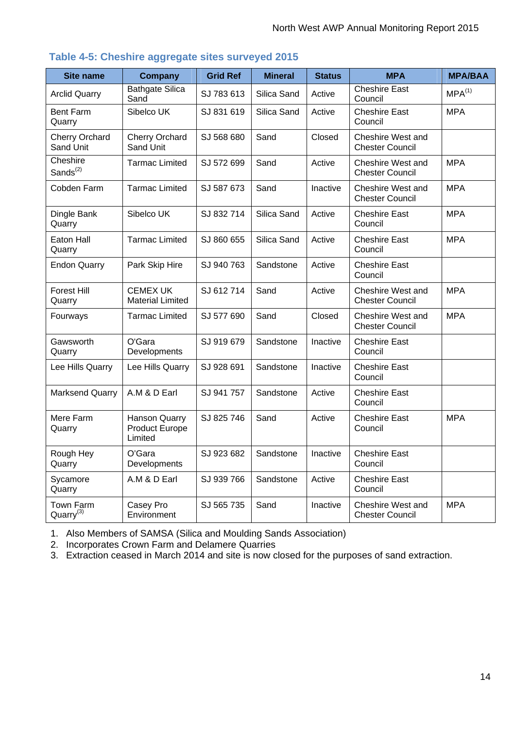## Table 4-5: Cheshire aggregate sites surveyed 2015

| Site name | Company | Grid Ref | Mineral | Status | MPA | MPA/BAA |
|---|---|---|---|---|---|---|
| Arclid Quarry | Bathgate Silica Sand | SJ 783 613 | Silica Sand | Active | Cheshire East Council | MPA[1] |
| Bent Farm Quarry | Sibelco UK | SJ 831 619 | Silica Sand | Active | Cheshire East Council | MPA |
| Cherry Orchard Sand Unit | Cherry Orchard Sand Unit | SJ 568 680 | Sand | Closed | Cheshire West and Chester Council | |
| Cheshire Sands[2] | Tarmac Limited | SJ 572 699 | Sand | Active | Cheshire West and Chester Council | MPA |
| Cobden Farm | Tarmac Limited | SJ 587 673 | Sand | Inactive | Cheshire West and Chester Council | MPA |
| Dingle Bank Quarry | Sibelco UK | SJ 832 714 | Silica Sand | Active | Cheshire East Council | MPA |
| Eaton Hall Quarry | Tarmac Limited | SJ 860 655 | Silica Sand | Active | Cheshire East Council | MPA |
| Endon Quarry | Park Skip Hire | SJ 940 763 | Sandstone | Active | Cheshire East Council | |
| Forest Hill Quarry | CEMEX UK Material Limited | SJ 612 714 | Sand | Active | Cheshire West and Chester Council | MPA |
| Fourways | Tarmac Limited | SJ 577 690 | Sand | Closed | Cheshire West and Chester Council | MPA |
| Gawsworth Quarry | O'Gara Developments | SJ 919 679 | Sandstone | Inactive | Cheshire East Council | |
| Lee Hills Quarry | Lee Hills Quarry | SJ 928 691 | Sandstone | Inactive | Cheshire East Council | |
| Marksend Quarry | A.M & D Earl | SJ 941 757 | Sandstone | Active | Cheshire East Council | |
| Mere Farm Quarry | Hanson Quarry Product Europe Limited | SJ 825 746 | Sand | Active | Cheshire East Council | MPA |
| Rough Hey Quarry | O'Gara Developments | SJ 923 682 | Sandstone | Inactive | Cheshire East Council | |
| Sycamore Quarry | A.M & D Earl | SJ 939 766 | Sandstone | Active | Cheshire East Council | |
| Town Farm Quarry[3] | Casey Pro Environment | SJ 565 735 | Sand | Inactive | Cheshire West and Chester Council | MPA |

1. Also Members of SAMSA (Silica and Moulding Sands Association)
2. Incorporates Crown Farm and Delamere Quarries
3. Extraction ceased in March 2014 and site is now closed for the purposes of sand extraction.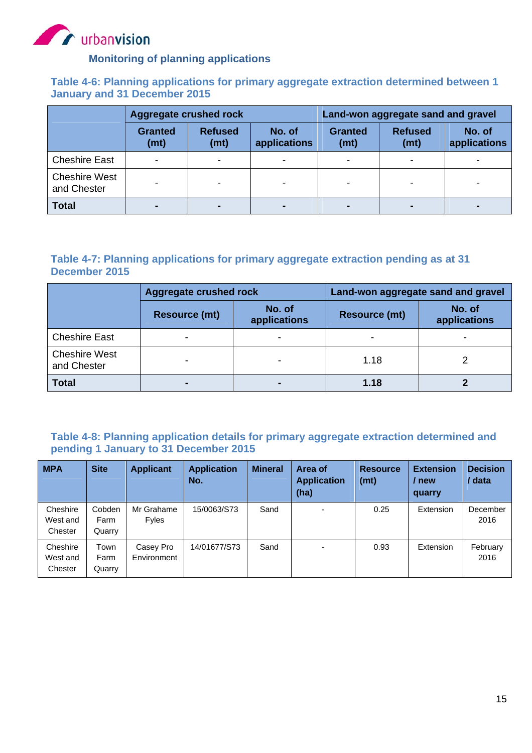### Monitoring of planning applications

**Table 4-6: Planning applications for primary aggregate extraction determined between 1 January and 31 December 2015**

| | Aggregate crushed rock | | | Land-won aggregate sand and gravel | | |
|---|---|---|---|---|---|---|
| | Granted (mt) | Refused (mt) | No. of applications | Granted (mt) | Refused (mt) | No. of applications |
| Cheshire East | - | - | - | - | - | - |
| Cheshire West and Chester | - | - | - | - | - | - |
| **Total** | **-** | **-** | **-** | **-** | **-** | **-** |

**Table 4-7: Planning applications for primary aggregate extraction pending as at 31 December 2015**

| | Aggregate crushed rock | | Land-won aggregate sand and gravel | |
|---|---|---|---|---|
| | Resource (mt) | No. of applications | Resource (mt) | No. of applications |
| Cheshire East | - | - | - | - |
| Cheshire West and Chester | - | - | 1.18 | 2 |
| **Total** | **-** | **-** | **1.18** | **2** |

**Table 4-8: Planning application details for primary aggregate extraction determined and pending 1 January to 31 December 2015**

| MPA | Site | Applicant | Application No. | Mineral | Area of Application (ha) | Resource (mt) | Extension / new quarry | Decision / data |
|---|---|---|---|---|---|---|---|---|
| Cheshire West and Chester | Cobden Farm Quarry | Mr Grahame Fyles | 15/0063/S73 | Sand | - | 0.25 | Extension | December 2016 |
| Cheshire West and Chester | Town Farm Quarry | Casey Pro Environment | 14/01677/S73 | Sand | - | 0.93 | Extension | February 2016 |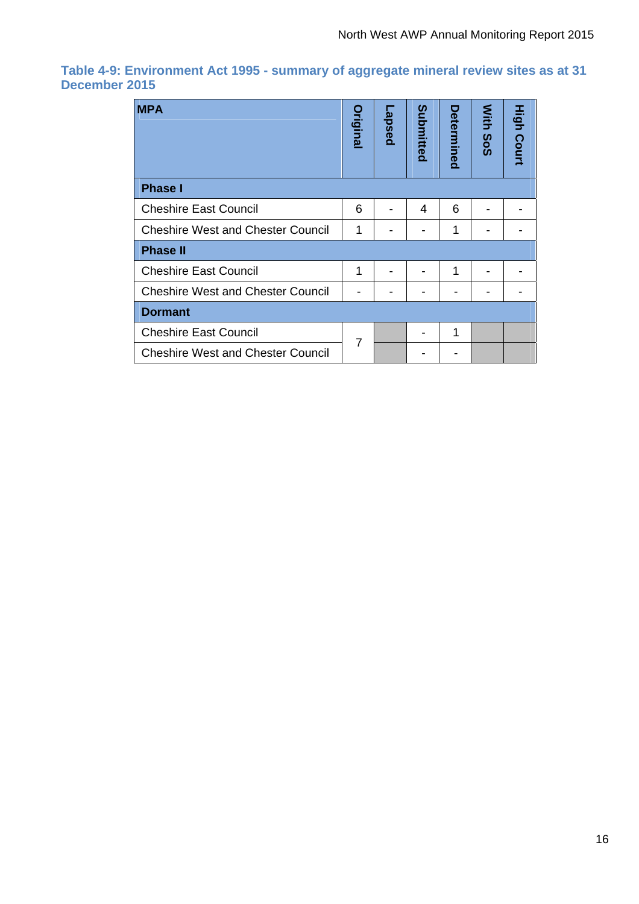**Table 4-9: Environment Act 1995 - summary of aggregate mineral review sites as at 31 December 2015**

| MPA | Original | Lapsed | Submitted | Determined | With SoS | High Court |
|---|---|---|---|---|---|---|
| **Phase I** | | | | | | |
| Cheshire East Council | 6 | - | 4 | 6 | - | - |
| Cheshire West and Chester Council | 1 | - | - | 1 | - | - |
| **Phase II** | | | | | | |
| Cheshire East Council | 1 | - | - | 1 | - | - |
| Cheshire West and Chester Council | - | - | - | - | - | - |
| **Dormant** | | | | | | |
| Cheshire East Council | 7 | | - | 1 | | |
| Cheshire West and Chester Council | | | - | - | | |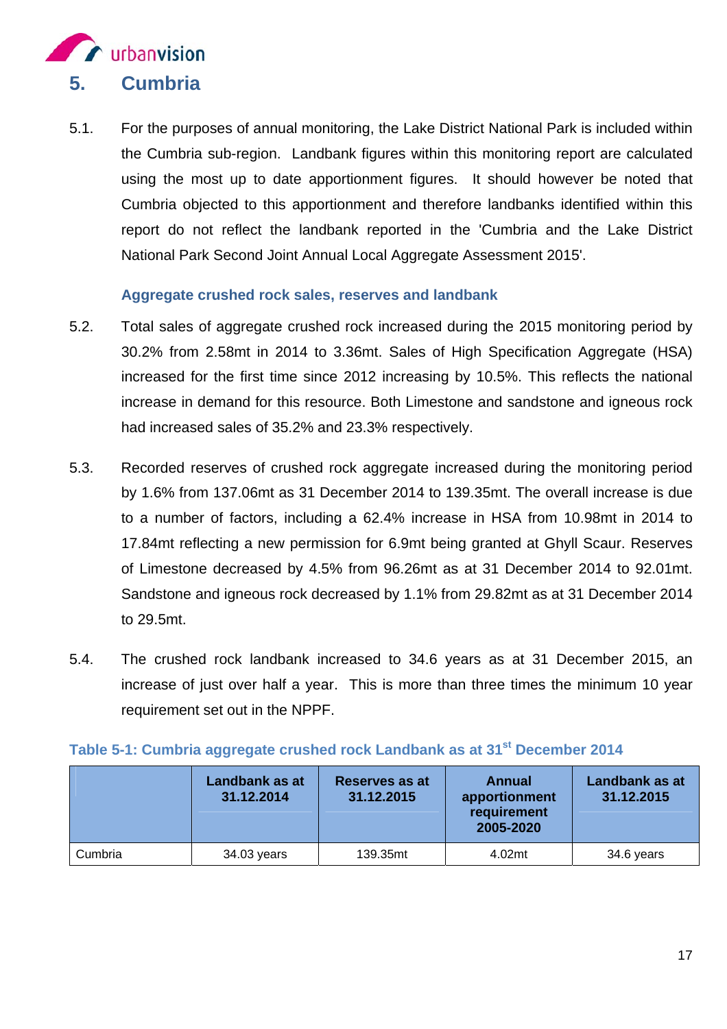# 5. Cumbria

5.1. For the purposes of annual monitoring, the Lake District National Park is included within the Cumbria sub-region. Landbank figures within this monitoring report are calculated using the most up to date apportionment figures. It should however be noted that Cumbria objected to this apportionment and therefore landbanks identified within this report do not reflect the landbank reported in the 'Cumbria and the Lake District National Park Second Joint Annual Local Aggregate Assessment 2015'.

### Aggregate crushed rock sales, reserves and landbank

5.2. Total sales of aggregate crushed rock increased during the 2015 monitoring period by 30.2% from 2.58mt in 2014 to 3.36mt. Sales of High Specification Aggregate (HSA) increased for the first time since 2012 increasing by 10.5%. This reflects the national increase in demand for this resource. Both Limestone and sandstone and igneous rock had increased sales of 35.2% and 23.3% respectively.

5.3. Recorded reserves of crushed rock aggregate increased during the monitoring period by 1.6% from 137.06mt as 31 December 2014 to 139.35mt. The overall increase is due to a number of factors, including a 62.4% increase in HSA from 10.98mt in 2014 to 17.84mt reflecting a new permission for 6.9mt being granted at Ghyll Scaur. Reserves of Limestone decreased by 4.5% from 96.26mt as at 31 December 2014 to 92.01mt. Sandstone and igneous rock decreased by 1.1% from 29.82mt as at 31 December 2014 to 29.5mt.

5.4. The crushed rock landbank increased to 34.6 years as at 31 December 2015, an increase of just over half a year. This is more than three times the minimum 10 year requirement set out in the NPPF.

**Table 5-1: Cumbria aggregate crushed rock Landbank as at 31st December 2014**

| | Landbank as at 31.12.2014 | Reserves as at 31.12.2015 | Annual apportionment requirement 2005-2020 | Landbank as at 31.12.2015 |
|---|---|---|---|---|
| Cumbria | 34.03 years | 139.35mt | 4.02mt | 34.6 years |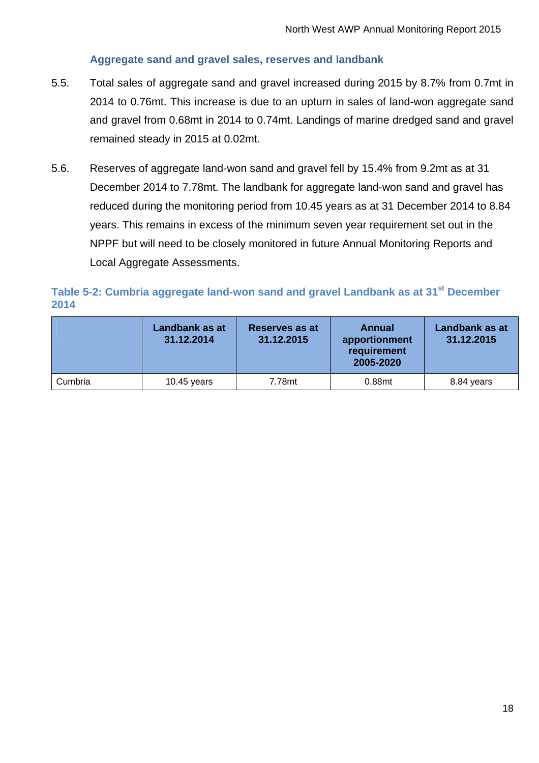### Aggregate sand and gravel sales, reserves and landbank

5.5. Total sales of aggregate sand and gravel increased during 2015 by 8.7% from 0.7mt in 2014 to 0.76mt. This increase is due to an upturn in sales of land-won aggregate sand and gravel from 0.68mt in 2014 to 0.74mt. Landings of marine dredged sand and gravel remained steady in 2015 at 0.02mt.

5.6. Reserves of aggregate land-won sand and gravel fell by 15.4% from 9.2mt as at 31 December 2014 to 7.78mt. The landbank for aggregate land-won sand and gravel has reduced during the monitoring period from 10.45 years as at 31 December 2014 to 8.84 years. This remains in excess of the minimum seven year requirement set out in the NPPF but will need to be closely monitored in future Annual Monitoring Reports and Local Aggregate Assessments.

**Table 5-2: Cumbria aggregate land-won sand and gravel Landbank as at 31st December 2014**

| | Landbank as at 31.12.2014 | Reserves as at 31.12.2015 | Annual apportionment requirement 2005-2020 | Landbank as at 31.12.2015 |
|---|---|---|---|---|
| Cumbria | 10.45 years | 7.78mt | 0.88mt | 8.84 years |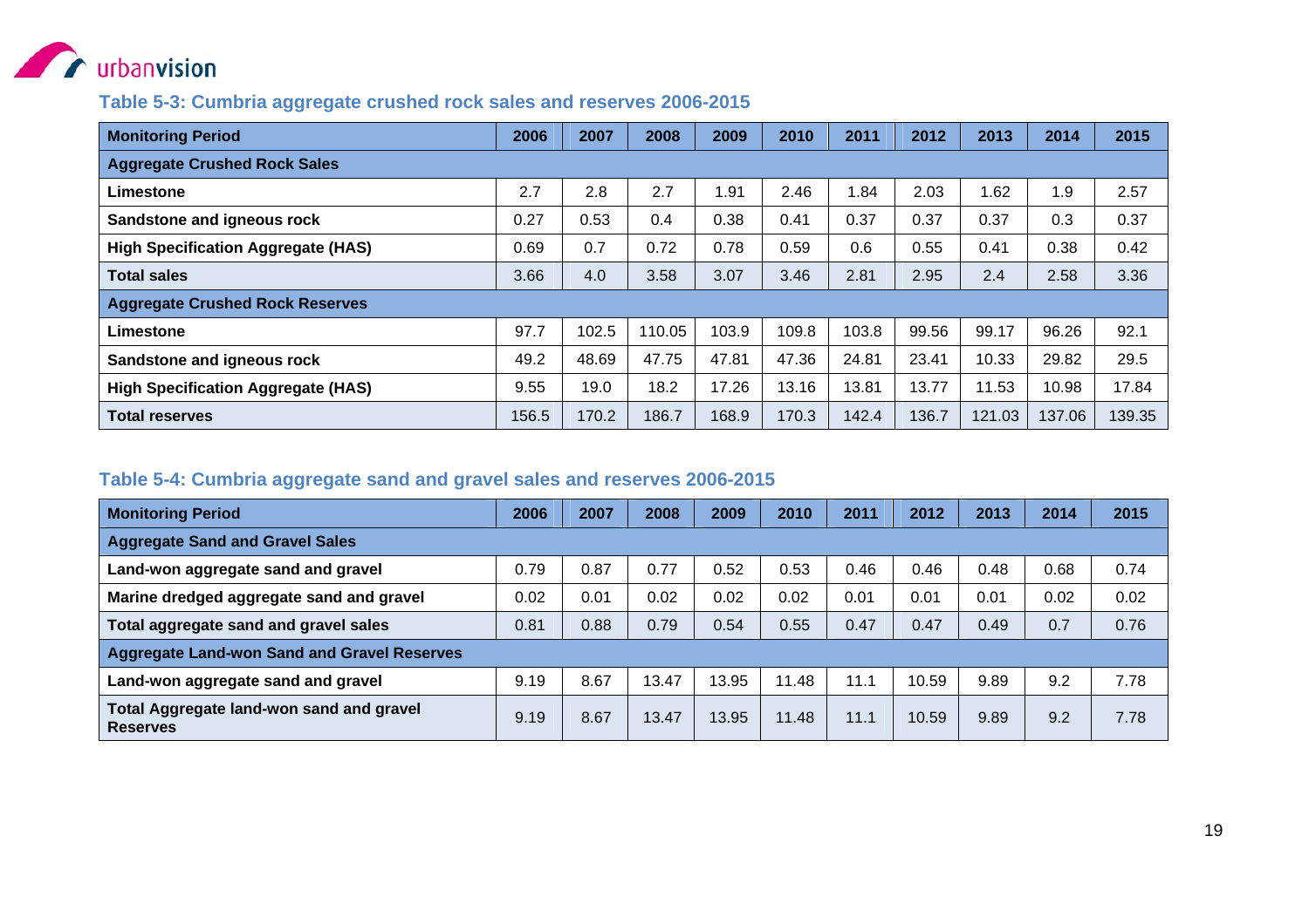### Table 5-3: Cumbria aggregate crushed rock sales and reserves 2006-2015

| Monitoring Period | 2006 | 2007 | 2008 | 2009 | 2010 | 2011 | 2012 | 2013 | 2014 | 2015 |
|---|---|---|---|---|---|---|---|---|---|---|
| **Aggregate Crushed Rock Sales** | | | | | | | | | | |
| **Limestone** | 2.7 | 2.8 | 2.7 | 1.91 | 2.46 | 1.84 | 2.03 | 1.62 | 1.9 | 2.57 |
| **Sandstone and igneous rock** | 0.27 | 0.53 | 0.4 | 0.38 | 0.41 | 0.37 | 0.37 | 0.37 | 0.3 | 0.37 |
| **High Specification Aggregate (HAS)** | 0.69 | 0.7 | 0.72 | 0.78 | 0.59 | 0.6 | 0.55 | 0.41 | 0.38 | 0.42 |
| **Total sales** | 3.66 | 4.0 | 3.58 | 3.07 | 3.46 | 2.81 | 2.95 | 2.4 | 2.58 | 3.36 |
| **Aggregate Crushed Rock Reserves** | | | | | | | | | | |
| **Limestone** | 97.7 | 102.5 | 110.05 | 103.9 | 109.8 | 103.8 | 99.56 | 99.17 | 96.26 | 92.1 |
| **Sandstone and igneous rock** | 49.2 | 48.69 | 47.75 | 47.81 | 47.36 | 24.81 | 23.41 | 10.33 | 29.82 | 29.5 |
| **High Specification Aggregate (HAS)** | 9.55 | 19.0 | 18.2 | 17.26 | 13.16 | 13.81 | 13.77 | 11.53 | 10.98 | 17.84 |
| **Total reserves** | 156.5 | 170.2 | 186.7 | 168.9 | 170.3 | 142.4 | 136.7 | 121.03 | 137.06 | 139.35 |

### Table 5-4: Cumbria aggregate sand and gravel sales and reserves 2006-2015

| Monitoring Period | 2006 | 2007 | 2008 | 2009 | 2010 | 2011 | 2012 | 2013 | 2014 | 2015 |
|---|---|---|---|---|---|---|---|---|---|---|
| **Aggregate Sand and Gravel Sales** | | | | | | | | | | |
| **Land-won aggregate sand and gravel** | 0.79 | 0.87 | 0.77 | 0.52 | 0.53 | 0.46 | 0.46 | 0.48 | 0.68 | 0.74 |
| **Marine dredged aggregate sand and gravel** | 0.02 | 0.01 | 0.02 | 0.02 | 0.02 | 0.01 | 0.01 | 0.01 | 0.02 | 0.02 |
| **Total aggregate sand and gravel sales** | 0.81 | 0.88 | 0.79 | 0.54 | 0.55 | 0.47 | 0.47 | 0.49 | 0.7 | 0.76 |
| **Aggregate Land-won Sand and Gravel Reserves** | | | | | | | | | | |
| **Land-won aggregate sand and gravel** | 9.19 | 8.67 | 13.47 | 13.95 | 11.48 | 11.1 | 10.59 | 9.89 | 9.2 | 7.78 |
| **Total Aggregate land-won sand and gravel Reserves** | 9.19 | 8.67 | 13.47 | 13.95 | 11.48 | 11.1 | 10.59 | 9.89 | 9.2 | 7.78 |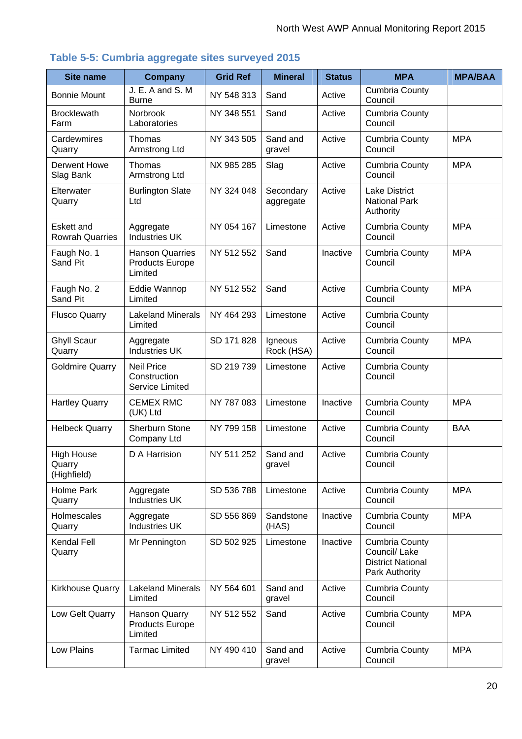### Table 5-5: Cumbria aggregate sites surveyed 2015

| Site name | Company | Grid Ref | Mineral | Status | MPA | MPA/BAA |
|---|---|---|---|---|---|---|
| Bonnie Mount | J. E. A and S. M Burne | NY 548 313 | Sand | Active | Cumbria County Council | |
| Brocklewath Farm | Norbrook Laboratories | NY 348 551 | Sand | Active | Cumbria County Council | |
| Cardewmires Quarry | Thomas Armstrong Ltd | NY 343 505 | Sand and gravel | Active | Cumbria County Council | MPA |
| Derwent Howe Slag Bank | Thomas Armstrong Ltd | NX 985 285 | Slag | Active | Cumbria County Council | MPA |
| Elterwater Quarry | Burlington Slate Ltd | NY 324 048 | Secondary aggregate | Active | Lake District National Park Authority | |
| Eskett and Rowrah Quarries | Aggregate Industries UK | NY 054 167 | Limestone | Active | Cumbria County Council | MPA |
| Faugh No. 1 Sand Pit | Hanson Quarries Products Europe Limited | NY 512 552 | Sand | Inactive | Cumbria County Council | MPA |
| Faugh No. 2 Sand Pit | Eddie Wannop Limited | NY 512 552 | Sand | Active | Cumbria County Council | MPA |
| Flusco Quarry | Lakeland Minerals Limited | NY 464 293 | Limestone | Active | Cumbria County Council | |
| Ghyll Scaur Quarry | Aggregate Industries UK | SD 171 828 | Igneous Rock (HSA) | Active | Cumbria County Council | MPA |
| Goldmire Quarry | Neil Price Construction Service Limited | SD 219 739 | Limestone | Active | Cumbria County Council | |
| Hartley Quarry | CEMEX RMC (UK) Ltd | NY 787 083 | Limestone | Inactive | Cumbria County Council | MPA |
| Helbeck Quarry | Sherburn Stone Company Ltd | NY 799 158 | Limestone | Active | Cumbria County Council | BAA |
| High House Quarry (Highfield) | D A Harrision | NY 511 252 | Sand and gravel | Active | Cumbria County Council | |
| Holme Park Quarry | Aggregate Industries UK | SD 536 788 | Limestone | Active | Cumbria County Council | MPA |
| Holmescales Quarry | Aggregate Industries UK | SD 556 869 | Sandstone (HAS) | Inactive | Cumbria County Council | MPA |
| Kendal Fell Quarry | Mr Pennington | SD 502 925 | Limestone | Inactive | Cumbria County Council/ Lake District National Park Authority | |
| Kirkhouse Quarry | Lakeland Minerals Limited | NY 564 601 | Sand and gravel | Active | Cumbria County Council | |
| Low Gelt Quarry | Hanson Quarry Products Europe Limited | NY 512 552 | Sand | Active | Cumbria County Council | MPA |
| Low Plains | Tarmac Limited | NY 490 410 | Sand and gravel | Active | Cumbria County Council | MPA |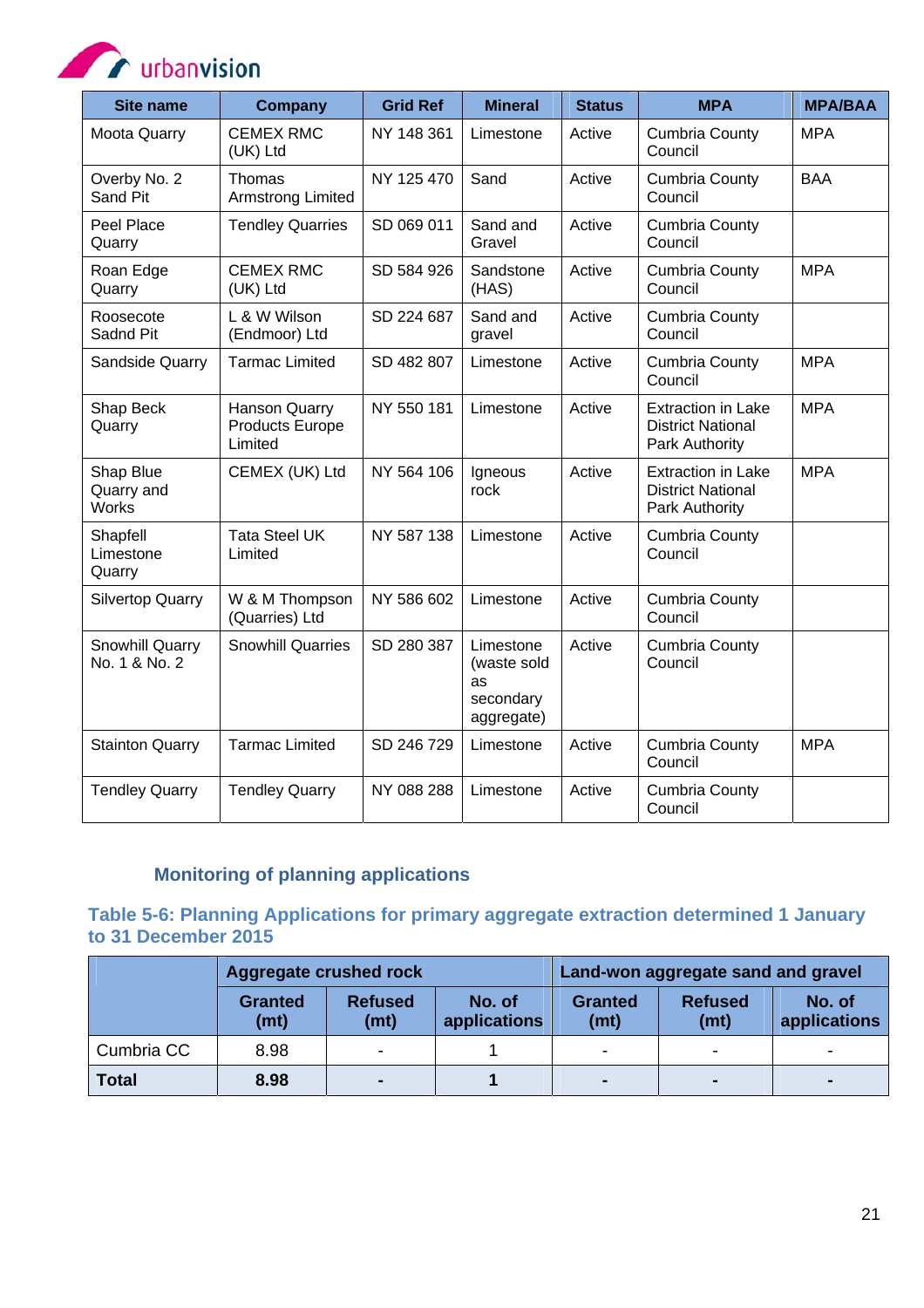| Site name | Company | Grid Ref | Mineral | Status | MPA | MPA/BAA |
|---|---|---|---|---|---|---|
| Moota Quarry | CEMEX RMC (UK) Ltd | NY 148 361 | Limestone | Active | Cumbria County Council | MPA |
| Overby No. 2 Sand Pit | Thomas Armstrong Limited | NY 125 470 | Sand | Active | Cumbria County Council | BAA |
| Peel Place Quarry | Tendley Quarries | SD 069 011 | Sand and Gravel | Active | Cumbria County Council | |
| Roan Edge Quarry | CEMEX RMC (UK) Ltd | SD 584 926 | Sandstone (HAS) | Active | Cumbria County Council | MPA |
| Roosecote Sadnd Pit | L & W Wilson (Endmoor) Ltd | SD 224 687 | Sand and gravel | Active | Cumbria County Council | |
| Sandside Quarry | Tarmac Limited | SD 482 807 | Limestone | Active | Cumbria County Council | MPA |
| Shap Beck Quarry | Hanson Quarry Products Europe Limited | NY 550 181 | Limestone | Active | Extraction in Lake District National Park Authority | MPA |
| Shap Blue Quarry and Works | CEMEX (UK) Ltd | NY 564 106 | Igneous rock | Active | Extraction in Lake District National Park Authority | MPA |
| Shapfell Limestone Quarry | Tata Steel UK Limited | NY 587 138 | Limestone | Active | Cumbria County Council | |
| Silvertop Quarry | W & M Thompson (Quarries) Ltd | NY 586 602 | Limestone | Active | Cumbria County Council | |
| Snowhill Quarry No. 1 & No. 2 | Snowhill Quarries | SD 280 387 | Limestone (waste sold as secondary aggregate) | Active | Cumbria County Council | |
| Stainton Quarry | Tarmac Limited | SD 246 729 | Limestone | Active | Cumbria County Council | MPA |
| Tendley Quarry | Tendley Quarry | NY 088 288 | Limestone | Active | Cumbria County Council | |

### Monitoring of planning applications

**Table 5-6: Planning Applications for primary aggregate extraction determined 1 January to 31 December 2015**

| | Aggregate crushed rock | | | Land-won aggregate sand and gravel | | |
|---|---|---|---|---|---|---|
| | Granted (mt) | Refused (mt) | No. of applications | Granted (mt) | Refused (mt) | No. of applications |
| Cumbria CC | 8.98 | - | 1 | - | - | - |
| **Total** | **8.98** | **-** | **1** | **-** | **-** | **-** |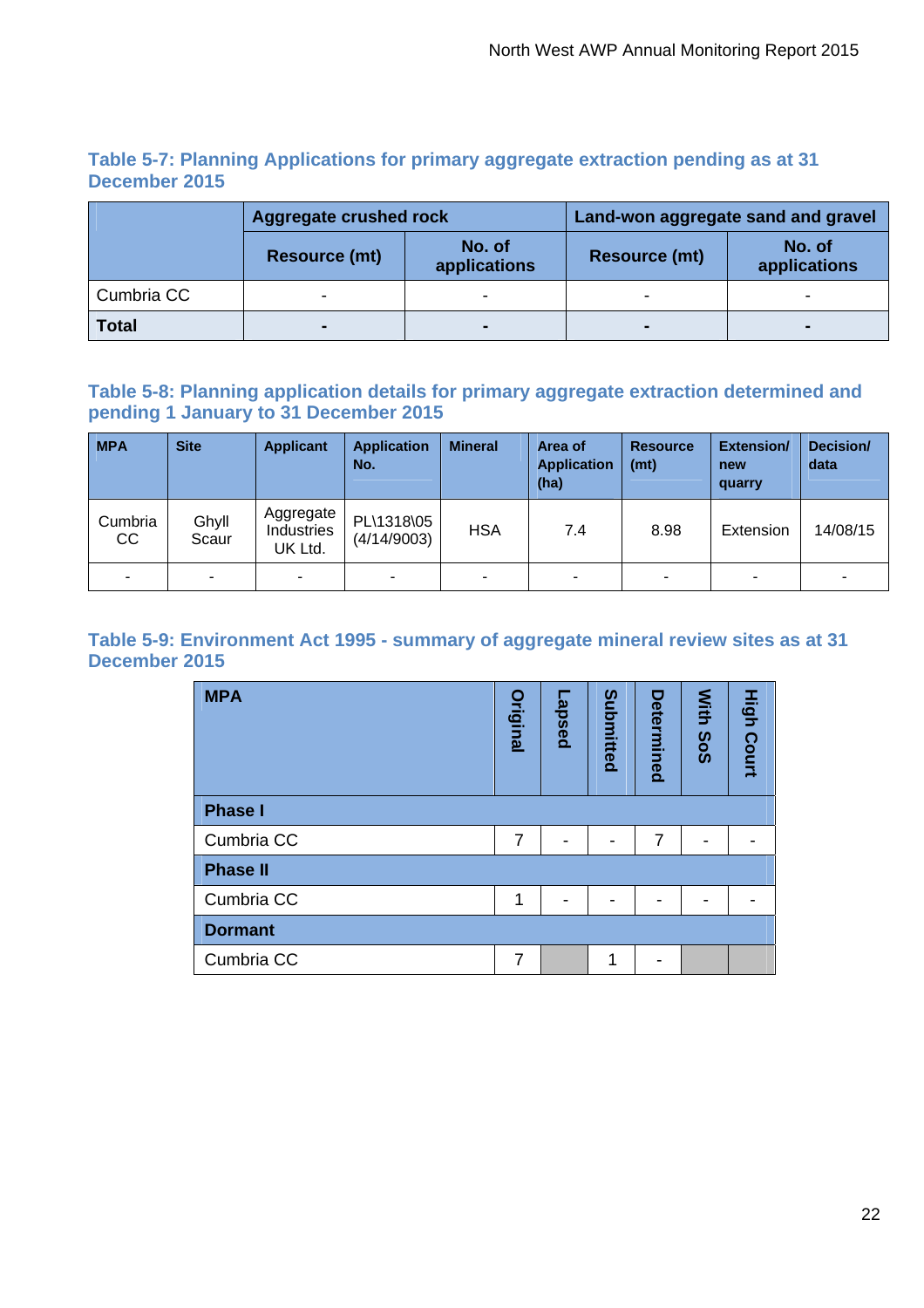### Table 5-7: Planning Applications for primary aggregate extraction pending as at 31 December 2015

| | Aggregate crushed rock | | Land-won aggregate sand and gravel | |
|---|---|---|---|---|
| | Resource (mt) | No. of applications | Resource (mt) | No. of applications |
| Cumbria CC | - | - | - | - |
| **Total** | **-** | **-** | **-** | **-** |

### Table 5-8: Planning application details for primary aggregate extraction determined and pending 1 January to 31 December 2015

| MPA | Site | Applicant | Application No. | Mineral | Area of Application (ha) | Resource (mt) | Extension/ new quarry | Decision/ data |
|---|---|---|---|---|---|---|---|---|
| Cumbria CC | Ghyll Scaur | Aggregate Industries UK Ltd. | PL\1318\05 (4/14/9003) | HSA | 7.4 | 8.98 | Extension | 14/08/15 |
| - | - | - | - | - | - | - | - | - |

### Table 5-9: Environment Act 1995 - summary of aggregate mineral review sites as at 31 December 2015

| MPA | Original | Lapsed | Submitted | Determined | With SoS | High Court |
|---|---|---|---|---|---|---|
| **Phase I** | | | | | | |
| Cumbria CC | 7 | - | - | 7 | - | - |
| **Phase II** | | | | | | |
| Cumbria CC | 1 | - | - | - | - | - |
| **Dormant** | | | | | | |
| Cumbria CC | 7 | | 1 | - | | |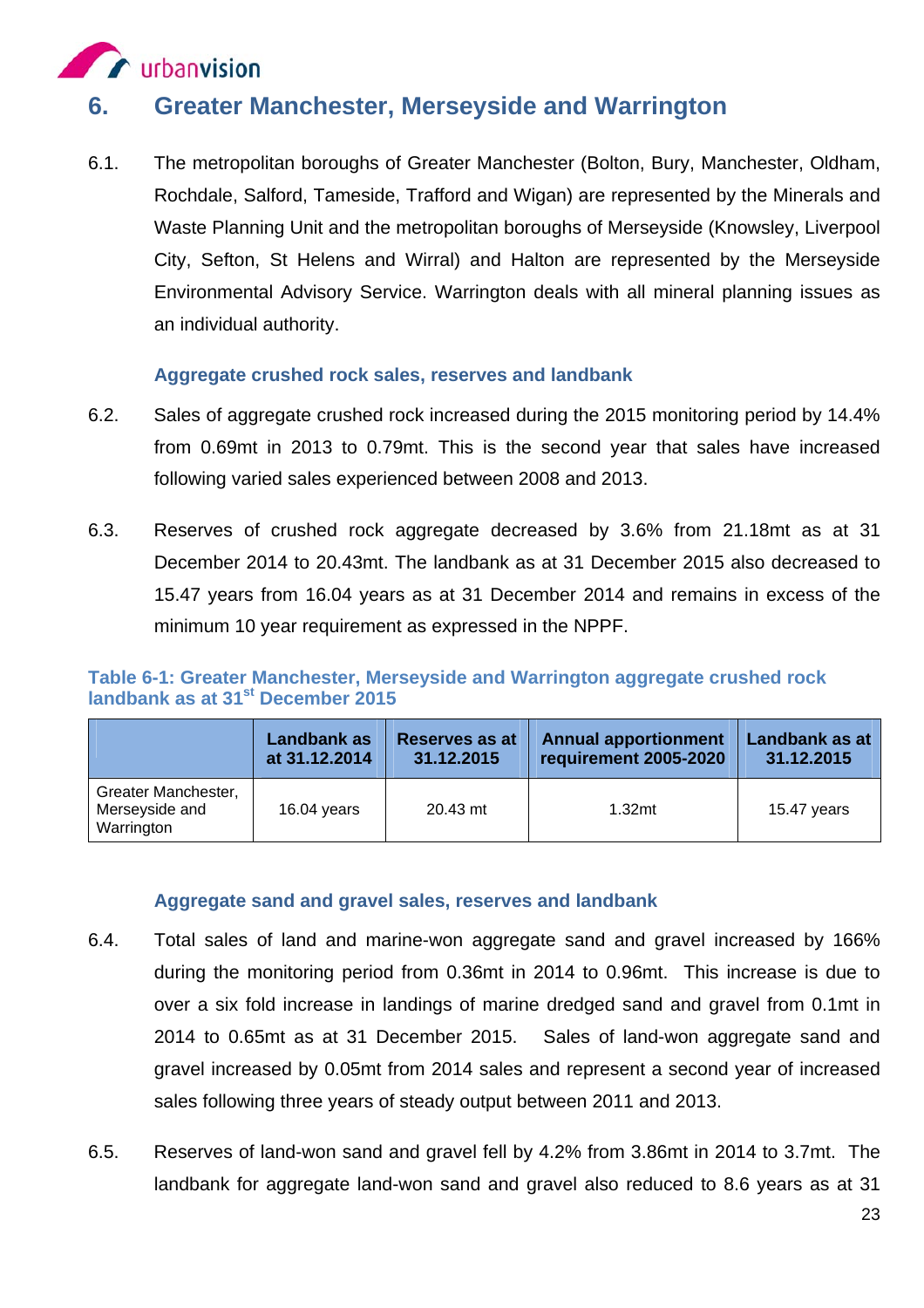# 6. Greater Manchester, Merseyside and Warrington

6.1. The metropolitan boroughs of Greater Manchester (Bolton, Bury, Manchester, Oldham, Rochdale, Salford, Tameside, Trafford and Wigan) are represented by the Minerals and Waste Planning Unit and the metropolitan boroughs of Merseyside (Knowsley, Liverpool City, Sefton, St Helens and Wirral) and Halton are represented by the Merseyside Environmental Advisory Service. Warrington deals with all mineral planning issues as an individual authority.

### Aggregate crushed rock sales, reserves and landbank

6.2. Sales of aggregate crushed rock increased during the 2015 monitoring period by 14.4% from 0.69mt in 2013 to 0.79mt. This is the second year that sales have increased following varied sales experienced between 2008 and 2013.

6.3. Reserves of crushed rock aggregate decreased by 3.6% from 21.18mt as at 31 December 2014 to 20.43mt. The landbank as at 31 December 2015 also decreased to 15.47 years from 16.04 years as at 31 December 2014 and remains in excess of the minimum 10 year requirement as expressed in the NPPF.

**Table 6-1: Greater Manchester, Merseyside and Warrington aggregate crushed rock landbank as at 31st December 2015**

| | Landbank as at 31.12.2014 | Reserves as at 31.12.2015 | Annual apportionment requirement 2005-2020 | Landbank as at 31.12.2015 |
|---|---|---|---|---|
| Greater Manchester, Merseyside and Warrington | 16.04 years | 20.43 mt | 1.32mt | 15.47 years |

### Aggregate sand and gravel sales, reserves and landbank

6.4. Total sales of land and marine-won aggregate sand and gravel increased by 166% during the monitoring period from 0.36mt in 2014 to 0.96mt. This increase is due to over a six fold increase in landings of marine dredged sand and gravel from 0.1mt in 2014 to 0.65mt as at 31 December 2015. Sales of land-won aggregate sand and gravel increased by 0.05mt from 2014 sales and represent a second year of increased sales following three years of steady output between 2011 and 2013.

6.5. Reserves of land-won sand and gravel fell by 4.2% from 3.86mt in 2014 to 3.7mt. The landbank for aggregate land-won sand and gravel also reduced to 8.6 years as at 31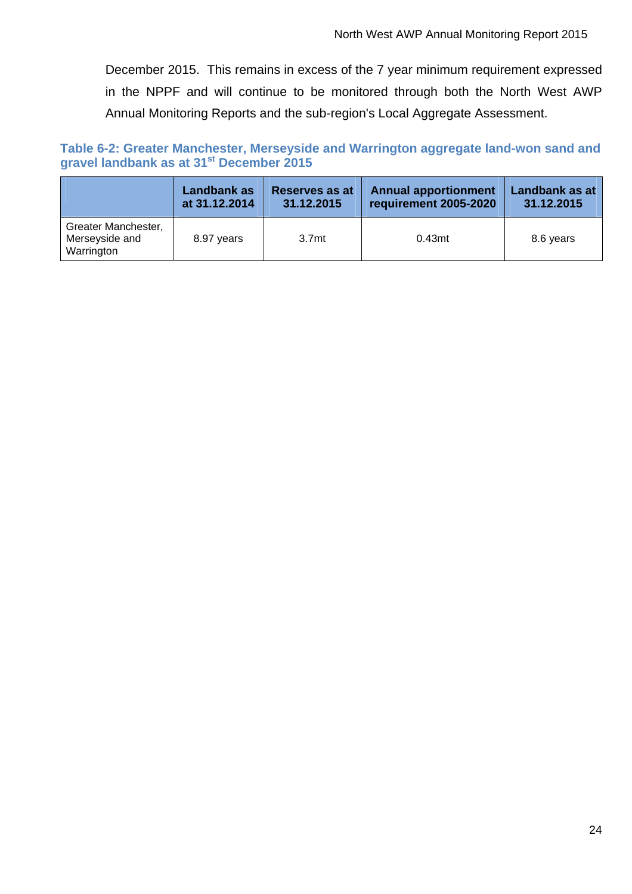December 2015. This remains in excess of the 7 year minimum requirement expressed in the NPPF and will continue to be monitored through both the North West AWP Annual Monitoring Reports and the sub-region's Local Aggregate Assessment.

**Table 6-2: Greater Manchester, Merseyside and Warrington aggregate land-won sand and gravel landbank as at 31st December 2015**

| | Landbank as at 31.12.2014 | Reserves as at 31.12.2015 | Annual apportionment requirement 2005-2020 | Landbank as at 31.12.2015 |
|---|---|---|---|---|
| Greater Manchester, Merseyside and Warrington | 8.97 years | 3.7mt | 0.43mt | 8.6 years |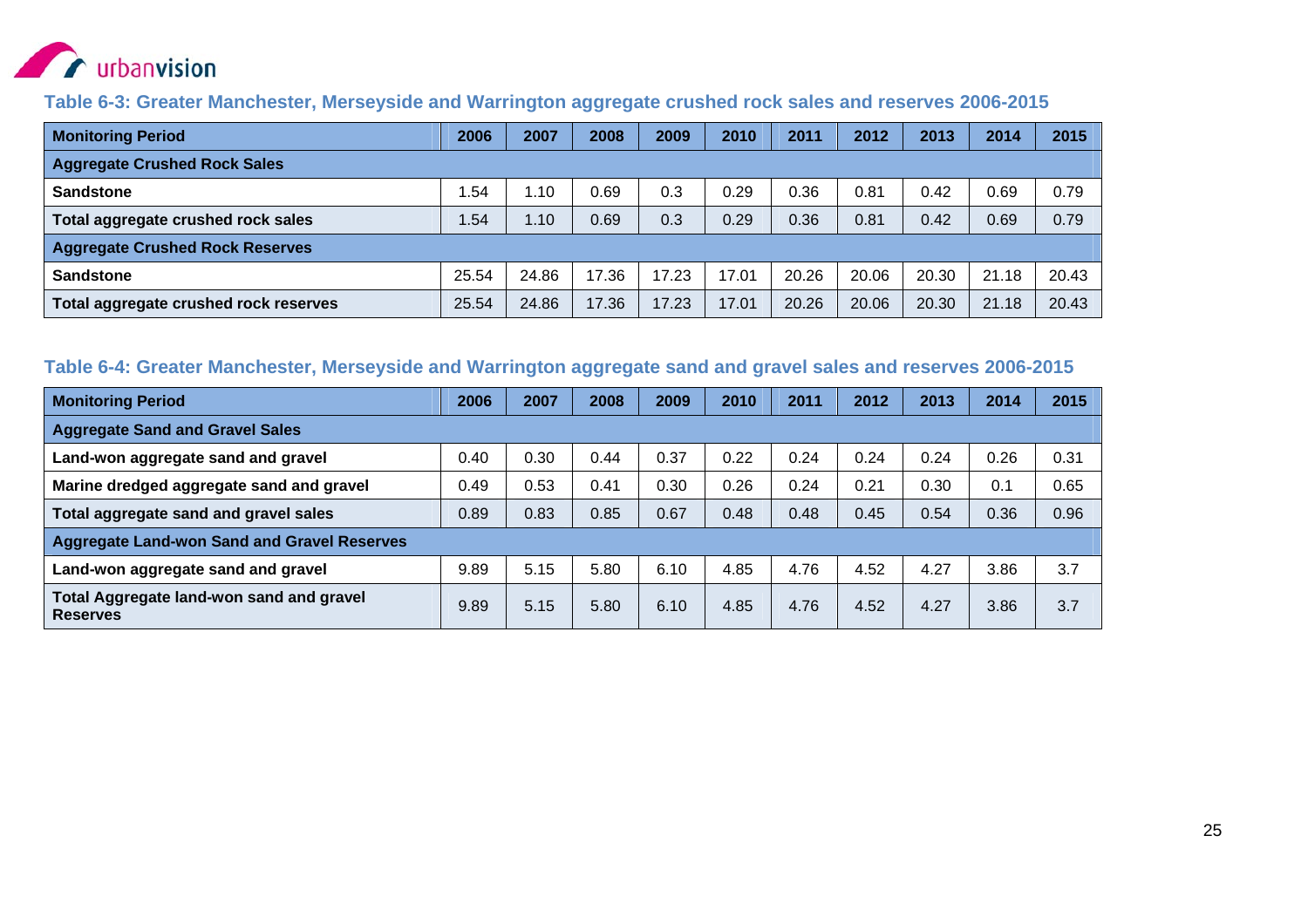**Table 6-3: Greater Manchester, Merseyside and Warrington aggregate crushed rock sales and reserves 2006-2015**

| Monitoring Period | 2006 | 2007 | 2008 | 2009 | 2010 | 2011 | 2012 | 2013 | 2014 | 2015 |
|---|---|---|---|---|---|---|---|---|---|---|
| **Aggregate Crushed Rock Sales** | | | | | | | | | | |
| **Sandstone** | 1.54 | 1.10 | 0.69 | 0.3 | 0.29 | 0.36 | 0.81 | 0.42 | 0.69 | 0.79 |
| **Total aggregate crushed rock sales** | 1.54 | 1.10 | 0.69 | 0.3 | 0.29 | 0.36 | 0.81 | 0.42 | 0.69 | 0.79 |
| **Aggregate Crushed Rock Reserves** | | | | | | | | | | |
| **Sandstone** | 25.54 | 24.86 | 17.36 | 17.23 | 17.01 | 20.26 | 20.06 | 20.30 | 21.18 | 20.43 |
| **Total aggregate crushed rock reserves** | 25.54 | 24.86 | 17.36 | 17.23 | 17.01 | 20.26 | 20.06 | 20.30 | 21.18 | 20.43 |

**Table 6-4: Greater Manchester, Merseyside and Warrington aggregate sand and gravel sales and reserves 2006-2015**

| Monitoring Period | 2006 | 2007 | 2008 | 2009 | 2010 | 2011 | 2012 | 2013 | 2014 | 2015 |
|---|---|---|---|---|---|---|---|---|---|---|
| **Aggregate Sand and Gravel Sales** | | | | | | | | | | |
| **Land-won aggregate sand and gravel** | 0.40 | 0.30 | 0.44 | 0.37 | 0.22 | 0.24 | 0.24 | 0.24 | 0.26 | 0.31 |
| **Marine dredged aggregate sand and gravel** | 0.49 | 0.53 | 0.41 | 0.30 | 0.26 | 0.24 | 0.21 | 0.30 | 0.1 | 0.65 |
| **Total aggregate sand and gravel sales** | 0.89 | 0.83 | 0.85 | 0.67 | 0.48 | 0.48 | 0.45 | 0.54 | 0.36 | 0.96 |
| **Aggregate Land-won Sand and Gravel Reserves** | | | | | | | | | | |
| **Land-won aggregate sand and gravel** | 9.89 | 5.15 | 5.80 | 6.10 | 4.85 | 4.76 | 4.52 | 4.27 | 3.86 | 3.7 |
| **Total Aggregate land-won sand and gravel Reserves** | 9.89 | 5.15 | 5.80 | 6.10 | 4.85 | 4.76 | 4.52 | 4.27 | 3.86 | 3.7 |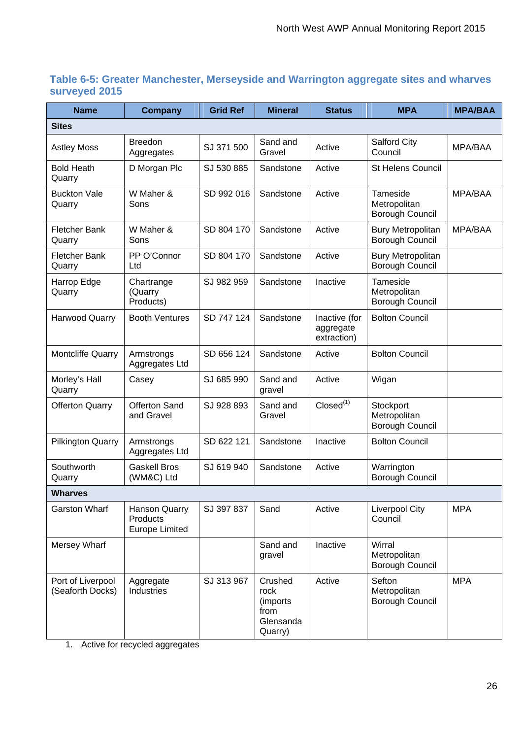### Table 6-5: Greater Manchester, Merseyside and Warrington aggregate sites and wharves surveyed 2015

| Name | Company | Grid Ref | Mineral | Status | MPA | MPA/BAA |
|---|---|---|---|---|---|---|
| **Sites** | | | | | | |
| Astley Moss | Breedon Aggregates | SJ 371 500 | Sand and Gravel | Active | Salford City Council | MPA/BAA |
| Bold Heath Quarry | D Morgan Plc | SJ 530 885 | Sandstone | Active | St Helens Council | |
| Buckton Vale Quarry | W Maher & Sons | SD 992 016 | Sandstone | Active | Tameside Metropolitan Borough Council | MPA/BAA |
| Fletcher Bank Quarry | W Maher & Sons | SD 804 170 | Sandstone | Active | Bury Metropolitan Borough Council | MPA/BAA |
| Fletcher Bank Quarry | PP O'Connor Ltd | SD 804 170 | Sandstone | Active | Bury Metropolitan Borough Council | |
| Harrop Edge Quarry | Chartrange (Quarry Products) | SJ 982 959 | Sandstone | Inactive | Tameside Metropolitan Borough Council | |
| Harwood Quarry | Booth Ventures | SD 747 124 | Sandstone | Inactive (for aggregate extraction) | Bolton Council | |
| Montcliffe Quarry | Armstrongs Aggregates Ltd | SD 656 124 | Sandstone | Active | Bolton Council | |
| Morley's Hall Quarry | Casey | SJ 685 990 | Sand and gravel | Active | Wigan | |
| Offerton Quarry | Offerton Sand and Gravel | SJ 928 893 | Sand and Gravel | Closed(1) | Stockport Metropolitan Borough Council | |
| Pilkington Quarry | Armstrongs Aggregates Ltd | SD 622 121 | Sandstone | Inactive | Bolton Council | |
| Southworth Quarry | Gaskell Bros (WM&C) Ltd | SJ 619 940 | Sandstone | Active | Warrington Borough Council | |
| **Wharves** | | | | | | |
| Garston Wharf | Hanson Quarry Products Europe Limited | SJ 397 837 | Sand | Active | Liverpool City Council | MPA |
| Mersey Wharf | | | Sand and gravel | Inactive | Wirral Metropolitan Borough Council | |
| Port of Liverpool (Seaforth Docks) | Aggregate Industries | SJ 313 967 | Crushed rock (imports from Glensanda Quarry) | Active | Sefton Metropolitan Borough Council | MPA |

1. Active for recycled aggregates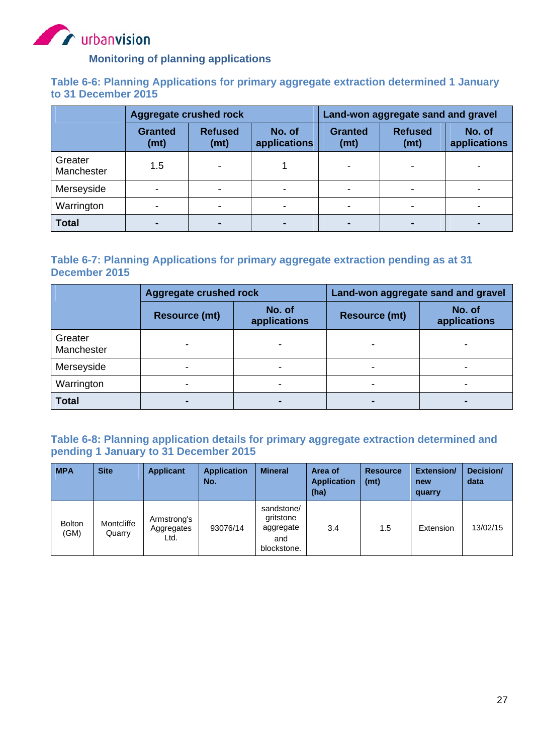### Monitoring of planning applications

**Table 6-6: Planning Applications for primary aggregate extraction determined 1 January to 31 December 2015**

| | Aggregate crushed rock | | | Land-won aggregate sand and gravel | | |
|---|---|---|---|---|---|---|
| | Granted (mt) | Refused (mt) | No. of applications | Granted (mt) | Refused (mt) | No. of applications |
| Greater Manchester | 1.5 | - | 1 | - | - | - |
| Merseyside | - | - | - | - | - | - |
| Warrington | - | - | - | - | - | - |
| **Total** | **-** | **-** | **-** | **-** | **-** | **-** |

**Table 6-7: Planning Applications for primary aggregate extraction pending as at 31 December 2015**

| | Aggregate crushed rock | | Land-won aggregate sand and gravel | |
|---|---|---|---|---|
| | Resource (mt) | No. of applications | Resource (mt) | No. of applications |
| Greater Manchester | - | - | - | - |
| Merseyside | - | - | - | - |
| Warrington | - | - | - | - |
| **Total** | **-** | **-** | **-** | **-** |

**Table 6-8: Planning application details for primary aggregate extraction determined and pending 1 January to 31 December 2015**

| MPA | Site | Applicant | Application No. | Mineral | Area of Application (ha) | Resource (mt) | Extension/ new quarry | Decision/ data |
|---|---|---|---|---|---|---|---|---|
| Bolton (GM) | Montcliffe Quarry | Armstrong's Aggregates Ltd. | 93076/14 | sandstone/ gritstone aggregate and blockstone. | 3.4 | 1.5 | Extension | 13/02/15 |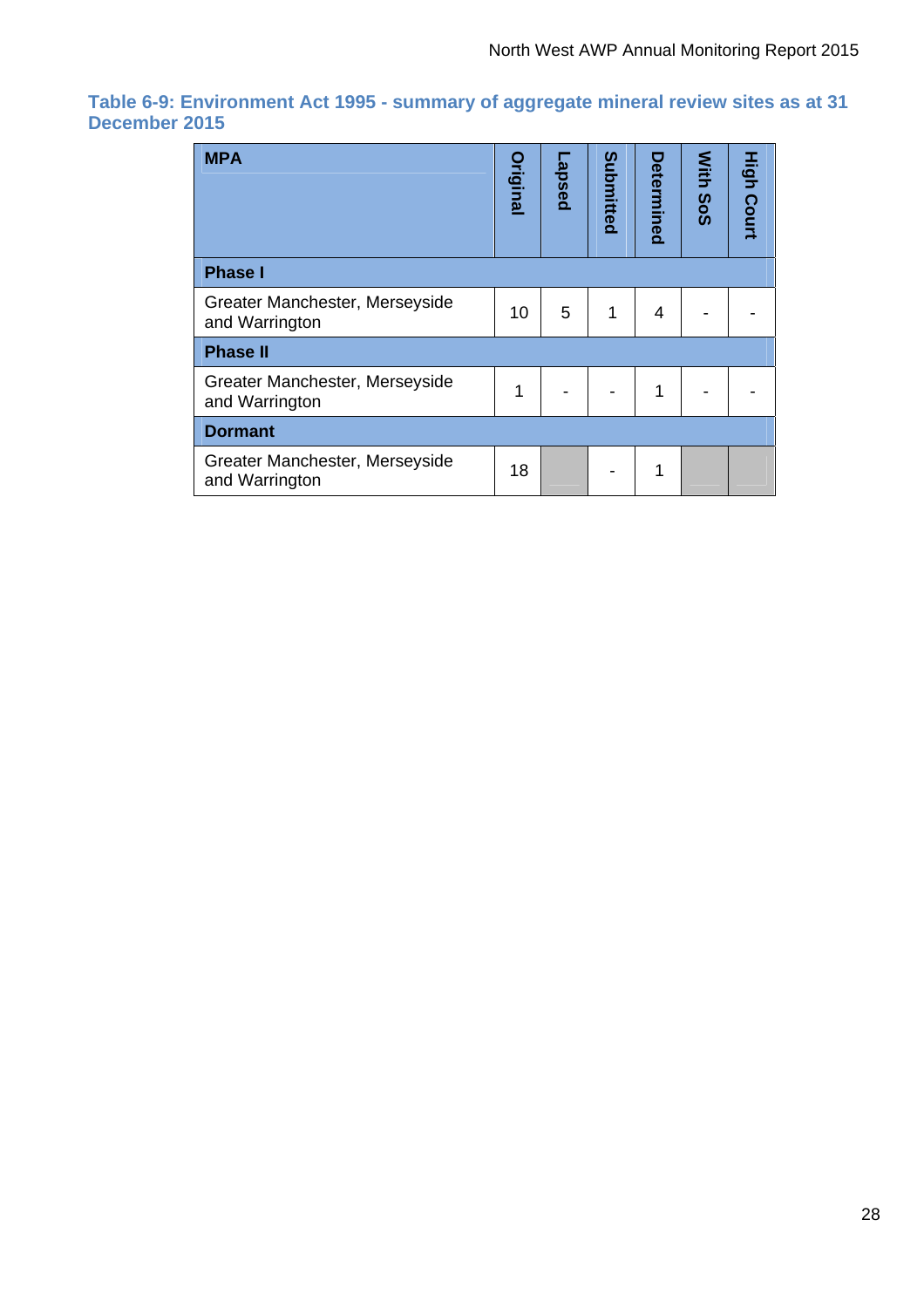**Table 6-9: Environment Act 1995 - summary of aggregate mineral review sites as at 31 December 2015**

| MPA | Original | Lapsed | Submitted | Determined | With SoS | High Court |
|---|---|---|---|---|---|---|
| **Phase I** | | | | | | |
| Greater Manchester, Merseyside and Warrington | 10 | 5 | 1 | 4 | - | - |
| **Phase II** | | | | | | |
| Greater Manchester, Merseyside and Warrington | 1 | - | - | 1 | - | - |
| **Dormant** | | | | | | |
| Greater Manchester, Merseyside and Warrington | 18 | | - | 1 | | |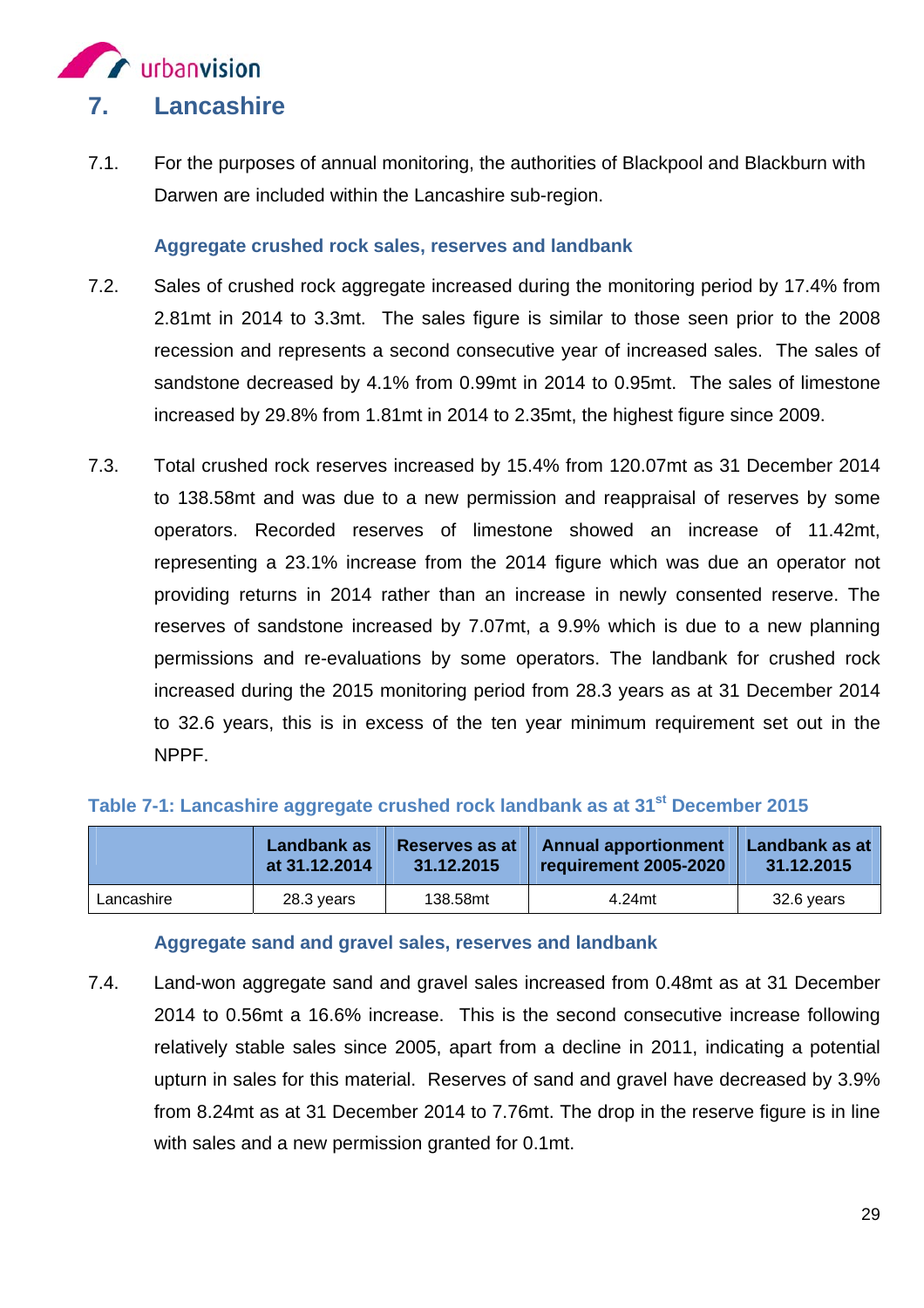# 7. Lancashire

7.1. For the purposes of annual monitoring, the authorities of Blackpool and Blackburn with Darwen are included within the Lancashire sub-region.

### Aggregate crushed rock sales, reserves and landbank

7.2. Sales of crushed rock aggregate increased during the monitoring period by 17.4% from 2.81mt in 2014 to 3.3mt. The sales figure is similar to those seen prior to the 2008 recession and represents a second consecutive year of increased sales. The sales of sandstone decreased by 4.1% from 0.99mt in 2014 to 0.95mt. The sales of limestone increased by 29.8% from 1.81mt in 2014 to 2.35mt, the highest figure since 2009.

7.3. Total crushed rock reserves increased by 15.4% from 120.07mt as 31 December 2014 to 138.58mt and was due to a new permission and reappraisal of reserves by some operators. Recorded reserves of limestone showed an increase of 11.42mt, representing a 23.1% increase from the 2014 figure which was due an operator not providing returns in 2014 rather than an increase in newly consented reserve. The reserves of sandstone increased by 7.07mt, a 9.9% which is due to a new planning permissions and re-evaluations by some operators. The landbank for crushed rock increased during the 2015 monitoring period from 28.3 years as at 31 December 2014 to 32.6 years, this is in excess of the ten year minimum requirement set out in the NPPF.

**Table 7-1: Lancashire aggregate crushed rock landbank as at 31st December 2015**

| | Landbank as at 31.12.2014 | Reserves as at 31.12.2015 | Annual apportionment requirement 2005-2020 | Landbank as at 31.12.2015 |
|---|---|---|---|---|
| Lancashire | 28.3 years | 138.58mt | 4.24mt | 32.6 years |

### Aggregate sand and gravel sales, reserves and landbank

7.4. Land-won aggregate sand and gravel sales increased from 0.48mt as at 31 December 2014 to 0.56mt a 16.6% increase. This is the second consecutive increase following relatively stable sales since 2005, apart from a decline in 2011, indicating a potential upturn in sales for this material. Reserves of sand and gravel have decreased by 3.9% from 8.24mt as at 31 December 2014 to 7.76mt. The drop in the reserve figure is in line with sales and a new permission granted for 0.1mt.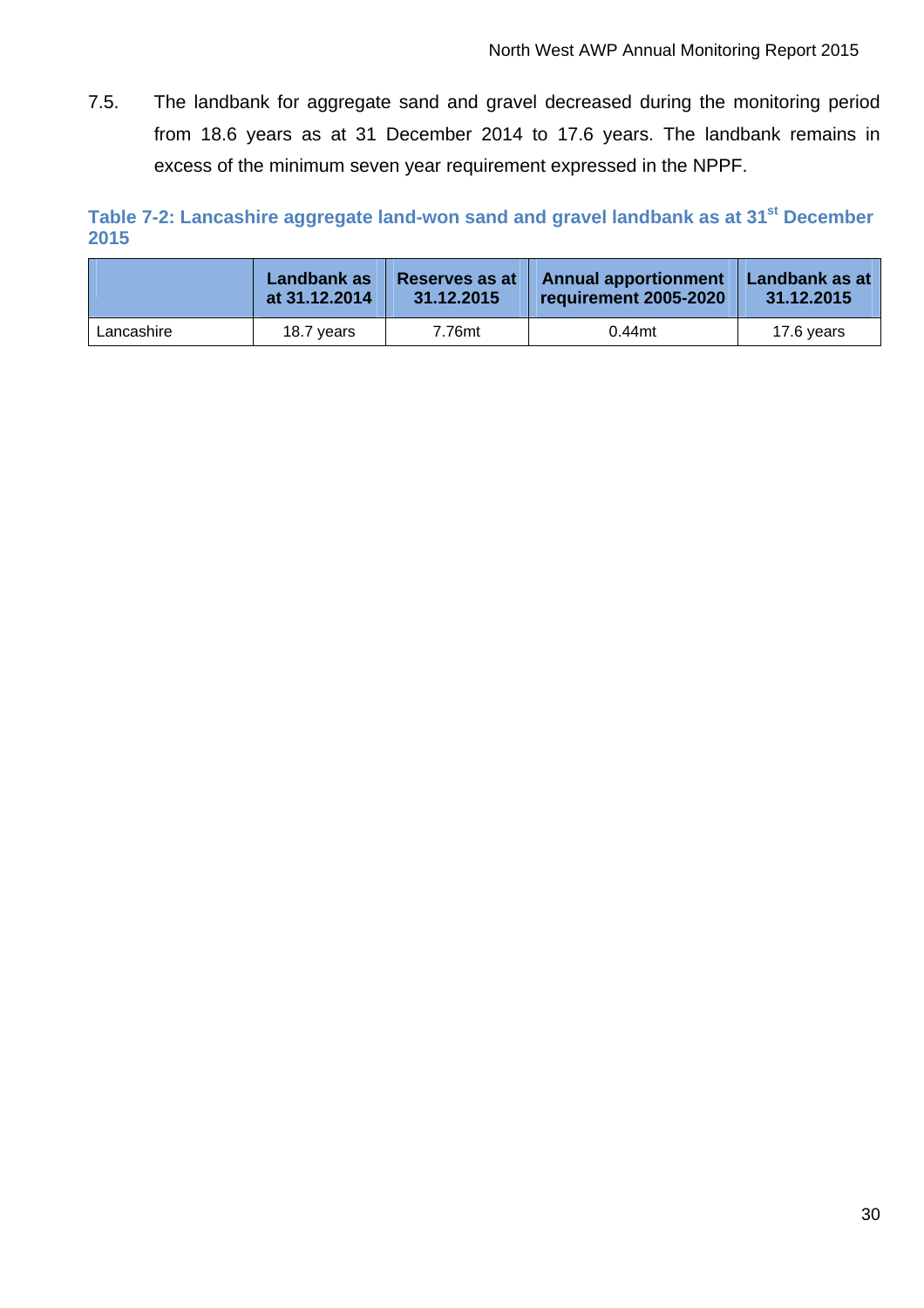7.5. The landbank for aggregate sand and gravel decreased during the monitoring period from 18.6 years as at 31 December 2014 to 17.6 years. The landbank remains in excess of the minimum seven year requirement expressed in the NPPF.

**Table 7-2: Lancashire aggregate land-won sand and gravel landbank as at 31st December 2015**

| | Landbank as at 31.12.2014 | Reserves as at 31.12.2015 | Annual apportionment requirement 2005-2020 | Landbank as at 31.12.2015 |
|---|---|---|---|---|
| Lancashire | 18.7 years | 7.76mt | 0.44mt | 17.6 years |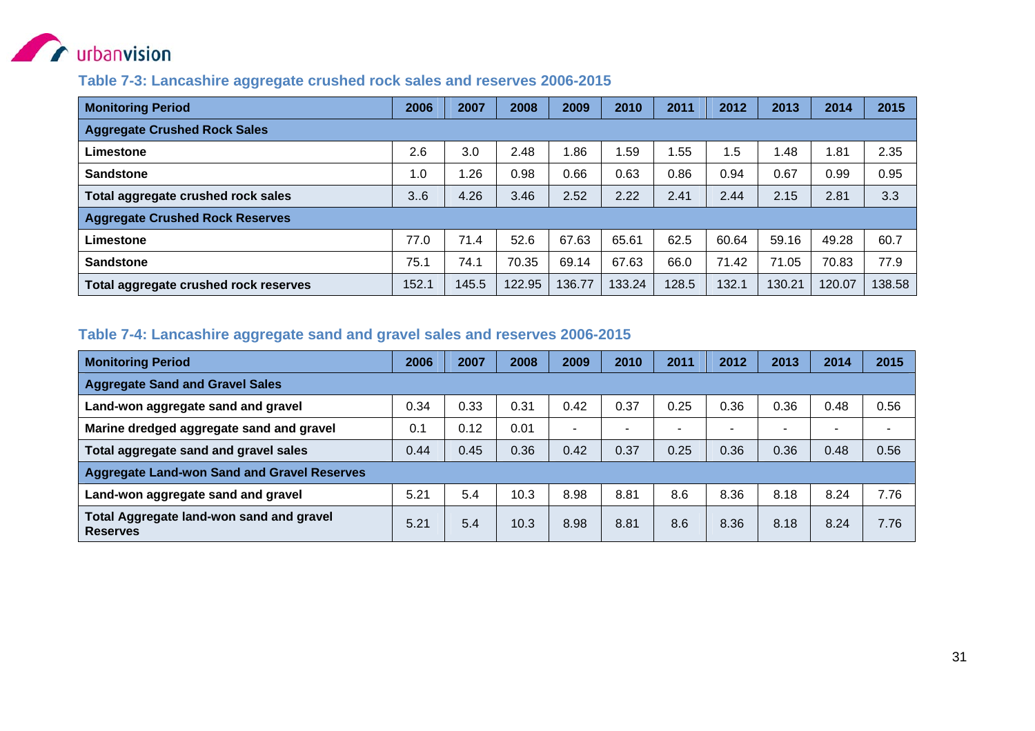### Table 7-3: Lancashire aggregate crushed rock sales and reserves 2006-2015

| Monitoring Period | 2006 | 2007 | 2008 | 2009 | 2010 | 2011 | 2012 | 2013 | 2014 | 2015 |
|---|---|---|---|---|---|---|---|---|---|---|
| **Aggregate Crushed Rock Sales** | | | | | | | | | | |
| **Limestone** | 2.6 | 3.0 | 2.48 | 1.86 | 1.59 | 1.55 | 1.5 | 1.48 | 1.81 | 2.35 |
| **Sandstone** | 1.0 | 1.26 | 0.98 | 0.66 | 0.63 | 0.86 | 0.94 | 0.67 | 0.99 | 0.95 |
| **Total aggregate crushed rock sales** | 3..6 | 4.26 | 3.46 | 2.52 | 2.22 | 2.41 | 2.44 | 2.15 | 2.81 | 3.3 |
| **Aggregate Crushed Rock Reserves** | | | | | | | | | | |
| **Limestone** | 77.0 | 71.4 | 52.6 | 67.63 | 65.61 | 62.5 | 60.64 | 59.16 | 49.28 | 60.7 |
| **Sandstone** | 75.1 | 74.1 | 70.35 | 69.14 | 67.63 | 66.0 | 71.42 | 71.05 | 70.83 | 77.9 |
| **Total aggregate crushed rock reserves** | 152.1 | 145.5 | 122.95 | 136.77 | 133.24 | 128.5 | 132.1 | 130.21 | 120.07 | 138.58 |

### Table 7-4: Lancashire aggregate sand and gravel sales and reserves 2006-2015

| Monitoring Period | 2006 | 2007 | 2008 | 2009 | 2010 | 2011 | 2012 | 2013 | 2014 | 2015 |
|---|---|---|---|---|---|---|---|---|---|---|
| **Aggregate Sand and Gravel Sales** | | | | | | | | | | |
| **Land-won aggregate sand and gravel** | 0.34 | 0.33 | 0.31 | 0.42 | 0.37 | 0.25 | 0.36 | 0.36 | 0.48 | 0.56 |
| **Marine dredged aggregate sand and gravel** | 0.1 | 0.12 | 0.01 | - | - | - | - | - | - | - |
| **Total aggregate sand and gravel sales** | 0.44 | 0.45 | 0.36 | 0.42 | 0.37 | 0.25 | 0.36 | 0.36 | 0.48 | 0.56 |
| **Aggregate Land-won Sand and Gravel Reserves** | | | | | | | | | | |
| **Land-won aggregate sand and gravel** | 5.21 | 5.4 | 10.3 | 8.98 | 8.81 | 8.6 | 8.36 | 8.18 | 8.24 | 7.76 |
| **Total Aggregate land-won sand and gravel Reserves** | 5.21 | 5.4 | 10.3 | 8.98 | 8.81 | 8.6 | 8.36 | 8.18 | 8.24 | 7.76 |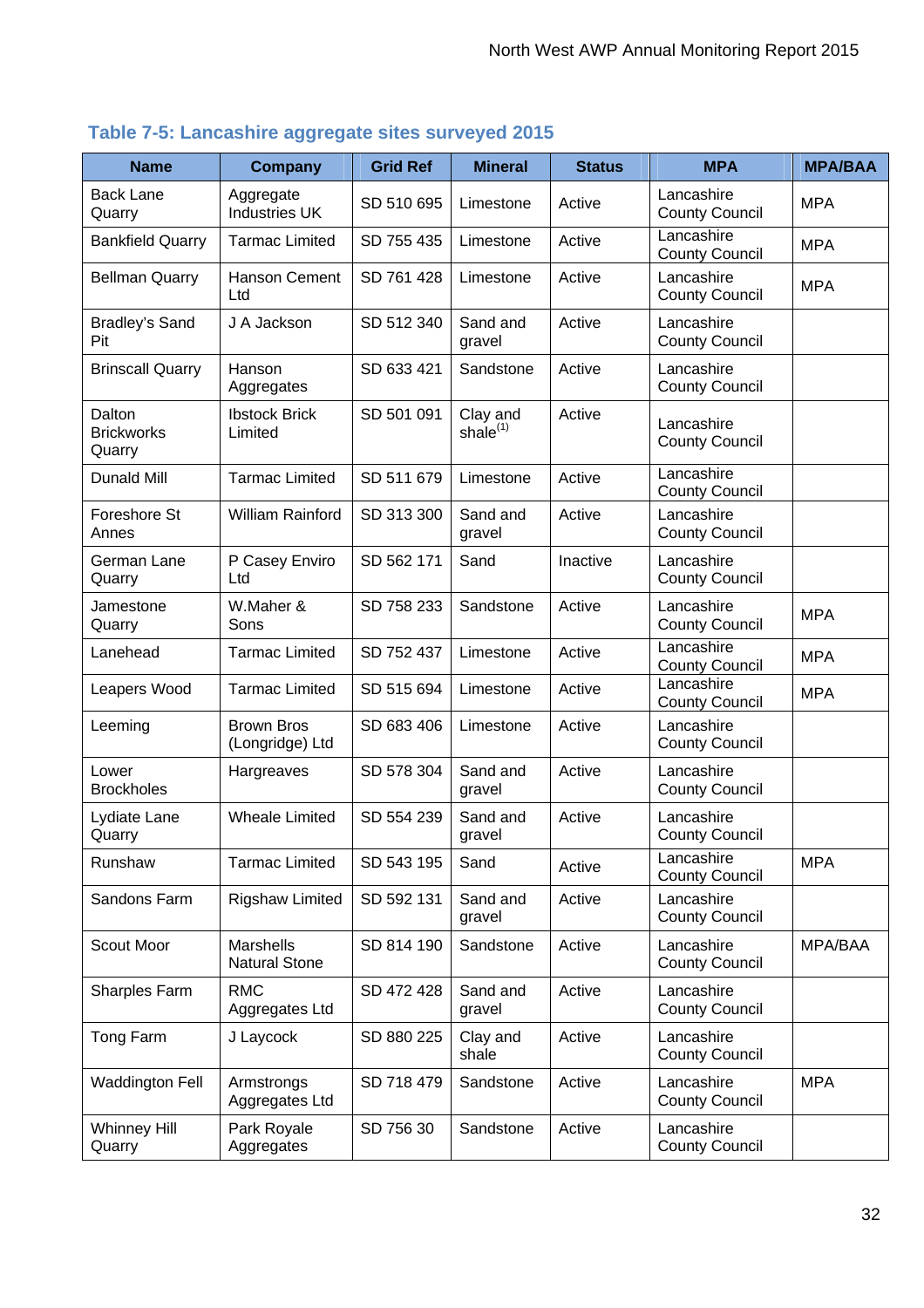### Table 7-5: Lancashire aggregate sites surveyed 2015

| Name | Company | Grid Ref | Mineral | Status | MPA | MPA/BAA |
|---|---|---|---|---|---|---|
| Back Lane Quarry | Aggregate Industries UK | SD 510 695 | Limestone | Active | Lancashire County Council | MPA |
| Bankfield Quarry | Tarmac Limited | SD 755 435 | Limestone | Active | Lancashire County Council | MPA |
| Bellman Quarry | Hanson Cement Ltd | SD 761 428 | Limestone | Active | Lancashire County Council | MPA |
| Bradley's Sand Pit | J A Jackson | SD 512 340 | Sand and gravel | Active | Lancashire County Council | |
| Brinscall Quarry | Hanson Aggregates | SD 633 421 | Sandstone | Active | Lancashire County Council | |
| Dalton Brickworks Quarry | Ibstock Brick Limited | SD 501 091 | Clay and shale[(1)] | Active | Lancashire County Council | |
| Dunald Mill | Tarmac Limited | SD 511 679 | Limestone | Active | Lancashire County Council | |
| Foreshore St Annes | William Rainford | SD 313 300 | Sand and gravel | Active | Lancashire County Council | |
| German Lane Quarry | P Casey Enviro Ltd | SD 562 171 | Sand | Inactive | Lancashire County Council | |
| Jamestone Quarry | W.Maher & Sons | SD 758 233 | Sandstone | Active | Lancashire County Council | MPA |
| Lanehead | Tarmac Limited | SD 752 437 | Limestone | Active | Lancashire County Council | MPA |
| Leapers Wood | Tarmac Limited | SD 515 694 | Limestone | Active | Lancashire County Council | MPA |
| Leeming | Brown Bros (Longridge) Ltd | SD 683 406 | Limestone | Active | Lancashire County Council | |
| Lower Brockholes | Hargreaves | SD 578 304 | Sand and gravel | Active | Lancashire County Council | |
| Lydiate Lane Quarry | Wheale Limited | SD 554 239 | Sand and gravel | Active | Lancashire County Council | |
| Runshaw | Tarmac Limited | SD 543 195 | Sand | Active | Lancashire County Council | MPA |
| Sandons Farm | Rigshaw Limited | SD 592 131 | Sand and gravel | Active | Lancashire County Council | |
| Scout Moor | Marshells Natural Stone | SD 814 190 | Sandstone | Active | Lancashire County Council | MPA/BAA |
| Sharples Farm | RMC Aggregates Ltd | SD 472 428 | Sand and gravel | Active | Lancashire County Council | |
| Tong Farm | J Laycock | SD 880 225 | Clay and shale | Active | Lancashire County Council | |
| Waddington Fell | Armstrongs Aggregates Ltd | SD 718 479 | Sandstone | Active | Lancashire County Council | MPA |
| Whinney Hill Quarry | Park Royale Aggregates | SD 756 30 | Sandstone | Active | Lancashire County Council | |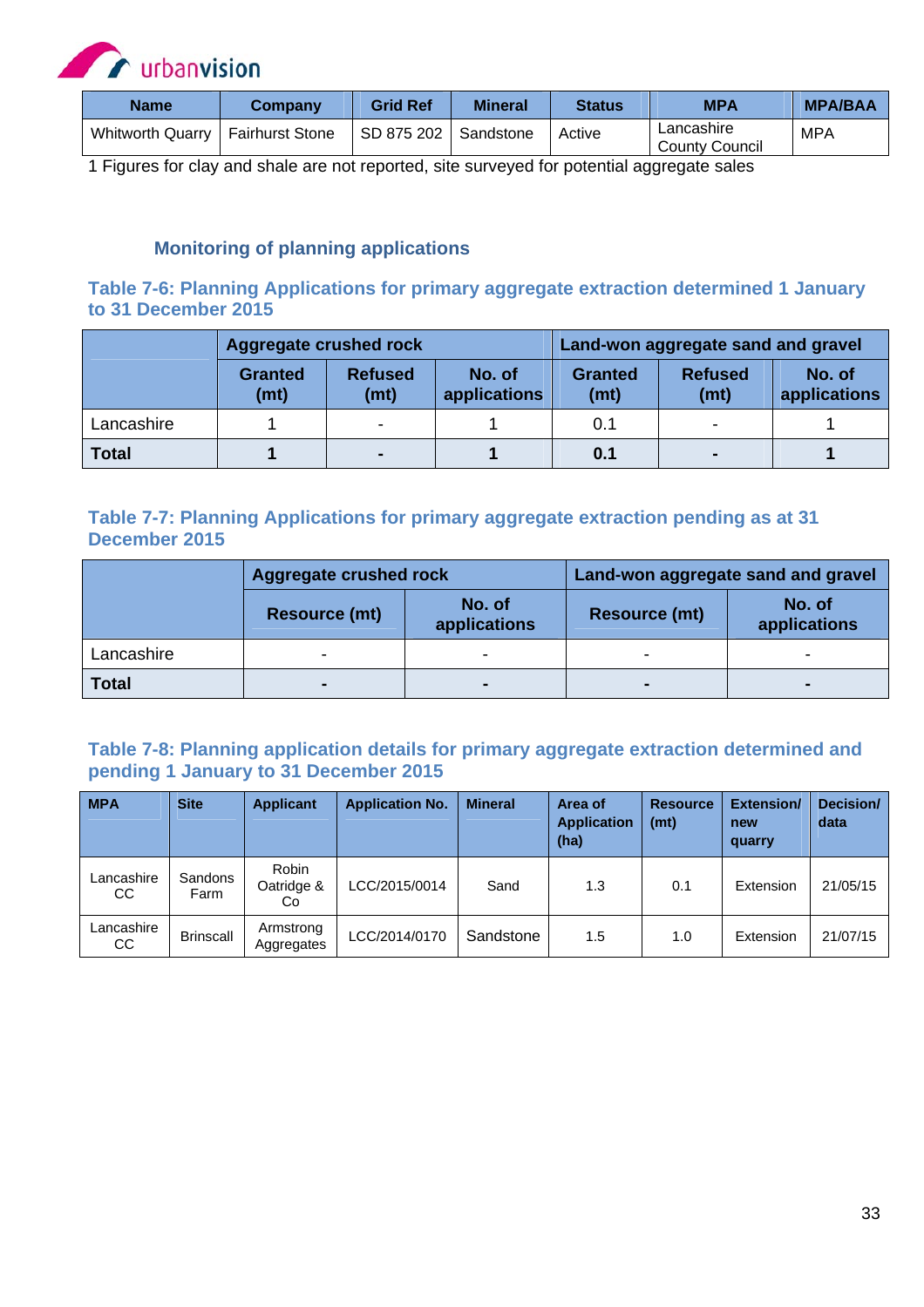| Name | Company | Grid Ref | Mineral | Status | MPA | MPA/BAA |
|---|---|---|---|---|---|---|
| Whitworth Quarry | Fairhurst Stone | SD 875 202 | Sandstone | Active | Lancashire County Council | MPA |

1 Figures for clay and shale are not reported, site surveyed for potential aggregate sales

### Monitoring of planning applications

**Table 7-6: Planning Applications for primary aggregate extraction determined 1 January to 31 December 2015**

| | Aggregate crushed rock | | | Land-won aggregate sand and gravel | | |
|---|---|---|---|---|---|---|
| | Granted (mt) | Refused (mt) | No. of applications | Granted (mt) | Refused (mt) | No. of applications |
| Lancashire | 1 | - | 1 | 0.1 | - | 1 |
| **Total** | **1** | **-** | **1** | **0.1** | **-** | **1** |

**Table 7-7: Planning Applications for primary aggregate extraction pending as at 31 December 2015**

| | Aggregate crushed rock | | Land-won aggregate sand and gravel | |
|---|---|---|---|---|
| | Resource (mt) | No. of applications | Resource (mt) | No. of applications |
| Lancashire | - | - | - | - |
| **Total** | **-** | **-** | **-** | **-** |

**Table 7-8: Planning application details for primary aggregate extraction determined and pending 1 January to 31 December 2015**

| MPA | Site | Applicant | Application No. | Mineral | Area of Application (ha) | Resource (mt) | Extension/ new quarry | Decision/ data |
|---|---|---|---|---|---|---|---|---|
| Lancashire CC | Sandons Farm | Robin Oatridge & Co | LCC/2015/0014 | Sand | 1.3 | 0.1 | Extension | 21/05/15 |
| Lancashire CC | Brinscall | Armstrong Aggregates | LCC/2014/0170 | Sandstone | 1.5 | 1.0 | Extension | 21/07/15 |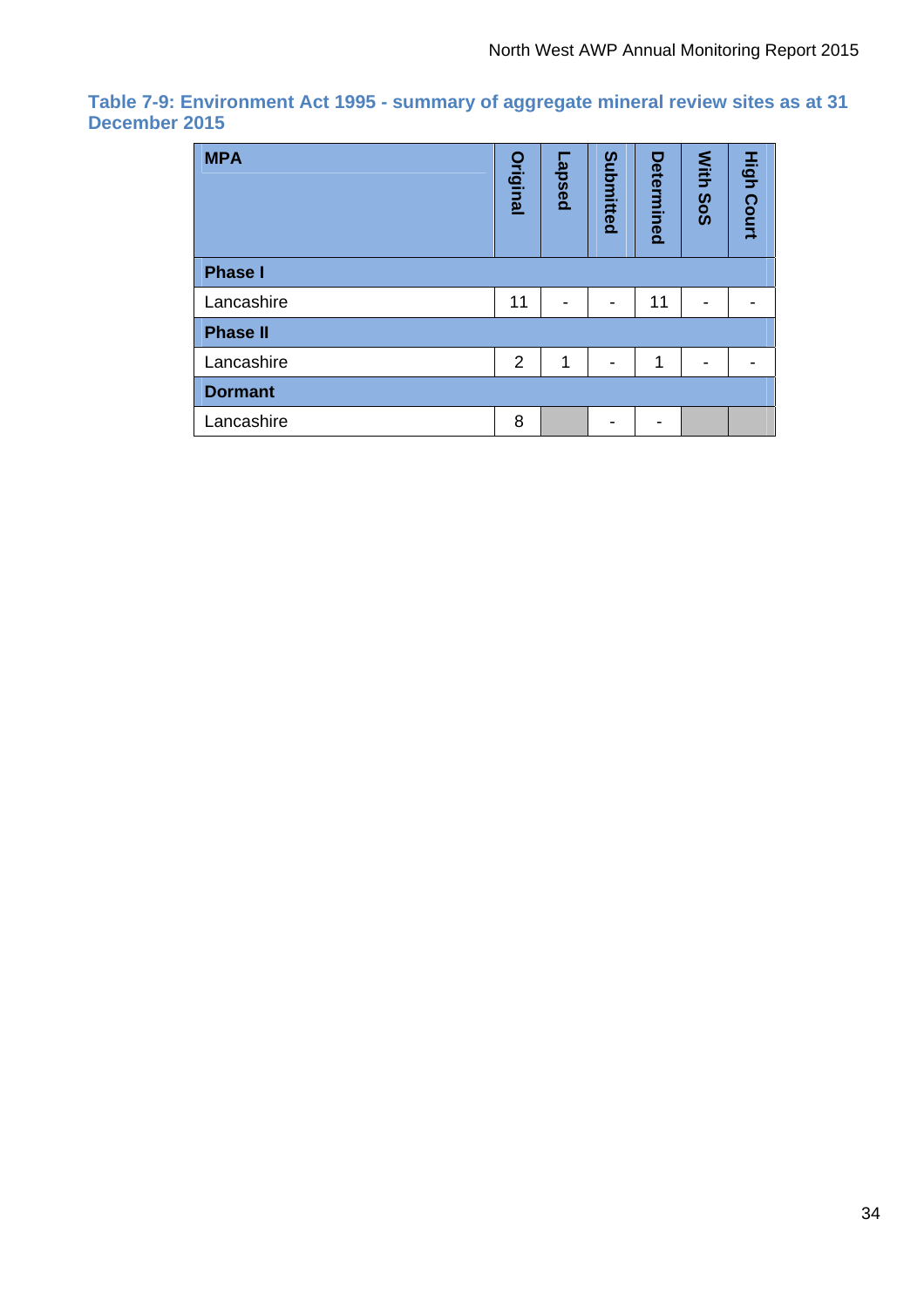**Table 7-9: Environment Act 1995 - summary of aggregate mineral review sites as at 31 December 2015**

| MPA | Original | Lapsed | Submitted | Determined | With SoS | High Court |
|---|---|---|---|---|---|---|
| **Phase I** | | | | | | |
| Lancashire | 11 | - | - | 11 | - | - |
| **Phase II** | | | | | | |
| Lancashire | 2 | 1 | - | 1 | - | - |
| **Dormant** | | | | | | |
| Lancashire | 8 | | - | - | | |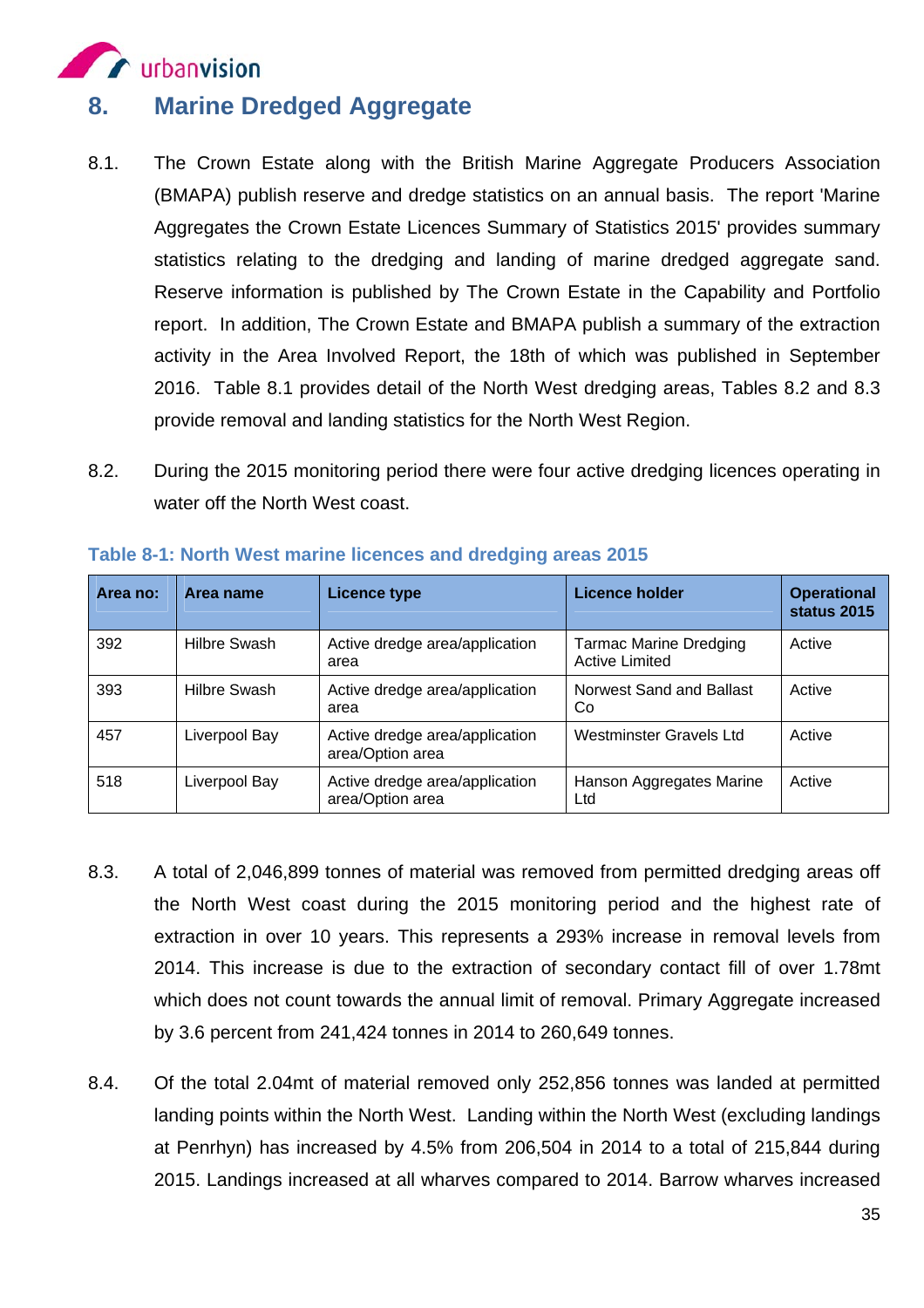## 8. Marine Dredged Aggregate

8.1. The Crown Estate along with the British Marine Aggregate Producers Association (BMAPA) publish reserve and dredge statistics on an annual basis. The report 'Marine Aggregates the Crown Estate Licences Summary of Statistics 2015' provides summary statistics relating to the dredging and landing of marine dredged aggregate sand. Reserve information is published by The Crown Estate in the Capability and Portfolio report. In addition, The Crown Estate and BMAPA publish a summary of the extraction activity in the Area Involved Report, the 18th of which was published in September 2016. Table 8.1 provides detail of the North West dredging areas, Tables 8.2 and 8.3 provide removal and landing statistics for the North West Region.

8.2. During the 2015 monitoring period there were four active dredging licences operating in water off the North West coast.

**Table 8-1: North West marine licences and dredging areas 2015**

| Area no: | Area name | Licence type | Licence holder | Operational status 2015 |
|---|---|---|---|---|
| 392 | Hilbre Swash | Active dredge area/application area | Tarmac Marine Dredging Active Limited | Active |
| 393 | Hilbre Swash | Active dredge area/application area | Norwest Sand and Ballast Co | Active |
| 457 | Liverpool Bay | Active dredge area/application area/Option area | Westminster Gravels Ltd | Active |
| 518 | Liverpool Bay | Active dredge area/application area/Option area | Hanson Aggregates Marine Ltd | Active |

8.3. A total of 2,046,899 tonnes of material was removed from permitted dredging areas off the North West coast during the 2015 monitoring period and the highest rate of extraction in over 10 years. This represents a 293% increase in removal levels from 2014. This increase is due to the extraction of secondary contact fill of over 1.78mt which does not count towards the annual limit of removal. Primary Aggregate increased by 3.6 percent from 241,424 tonnes in 2014 to 260,649 tonnes.

8.4. Of the total 2.04mt of material removed only 252,856 tonnes was landed at permitted landing points within the North West. Landing within the North West (excluding landings at Penrhyn) has increased by 4.5% from 206,504 in 2014 to a total of 215,844 during 2015. Landings increased at all wharves compared to 2014. Barrow wharves increased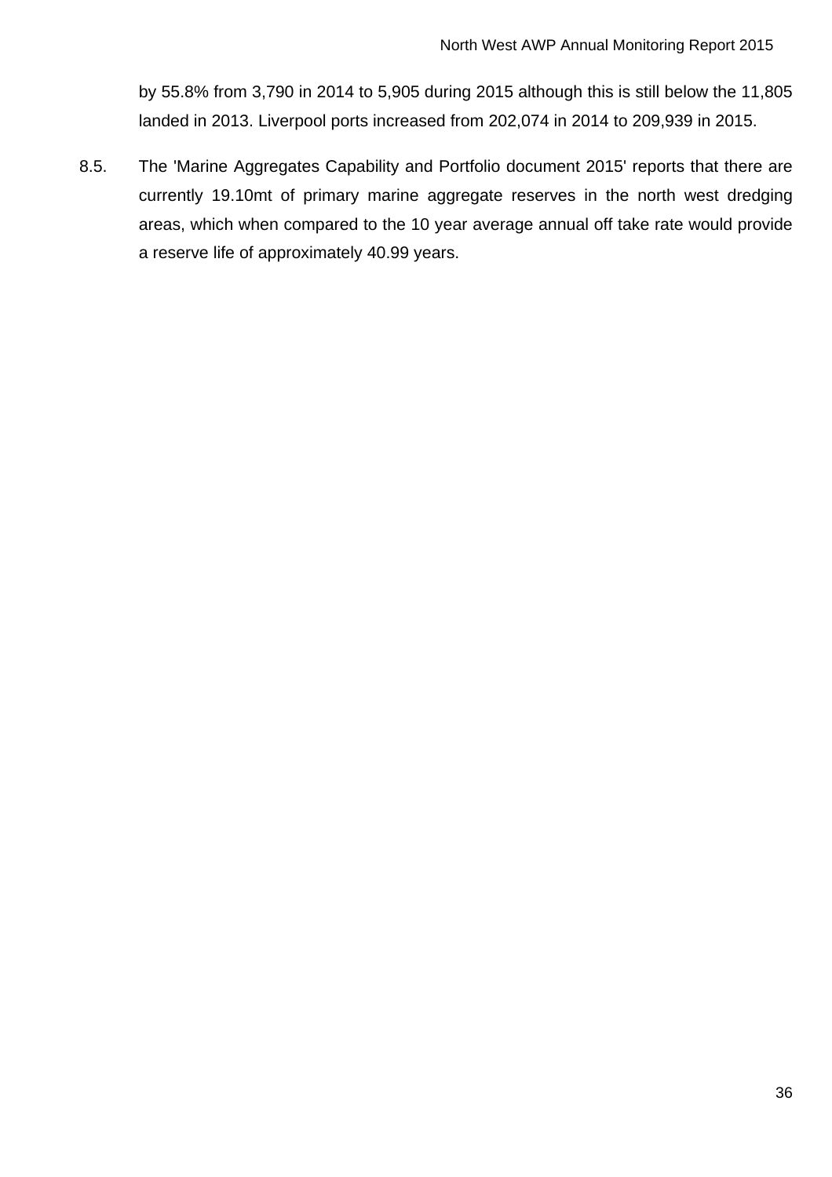by 55.8% from 3,790 in 2014 to 5,905 during 2015 although this is still below the 11,805 landed in 2013. Liverpool ports increased from 202,074 in 2014 to 209,939 in 2015.

8.5. The 'Marine Aggregates Capability and Portfolio document 2015' reports that there are currently 19.10mt of primary marine aggregate reserves in the north west dredging areas, which when compared to the 10 year average annual off take rate would provide a reserve life of approximately 40.99 years.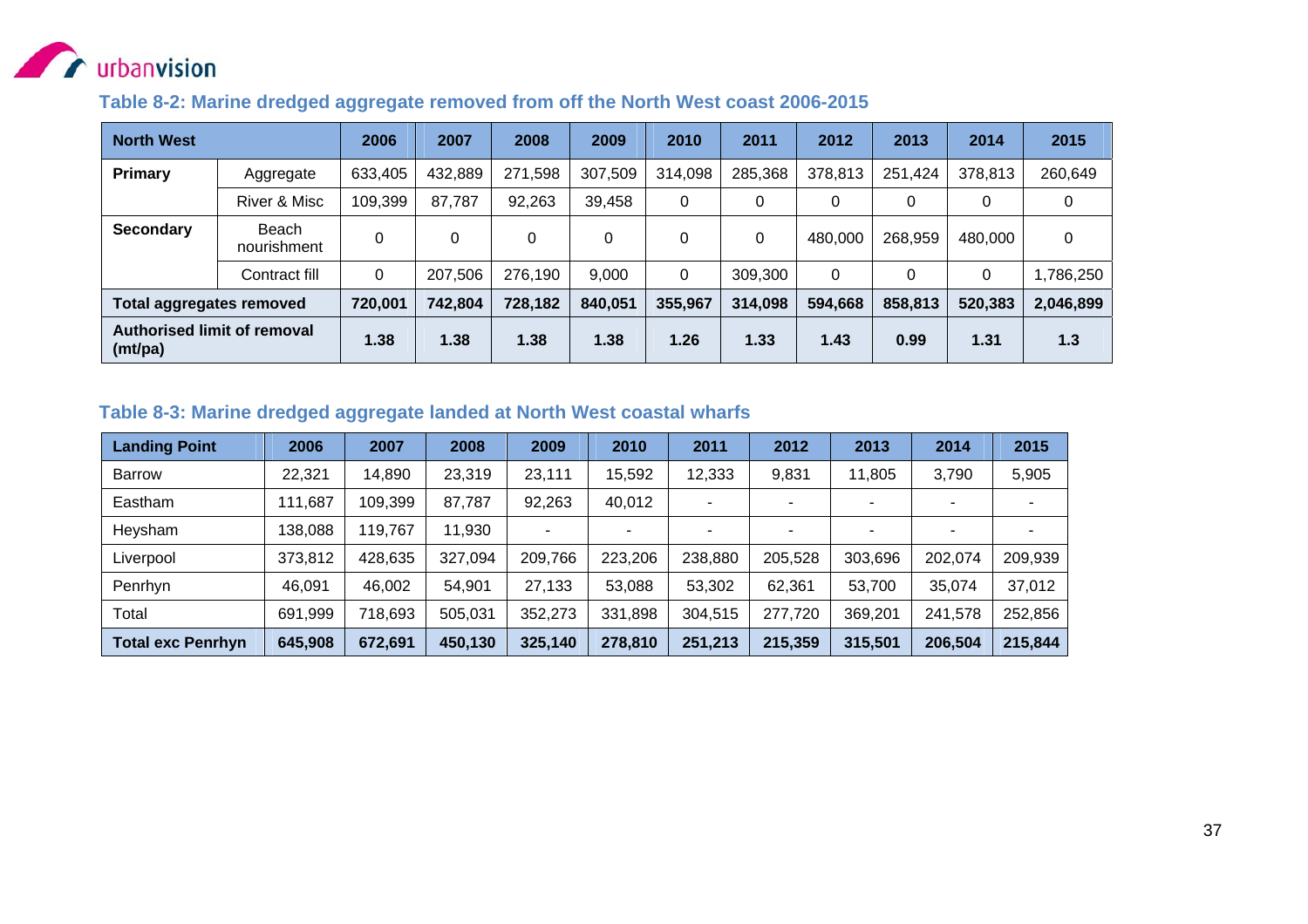### Table 8-2: Marine dredged aggregate removed from off the North West coast 2006-2015

| North West | | 2006 | 2007 | 2008 | 2009 | 2010 | 2011 | 2012 | 2013 | 2014 | 2015 |
|---|---|---|---|---|---|---|---|---|---|---|---|
| **Primary** | Aggregate | 633,405 | 432,889 | 271,598 | 307,509 | 314,098 | 285,368 | 378,813 | 251,424 | 378,813 | 260,649 |
| | River & Misc | 109,399 | 87,787 | 92,263 | 39,458 | 0 | 0 | 0 | 0 | 0 | 0 |
| **Secondary** | Beach nourishment | 0 | 0 | 0 | 0 | 0 | 0 | 480,000 | 268,959 | 480,000 | 0 |
| | Contract fill | 0 | 207,506 | 276,190 | 9,000 | 0 | 309,300 | 0 | 0 | 0 | 1,786,250 |
| **Total aggregates removed** | | **720,001** | **742,804** | **728,182** | **840,051** | **355,967** | **314,098** | **594,668** | **858,813** | **520,383** | **2,046,899** |
| **Authorised limit of removal (mt/pa)** | | **1.38** | **1.38** | **1.38** | **1.38** | **1.26** | **1.33** | **1.43** | **0.99** | **1.31** | **1.3** |

### Table 8-3: Marine dredged aggregate landed at North West coastal wharfs

| Landing Point | 2006 | 2007 | 2008 | 2009 | 2010 | 2011 | 2012 | 2013 | 2014 | 2015 |
|---|---|---|---|---|---|---|---|---|---|---|
| Barrow | 22,321 | 14,890 | 23,319 | 23,111 | 15,592 | 12,333 | 9,831 | 11,805 | 3,790 | 5,905 |
| Eastham | 111,687 | 109,399 | 87,787 | 92,263 | 40,012 | - | - | - | - | - |
| Heysham | 138,088 | 119,767 | 11,930 | - | - | - | - | - | - | - |
| Liverpool | 373,812 | 428,635 | 327,094 | 209,766 | 223,206 | 238,880 | 205,528 | 303,696 | 202,074 | 209,939 |
| Penrhyn | 46,091 | 46,002 | 54,901 | 27,133 | 53,088 | 53,302 | 62,361 | 53,700 | 35,074 | 37,012 |
| Total | 691,999 | 718,693 | 505,031 | 352,273 | 331,898 | 304,515 | 277,720 | 369,201 | 241,578 | 252,856 |
| **Total exc Penrhyn** | **645,908** | **672,691** | **450,130** | **325,140** | **278,810** | **251,213** | **215,359** | **315,501** | **206,504** | **215,844** |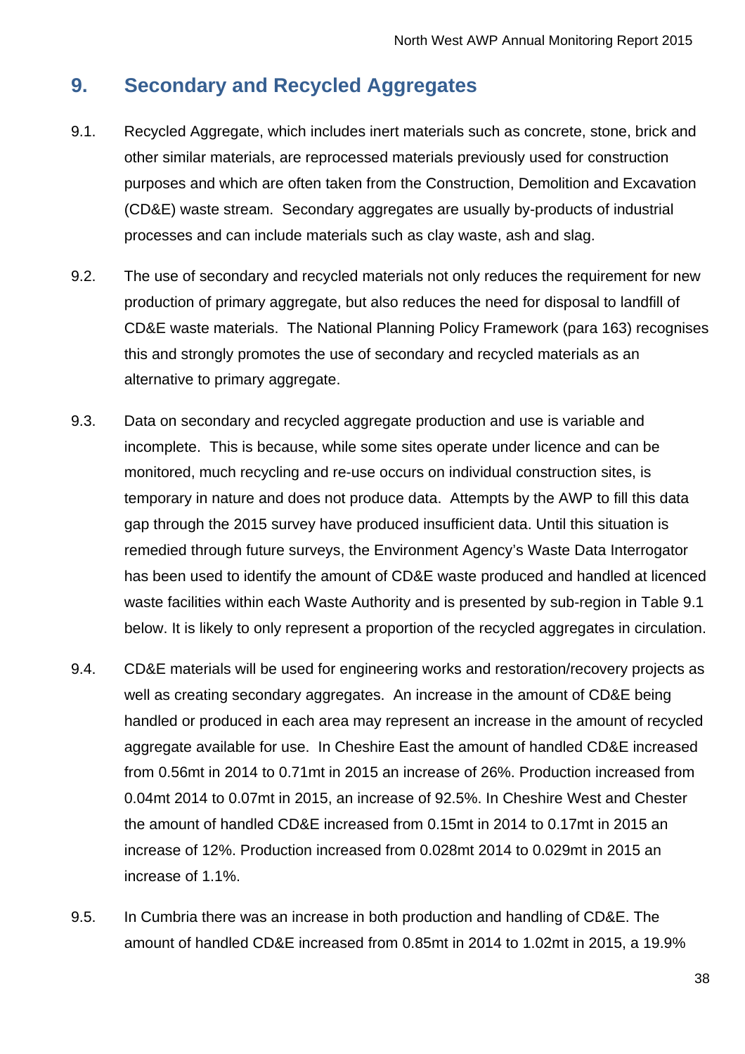## 9. Secondary and Recycled Aggregates

9.1. Recycled Aggregate, which includes inert materials such as concrete, stone, brick and other similar materials, are reprocessed materials previously used for construction purposes and which are often taken from the Construction, Demolition and Excavation (CD&E) waste stream. Secondary aggregates are usually by-products of industrial processes and can include materials such as clay waste, ash and slag.

9.2. The use of secondary and recycled materials not only reduces the requirement for new production of primary aggregate, but also reduces the need for disposal to landfill of CD&E waste materials. The National Planning Policy Framework (para 163) recognises this and strongly promotes the use of secondary and recycled materials as an alternative to primary aggregate.

9.3. Data on secondary and recycled aggregate production and use is variable and incomplete. This is because, while some sites operate under licence and can be monitored, much recycling and re-use occurs on individual construction sites, is temporary in nature and does not produce data. Attempts by the AWP to fill this data gap through the 2015 survey have produced insufficient data. Until this situation is remedied through future surveys, the Environment Agency's Waste Data Interrogator has been used to identify the amount of CD&E waste produced and handled at licenced waste facilities within each Waste Authority and is presented by sub-region in Table 9.1 below. It is likely to only represent a proportion of the recycled aggregates in circulation.

9.4. CD&E materials will be used for engineering works and restoration/recovery projects as well as creating secondary aggregates. An increase in the amount of CD&E being handled or produced in each area may represent an increase in the amount of recycled aggregate available for use. In Cheshire East the amount of handled CD&E increased from 0.56mt in 2014 to 0.71mt in 2015 an increase of 26%. Production increased from 0.04mt 2014 to 0.07mt in 2015, an increase of 92.5%. In Cheshire West and Chester the amount of handled CD&E increased from 0.15mt in 2014 to 0.17mt in 2015 an increase of 12%. Production increased from 0.028mt 2014 to 0.029mt in 2015 an increase of 1.1%.

9.5. In Cumbria there was an increase in both production and handling of CD&E. The amount of handled CD&E increased from 0.85mt in 2014 to 1.02mt in 2015, a 19.9%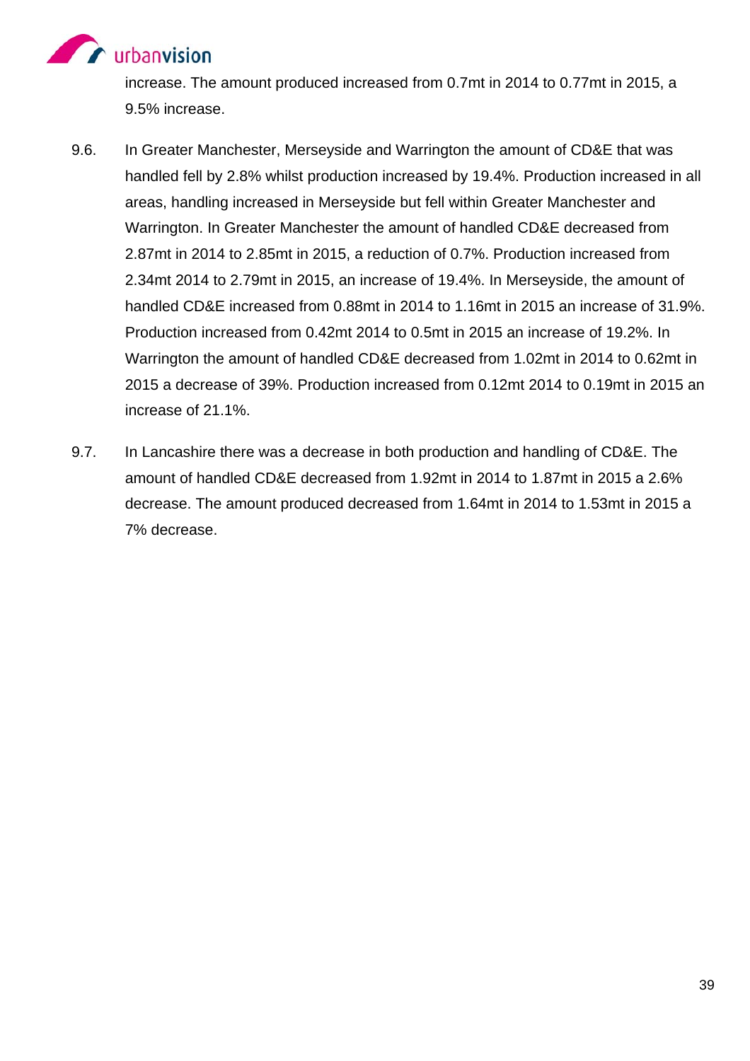increase. The amount produced increased from 0.7mt in 2014 to 0.77mt in 2015, a 9.5% increase.

9.6. In Greater Manchester, Merseyside and Warrington the amount of CD&E that was handled fell by 2.8% whilst production increased by 19.4%. Production increased in all areas, handling increased in Merseyside but fell within Greater Manchester and Warrington. In Greater Manchester the amount of handled CD&E decreased from 2.87mt in 2014 to 2.85mt in 2015, a reduction of 0.7%. Production increased from 2.34mt 2014 to 2.79mt in 2015, an increase of 19.4%. In Merseyside, the amount of handled CD&E increased from 0.88mt in 2014 to 1.16mt in 2015 an increase of 31.9%. Production increased from 0.42mt 2014 to 0.5mt in 2015 an increase of 19.2%. In Warrington the amount of handled CD&E decreased from 1.02mt in 2014 to 0.62mt in 2015 a decrease of 39%. Production increased from 0.12mt 2014 to 0.19mt in 2015 an increase of 21.1%.

9.7. In Lancashire there was a decrease in both production and handling of CD&E. The amount of handled CD&E decreased from 1.92mt in 2014 to 1.87mt in 2015 a 2.6% decrease. The amount produced decreased from 1.64mt in 2014 to 1.53mt in 2015 a 7% decrease.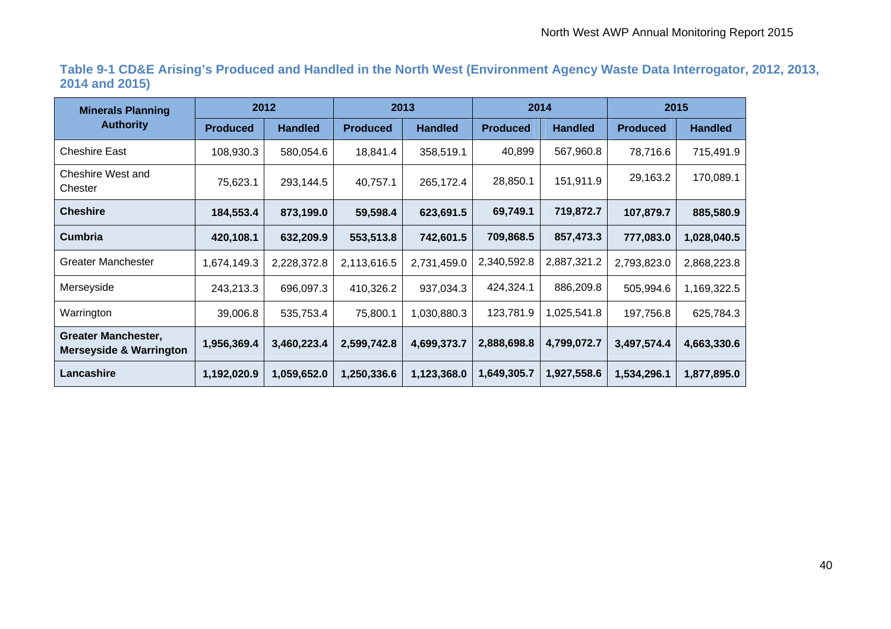**Table 9-1 CD&E Arising's Produced and Handled in the North West (Environment Agency Waste Data Interrogator, 2012, 2013, 2014 and 2015)**

| Minerals Planning Authority | 2012 | | 2013 | | 2014 | | 2015 | |
|---|---|---|---|---|---|---|---|---|
| | Produced | Handled | Produced | Handled | Produced | Handled | Produced | Handled |
| Cheshire East | 108,930.3 | 580,054.6 | 18,841.4 | 358,519.1 | 40,899 | 567,960.8 | 78,716.6 | 715,491.9 |
| Cheshire West and Chester | 75,623.1 | 293,144.5 | 40,757.1 | 265,172.4 | 28,850.1 | 151,911.9 | 29,163.2 | 170,089.1 |
| **Cheshire** | **184,553.4** | **873,199.0** | **59,598.4** | **623,691.5** | **69,749.1** | **719,872.7** | **107,879.7** | **885,580.9** |
| **Cumbria** | **420,108.1** | **632,209.9** | **553,513.8** | **742,601.5** | **709,868.5** | **857,473.3** | **777,083.0** | **1,028,040.5** |
| Greater Manchester | 1,674,149.3 | 2,228,372.8 | 2,113,616.5 | 2,731,459.0 | 2,340,592.8 | 2,887,321.2 | 2,793,823.0 | 2,868,223.8 |
| Merseyside | 243,213.3 | 696,097.3 | 410,326.2 | 937,034.3 | 424,324.1 | 886,209.8 | 505,994.6 | 1,169,322.5 |
| Warrington | 39,006.8 | 535,753.4 | 75,800.1 | 1,030,880.3 | 123,781.9 | 1,025,541.8 | 197,756.8 | 625,784.3 |
| **Greater Manchester, Merseyside & Warrington** | **1,956,369.4** | **3,460,223.4** | **2,599,742.8** | **4,699,373.7** | **2,888,698.8** | **4,799,072.7** | **3,497,574.4** | **4,663,330.6** |
| **Lancashire** | **1,192,020.9** | **1,059,652.0** | **1,250,336.6** | **1,123,368.0** | **1,649,305.7** | **1,927,558.6** | **1,534,296.1** | **1,877,895.0** |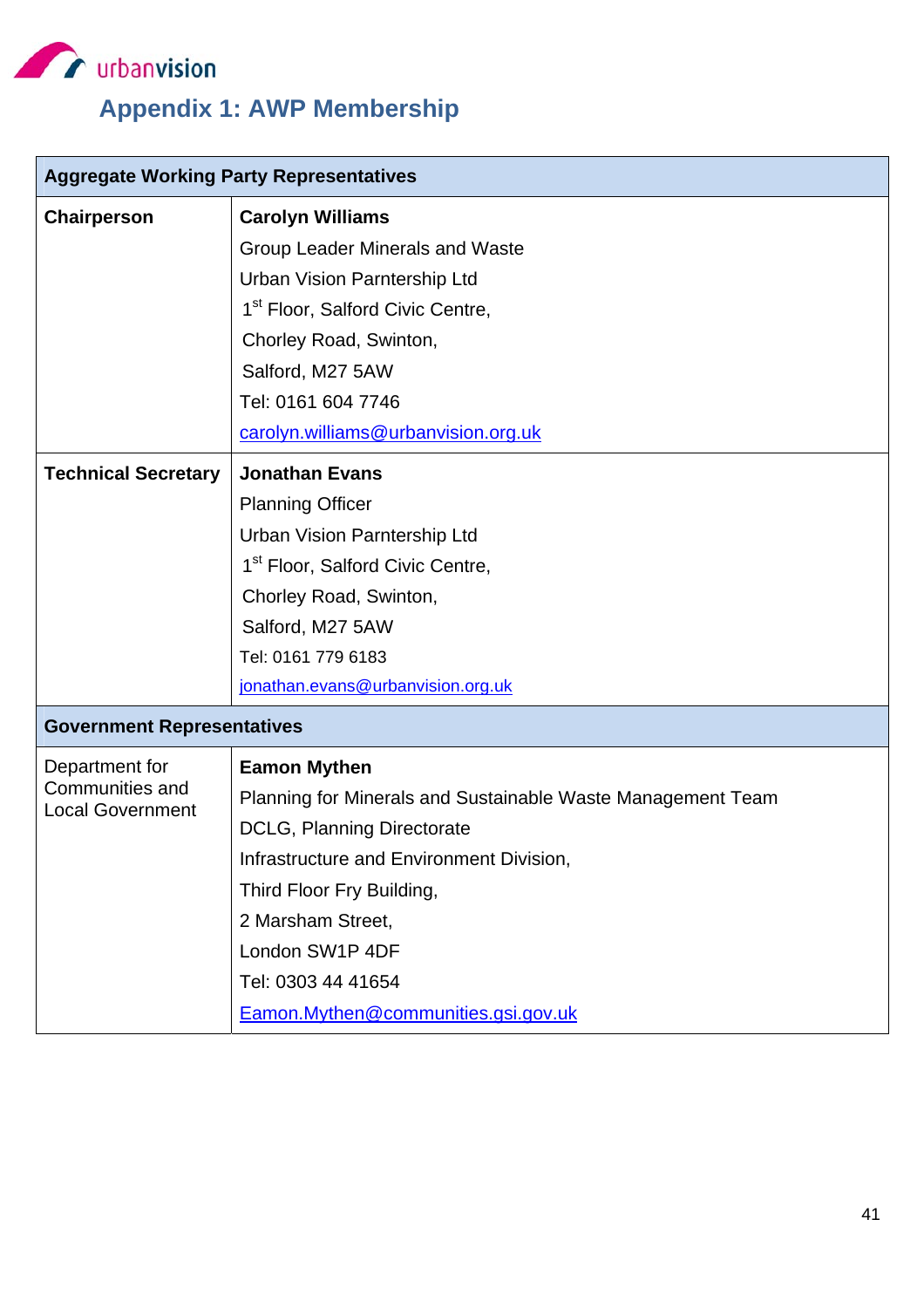urbanvision

# Appendix 1: AWP Membership

| Aggregate Working Party Representatives | |
|---|---|
| **Chairperson** | **Carolyn Williams**<br>Group Leader Minerals and Waste<br>Urban Vision Parntership Ltd<br>1st Floor, Salford Civic Centre,<br>Chorley Road, Swinton,<br>Salford, M27 5AW<br>Tel: 0161 604 7746<br>carolyn.williams@urbanvision.org.uk |
| **Technical Secretary** | **Jonathan Evans**<br>Planning Officer<br>Urban Vision Parntership Ltd<br>1st Floor, Salford Civic Centre,<br>Chorley Road, Swinton,<br>Salford, M27 5AW<br>Tel: 0161 779 6183<br>jonathan.evans@urbanvision.org.uk |
| **Government Representatives** | |
| Department for Communities and Local Government | **Eamon Mythen**<br>Planning for Minerals and Sustainable Waste Management Team<br>DCLG, Planning Directorate<br>Infrastructure and Environment Division,<br>Third Floor Fry Building,<br>2 Marsham Street,<br>London SW1P 4DF<br>Tel: 0303 44 41654<br>Eamon.Mythen@communities.gsi.gov.uk |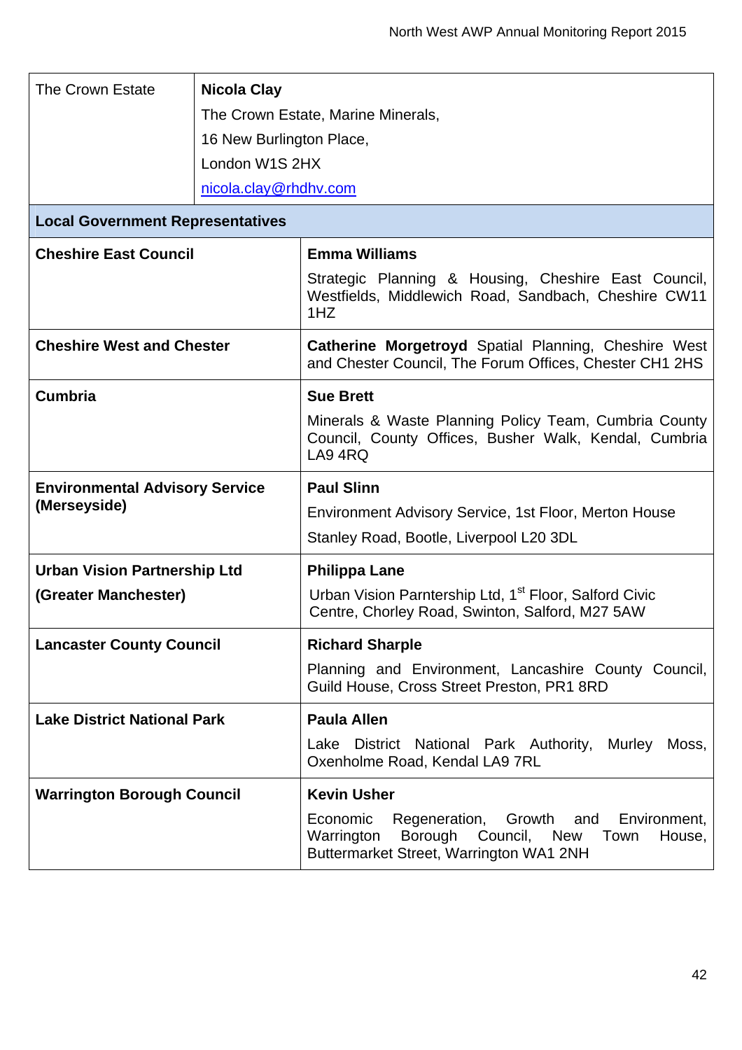| | |
|---|---|
| The Crown Estate | **Nicola Clay**<br>The Crown Estate, Marine Minerals,<br>16 New Burlington Place,<br>London W1S 2HX<br>nicola.clay@rhdhv.com |
| **Local Government Representatives** | |
| **Cheshire East Council** | **Emma Williams**<br>Strategic Planning & Housing, Cheshire East Council, Westfields, Middlewich Road, Sandbach, Cheshire CW11 1HZ |
| **Cheshire West and Chester** | **Catherine Morgetroyd** Spatial Planning, Cheshire West and Chester Council, The Forum Offices, Chester CH1 2HS |
| **Cumbria** | **Sue Brett**<br>Minerals & Waste Planning Policy Team, Cumbria County Council, County Offices, Busher Walk, Kendal, Cumbria LA9 4RQ |
| **Environmental Advisory Service (Merseyside)** | **Paul Slinn**<br>Environment Advisory Service, 1st Floor, Merton House<br>Stanley Road, Bootle, Liverpool L20 3DL |
| **Urban Vision Partnership Ltd (Greater Manchester)** | **Philippa Lane**<br>Urban Vision Parntership Ltd, 1st Floor, Salford Civic Centre, Chorley Road, Swinton, Salford, M27 5AW |
| **Lancaster County Council** | **Richard Sharple**<br>Planning and Environment, Lancashire County Council, Guild House, Cross Street Preston, PR1 8RD |
| **Lake District National Park** | **Paula Allen**<br>Lake District National Park Authority, Murley Moss, Oxenholme Road, Kendal LA9 7RL |
| **Warrington Borough Council** | **Kevin Usher**<br>Economic Regeneration, Growth and Environment, Warrington Borough Council, New Town House, Buttermarket Street, Warrington WA1 2NH |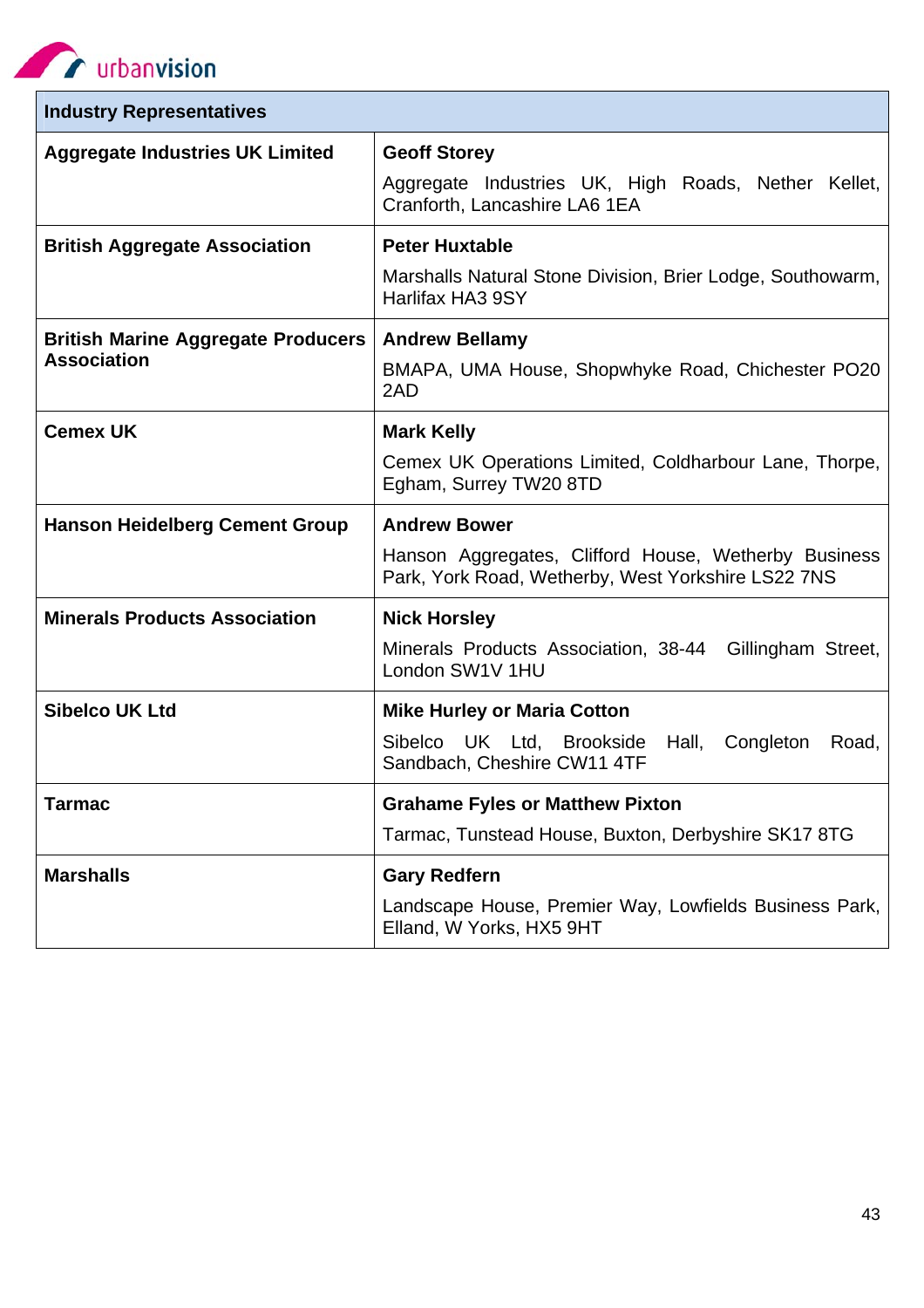| Industry Representatives | |
|---|---|
| **Aggregate Industries UK Limited** | **Geoff Storey**<br>Aggregate Industries UK, High Roads, Nether Kellet, Cranforth, Lancashire LA6 1EA |
| **British Aggregate Association** | **Peter Huxtable**<br>Marshalls Natural Stone Division, Brier Lodge, Southowarm, Harlifax HA3 9SY |
| **British Marine Aggregate Producers Association** | **Andrew Bellamy**<br>BMAPA, UMA House, Shopwhyke Road, Chichester PO20 2AD |
| **Cemex UK** | **Mark Kelly**<br>Cemex UK Operations Limited, Coldharbour Lane, Thorpe, Egham, Surrey TW20 8TD |
| **Hanson Heidelberg Cement Group** | **Andrew Bower**<br>Hanson Aggregates, Clifford House, Wetherby Business Park, York Road, Wetherby, West Yorkshire LS22 7NS |
| **Minerals Products Association** | **Nick Horsley**<br>Minerals Products Association, 38-44 Gillingham Street, London SW1V 1HU |
| **Sibelco UK Ltd** | **Mike Hurley or Maria Cotton**<br>Sibelco UK Ltd, Brookside Hall, Congleton Road, Sandbach, Cheshire CW11 4TF |
| **Tarmac** | **Grahame Fyles or Matthew Pixton**<br>Tarmac, Tunstead House, Buxton, Derbyshire SK17 8TG |
| **Marshalls** | **Gary Redfern**<br>Landscape House, Premier Way, Lowfields Business Park, Elland, W Yorks, HX5 9HT |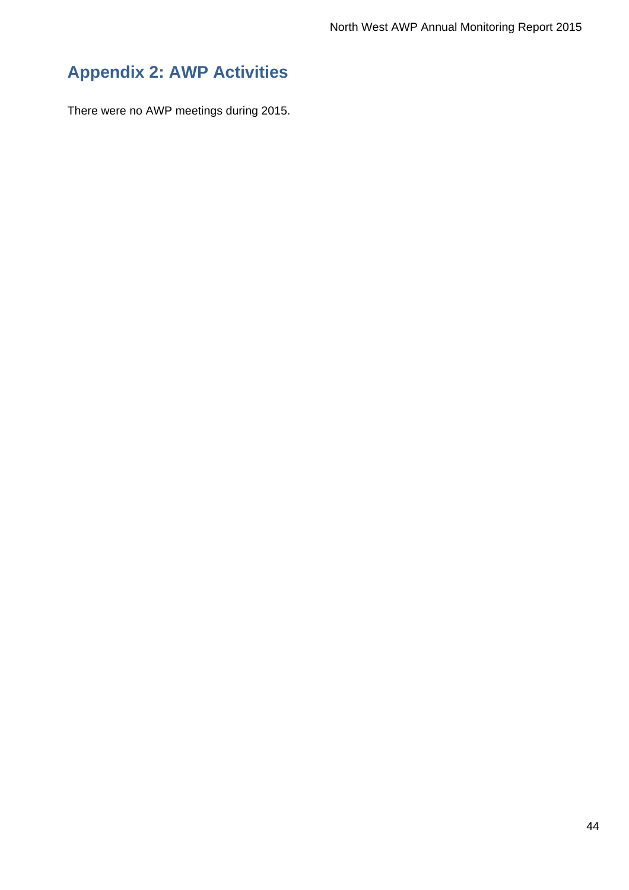# Appendix 2: AWP Activities

There were no AWP meetings during 2015.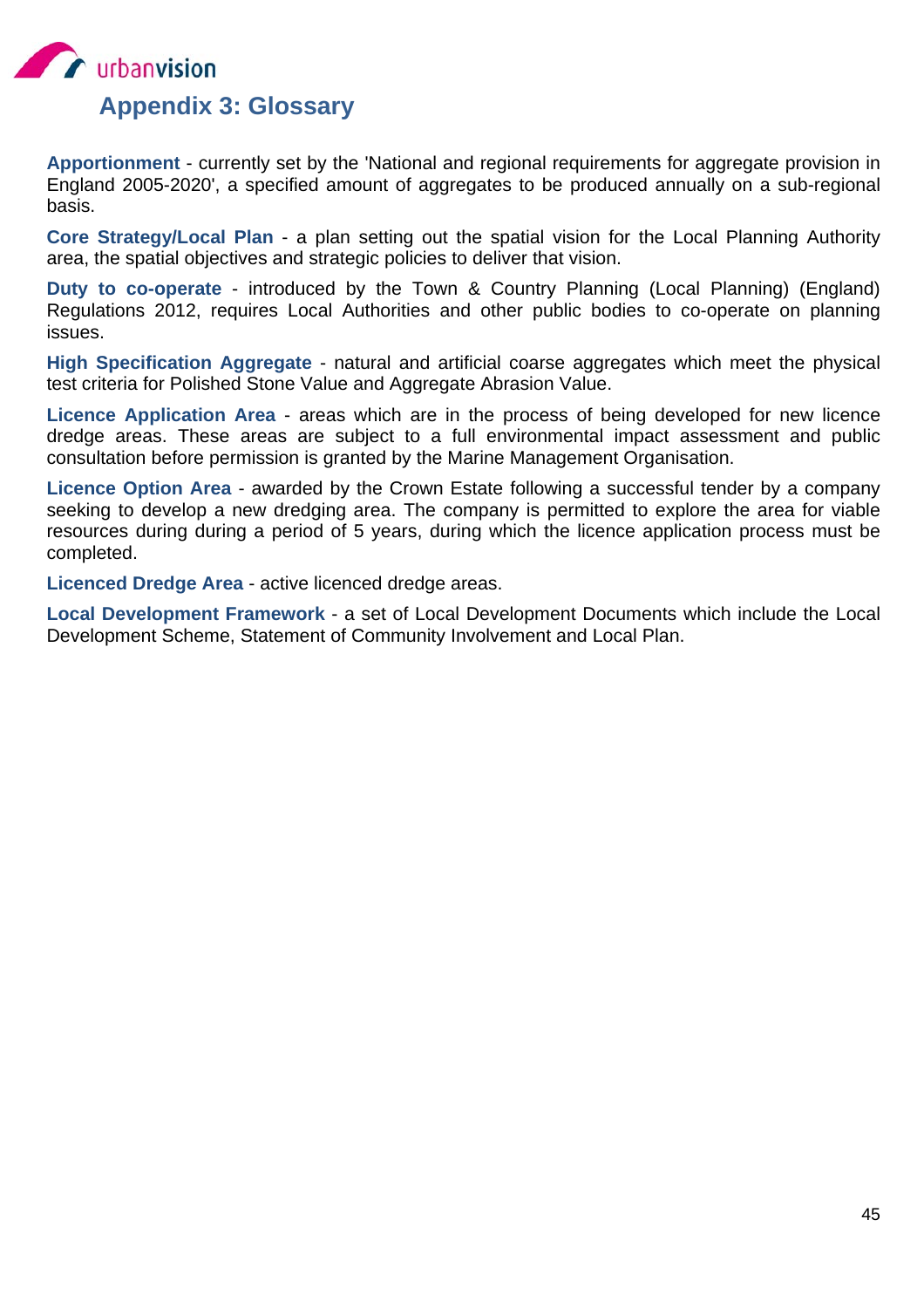## Appendix 3: Glossary

**Apportionment** - currently set by the 'National and regional requirements for aggregate provision in England 2005-2020', a specified amount of aggregates to be produced annually on a sub-regional basis.

**Core Strategy/Local Plan** - a plan setting out the spatial vision for the Local Planning Authority area, the spatial objectives and strategic policies to deliver that vision.

**Duty to co-operate** - introduced by the Town & Country Planning (Local Planning) (England) Regulations 2012, requires Local Authorities and other public bodies to co-operate on planning issues.

**High Specification Aggregate** - natural and artificial coarse aggregates which meet the physical test criteria for Polished Stone Value and Aggregate Abrasion Value.

**Licence Application Area** - areas which are in the process of being developed for new licence dredge areas. These areas are subject to a full environmental impact assessment and public consultation before permission is granted by the Marine Management Organisation.

**Licence Option Area** - awarded by the Crown Estate following a successful tender by a company seeking to develop a new dredging area. The company is permitted to explore the area for viable resources during during a period of 5 years, during which the licence application process must be completed.

**Licenced Dredge Area** - active licenced dredge areas.

**Local Development Framework** - a set of Local Development Documents which include the Local Development Scheme, Statement of Community Involvement and Local Plan.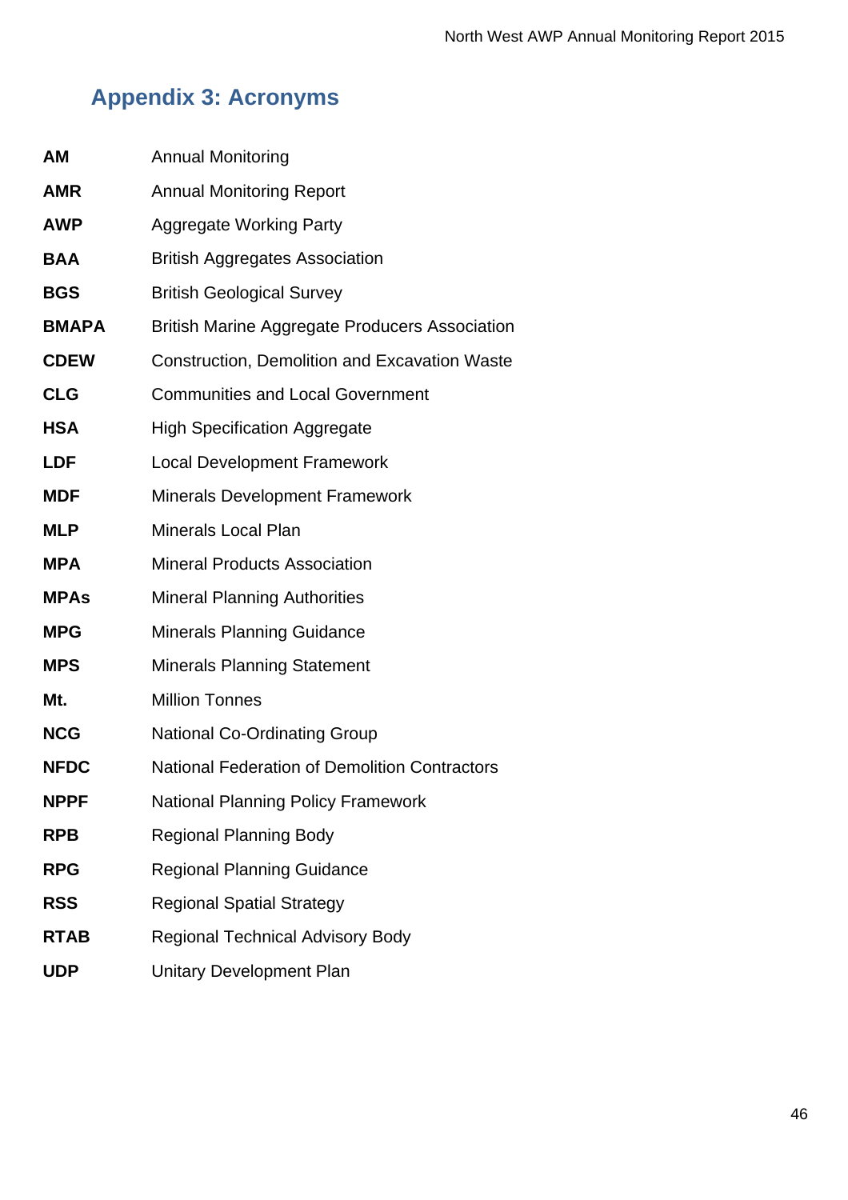## Appendix 3: Acronyms

| | |
|---|---|
| **AM** | Annual Monitoring |
| **AMR** | Annual Monitoring Report |
| **AWP** | Aggregate Working Party |
| **BAA** | British Aggregates Association |
| **BGS** | British Geological Survey |
| **BMAPA** | British Marine Aggregate Producers Association |
| **CDEW** | Construction, Demolition and Excavation Waste |
| **CLG** | Communities and Local Government |
| **HSA** | High Specification Aggregate |
| **LDF** | Local Development Framework |
| **MDF** | Minerals Development Framework |
| **MLP** | Minerals Local Plan |
| **MPA** | Mineral Products Association |
| **MPAs** | Mineral Planning Authorities |
| **MPG** | Minerals Planning Guidance |
| **MPS** | Minerals Planning Statement |
| **Mt.** | Million Tonnes |
| **NCG** | National Co-Ordinating Group |
| **NFDC** | National Federation of Demolition Contractors |
| **NPPF** | National Planning Policy Framework |
| **RPB** | Regional Planning Body |
| **RPG** | Regional Planning Guidance |
| **RSS** | Regional Spatial Strategy |
| **RTAB** | Regional Technical Advisory Body |
| **UDP** | Unitary Development Plan |